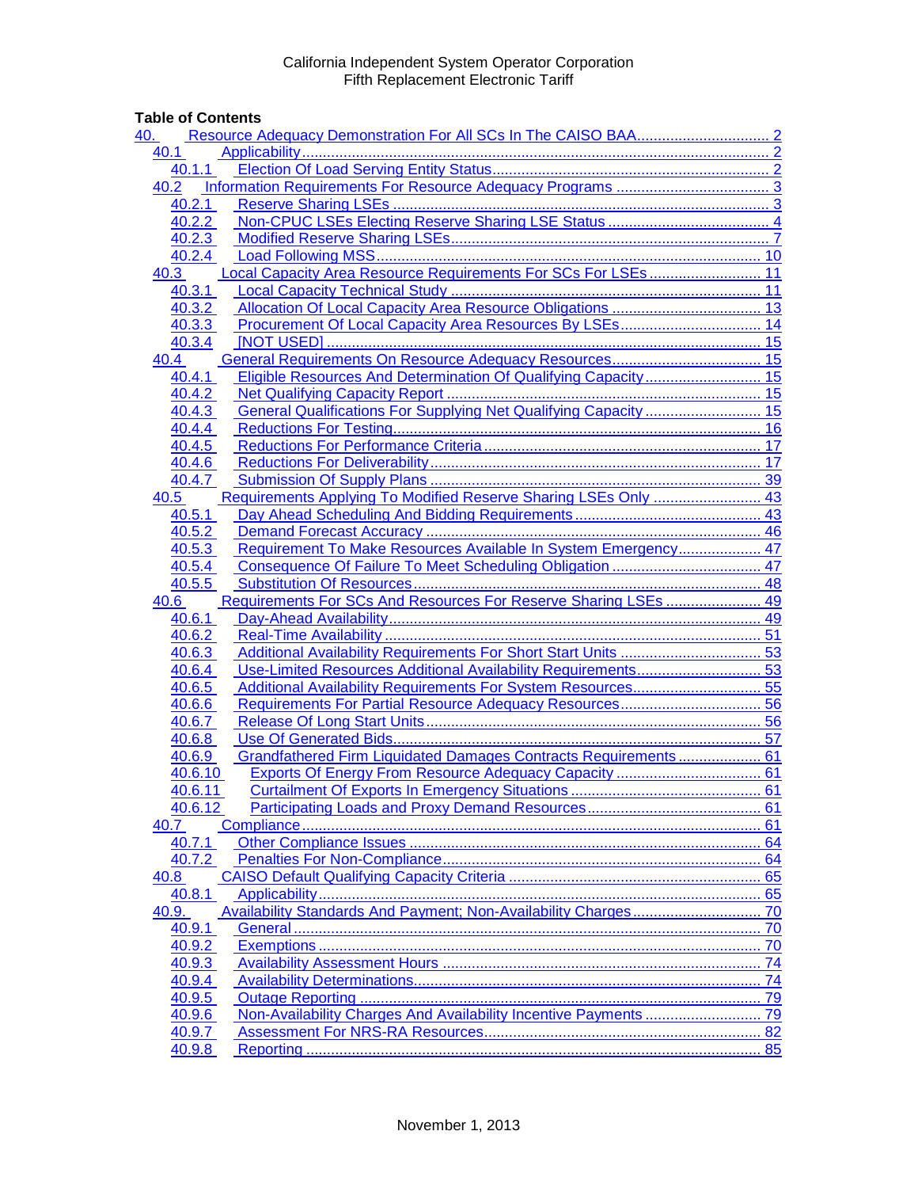California Independent System Operator Corporation
Fifth Replacement Electronic Tariff

**Table of Contents**

- 40. Resource Adequacy Demonstration For All SCs In The CAISO BAA ..... 2
  - 40.1 Applicability ..... 2
    - 40.1.1 Election Of Load Serving Entity Status ..... 2
  - 40.2 Information Requirements For Resource Adequacy Programs ..... 3
    - 40.2.1 Reserve Sharing LSEs ..... 3
    - 40.2.2 Non-CPUC LSEs Electing Reserve Sharing LSE Status ..... 4
    - 40.2.3 Modified Reserve Sharing LSEs ..... 7
    - 40.2.4 Load Following MSS ..... 10
  - 40.3 Local Capacity Area Resource Requirements For SCs For LSEs ..... 11
    - 40.3.1 Local Capacity Technical Study ..... 11
    - 40.3.2 Allocation Of Local Capacity Area Resource Obligations ..... 13
    - 40.3.3 Procurement Of Local Capacity Area Resources By LSEs ..... 14
    - 40.3.4 [NOT USED] ..... 15
  - 40.4 General Requirements On Resource Adequacy Resources ..... 15
    - 40.4.1 Eligible Resources And Determination Of Qualifying Capacity ..... 15
    - 40.4.2 Net Qualifying Capacity Report ..... 15
    - 40.4.3 General Qualifications For Supplying Net Qualifying Capacity ..... 15
    - 40.4.4 Reductions For Testing ..... 16
    - 40.4.5 Reductions For Performance Criteria ..... 17
    - 40.4.6 Reductions For Deliverability ..... 17
    - 40.4.7 Submission Of Supply Plans ..... 39
  - 40.5 Requirements Applying To Modified Reserve Sharing LSEs Only ..... 43
    - 40.5.1 Day Ahead Scheduling And Bidding Requirements ..... 43
    - 40.5.2 Demand Forecast Accuracy ..... 46
    - 40.5.3 Requirement To Make Resources Available In System Emergency ..... 47
    - 40.5.4 Consequence Of Failure To Meet Scheduling Obligation ..... 47
    - 40.5.5 Substitution Of Resources ..... 48
  - 40.6 Requirements For SCs And Resources For Reserve Sharing LSEs ..... 49
    - 40.6.1 Day-Ahead Availability ..... 49
    - 40.6.2 Real-Time Availability ..... 51
    - 40.6.3 Additional Availability Requirements For Short Start Units ..... 53
    - 40.6.4 Use-Limited Resources Additional Availability Requirements ..... 53
    - 40.6.5 Additional Availability Requirements For System Resources ..... 55
    - 40.6.6 Requirements For Partial Resource Adequacy Resources ..... 56
    - 40.6.7 Release Of Long Start Units ..... 56
    - 40.6.8 Use Of Generated Bids ..... 57
    - 40.6.9 Grandfathered Firm Liquidated Damages Contracts Requirements ..... 61
    - 40.6.10 Exports Of Energy From Resource Adequacy Capacity ..... 61
    - 40.6.11 Curtailment Of Exports In Emergency Situations ..... 61
    - 40.6.12 Participating Loads and Proxy Demand Resources ..... 61
  - 40.7 Compliance ..... 61
    - 40.7.1 Other Compliance Issues ..... 64
    - 40.7.2 Penalties For Non-Compliance ..... 64
  - 40.8 CAISO Default Qualifying Capacity Criteria ..... 65
    - 40.8.1 Applicability ..... 65
  - 40.9. Availability Standards And Payment; Non-Availability Charges ..... 70
    - 40.9.1 General ..... 70
    - 40.9.2 Exemptions ..... 70
    - 40.9.3 Availability Assessment Hours ..... 74
    - 40.9.4 Availability Determinations ..... 74
    - 40.9.5 Outage Reporting ..... 79
    - 40.9.6 Non-Availability Charges And Availability Incentive Payments ..... 79
    - 40.9.7 Assessment For NRS-RA Resources ..... 82
    - 40.9.8 Reporting ..... 85

November 1, 2013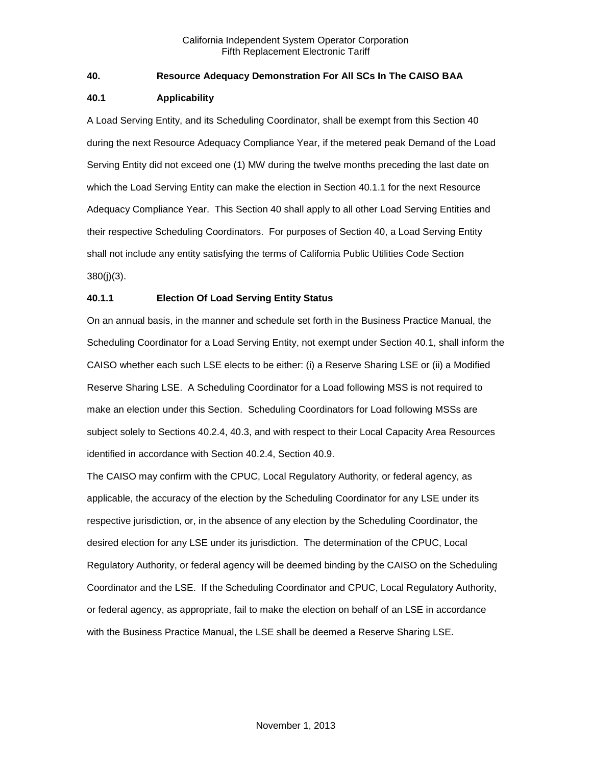## 40. Resource Adequacy Demonstration For All SCs In The CAISO BAA

### 40.1 Applicability

A Load Serving Entity, and its Scheduling Coordinator, shall be exempt from this Section 40 during the next Resource Adequacy Compliance Year, if the metered peak Demand of the Load Serving Entity did not exceed one (1) MW during the twelve months preceding the last date on which the Load Serving Entity can make the election in Section 40.1.1 for the next Resource Adequacy Compliance Year. This Section 40 shall apply to all other Load Serving Entities and their respective Scheduling Coordinators. For purposes of Section 40, a Load Serving Entity shall not include any entity satisfying the terms of California Public Utilities Code Section 380(j)(3).

#### 40.1.1 Election Of Load Serving Entity Status

On an annual basis, in the manner and schedule set forth in the Business Practice Manual, the Scheduling Coordinator for a Load Serving Entity, not exempt under Section 40.1, shall inform the CAISO whether each such LSE elects to be either: (i) a Reserve Sharing LSE or (ii) a Modified Reserve Sharing LSE. A Scheduling Coordinator for a Load following MSS is not required to make an election under this Section. Scheduling Coordinators for Load following MSSs are subject solely to Sections 40.2.4, 40.3, and with respect to their Local Capacity Area Resources identified in accordance with Section 40.2.4, Section 40.9.

The CAISO may confirm with the CPUC, Local Regulatory Authority, or federal agency, as applicable, the accuracy of the election by the Scheduling Coordinator for any LSE under its respective jurisdiction, or, in the absence of any election by the Scheduling Coordinator, the desired election for any LSE under its jurisdiction. The determination of the CPUC, Local Regulatory Authority, or federal agency will be deemed binding by the CAISO on the Scheduling Coordinator and the LSE. If the Scheduling Coordinator and CPUC, Local Regulatory Authority, or federal agency, as appropriate, fail to make the election on behalf of an LSE in accordance with the Business Practice Manual, the LSE shall be deemed a Reserve Sharing LSE.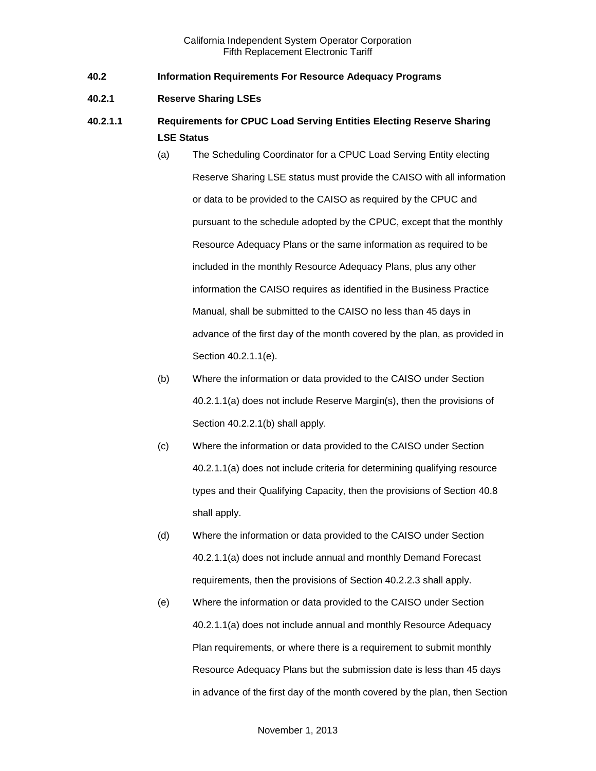## 40.2 Information Requirements For Resource Adequacy Programs

### 40.2.1 Reserve Sharing LSEs

#### 40.2.1.1 Requirements for CPUC Load Serving Entities Electing Reserve Sharing LSE Status

(a) The Scheduling Coordinator for a CPUC Load Serving Entity electing Reserve Sharing LSE status must provide the CAISO with all information or data to be provided to the CAISO as required by the CPUC and pursuant to the schedule adopted by the CPUC, except that the monthly Resource Adequacy Plans or the same information as required to be included in the monthly Resource Adequacy Plans, plus any other information the CAISO requires as identified in the Business Practice Manual, shall be submitted to the CAISO no less than 45 days in advance of the first day of the month covered by the plan, as provided in Section 40.2.1.1(e).

(b) Where the information or data provided to the CAISO under Section 40.2.1.1(a) does not include Reserve Margin(s), then the provisions of Section 40.2.2.1(b) shall apply.

(c) Where the information or data provided to the CAISO under Section 40.2.1.1(a) does not include criteria for determining qualifying resource types and their Qualifying Capacity, then the provisions of Section 40.8 shall apply.

(d) Where the information or data provided to the CAISO under Section 40.2.1.1(a) does not include annual and monthly Demand Forecast requirements, then the provisions of Section 40.2.2.3 shall apply.

(e) Where the information or data provided to the CAISO under Section 40.2.1.1(a) does not include annual and monthly Resource Adequacy Plan requirements, or where there is a requirement to submit monthly Resource Adequacy Plans but the submission date is less than 45 days in advance of the first day of the month covered by the plan, then Section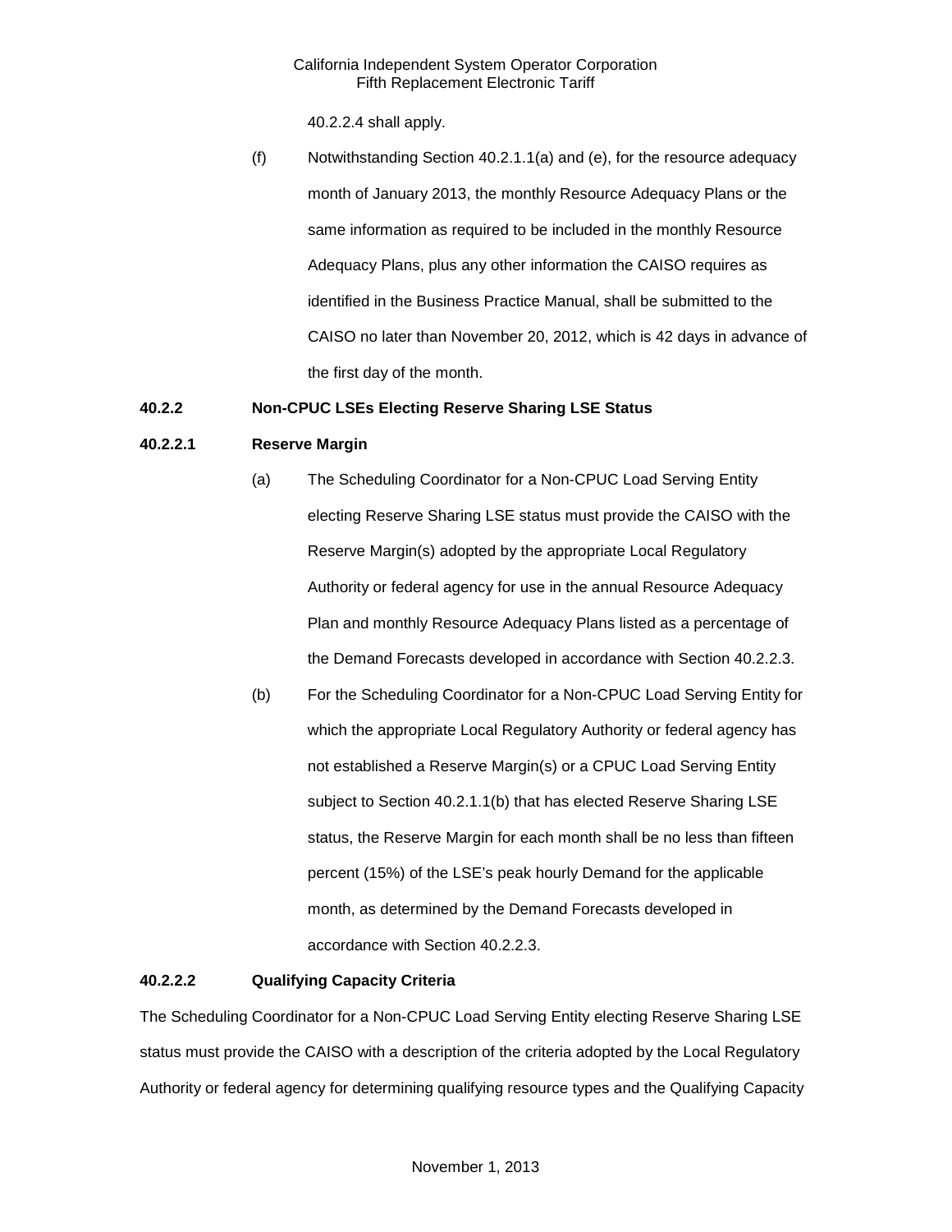40.2.2.4 shall apply.

(f) Notwithstanding Section 40.2.1.1(a) and (e), for the resource adequacy month of January 2013, the monthly Resource Adequacy Plans or the same information as required to be included in the monthly Resource Adequacy Plans, plus any other information the CAISO requires as identified in the Business Practice Manual, shall be submitted to the CAISO no later than November 20, 2012, which is 42 days in advance of the first day of the month.

**40.2.2 Non-CPUC LSEs Electing Reserve Sharing LSE Status**

**40.2.2.1 Reserve Margin**

(a) The Scheduling Coordinator for a Non-CPUC Load Serving Entity electing Reserve Sharing LSE status must provide the CAISO with the Reserve Margin(s) adopted by the appropriate Local Regulatory Authority or federal agency for use in the annual Resource Adequacy Plan and monthly Resource Adequacy Plans listed as a percentage of the Demand Forecasts developed in accordance with Section 40.2.2.3.

(b) For the Scheduling Coordinator for a Non-CPUC Load Serving Entity for which the appropriate Local Regulatory Authority or federal agency has not established a Reserve Margin(s) or a CPUC Load Serving Entity subject to Section 40.2.1.1(b) that has elected Reserve Sharing LSE status, the Reserve Margin for each month shall be no less than fifteen percent (15%) of the LSE's peak hourly Demand for the applicable month, as determined by the Demand Forecasts developed in accordance with Section 40.2.2.3.

**40.2.2.2 Qualifying Capacity Criteria**

The Scheduling Coordinator for a Non-CPUC Load Serving Entity electing Reserve Sharing LSE status must provide the CAISO with a description of the criteria adopted by the Local Regulatory Authority or federal agency for determining qualifying resource types and the Qualifying Capacity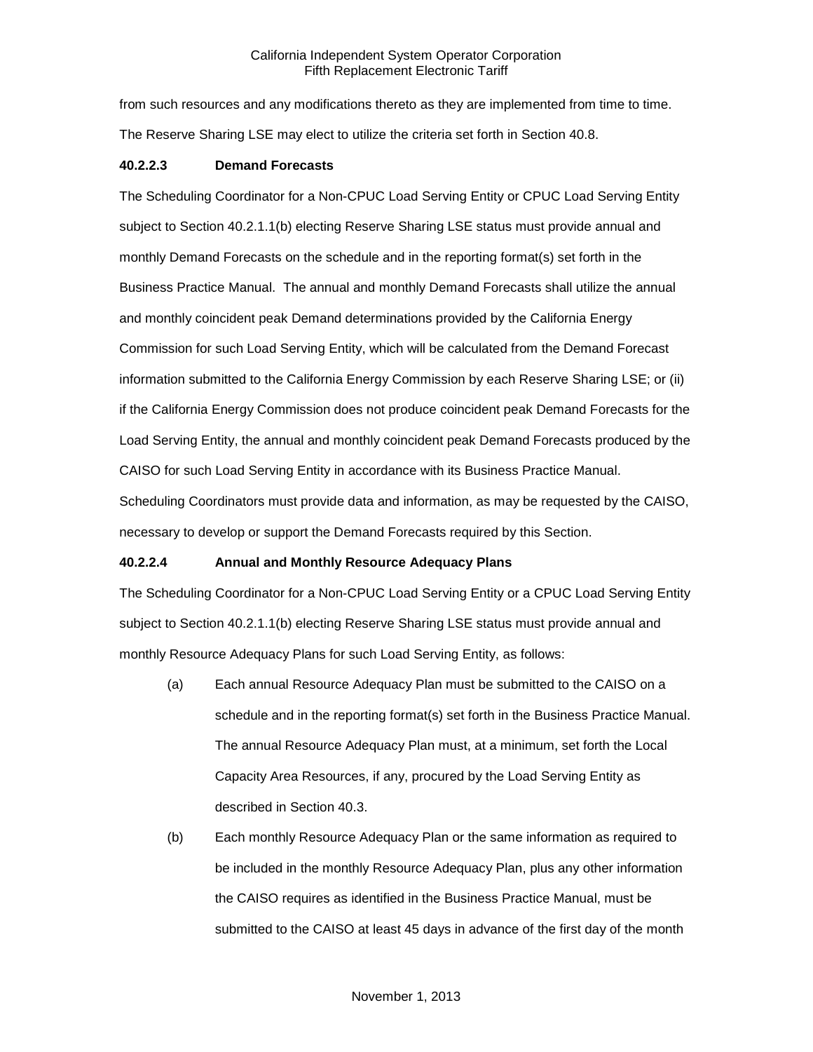from such resources and any modifications thereto as they are implemented from time to time. The Reserve Sharing LSE may elect to utilize the criteria set forth in Section 40.8.

#### 40.2.2.3 Demand Forecasts

The Scheduling Coordinator for a Non-CPUC Load Serving Entity or CPUC Load Serving Entity subject to Section 40.2.1.1(b) electing Reserve Sharing LSE status must provide annual and monthly Demand Forecasts on the schedule and in the reporting format(s) set forth in the Business Practice Manual. The annual and monthly Demand Forecasts shall utilize the annual and monthly coincident peak Demand determinations provided by the California Energy Commission for such Load Serving Entity, which will be calculated from the Demand Forecast information submitted to the California Energy Commission by each Reserve Sharing LSE; or (ii) if the California Energy Commission does not produce coincident peak Demand Forecasts for the Load Serving Entity, the annual and monthly coincident peak Demand Forecasts produced by the CAISO for such Load Serving Entity in accordance with its Business Practice Manual. Scheduling Coordinators must provide data and information, as may be requested by the CAISO, necessary to develop or support the Demand Forecasts required by this Section.

#### 40.2.2.4 Annual and Monthly Resource Adequacy Plans

The Scheduling Coordinator for a Non-CPUC Load Serving Entity or a CPUC Load Serving Entity subject to Section 40.2.1.1(b) electing Reserve Sharing LSE status must provide annual and monthly Resource Adequacy Plans for such Load Serving Entity, as follows:

(a) Each annual Resource Adequacy Plan must be submitted to the CAISO on a schedule and in the reporting format(s) set forth in the Business Practice Manual. The annual Resource Adequacy Plan must, at a minimum, set forth the Local Capacity Area Resources, if any, procured by the Load Serving Entity as described in Section 40.3.

(b) Each monthly Resource Adequacy Plan or the same information as required to be included in the monthly Resource Adequacy Plan, plus any other information the CAISO requires as identified in the Business Practice Manual, must be submitted to the CAISO at least 45 days in advance of the first day of the month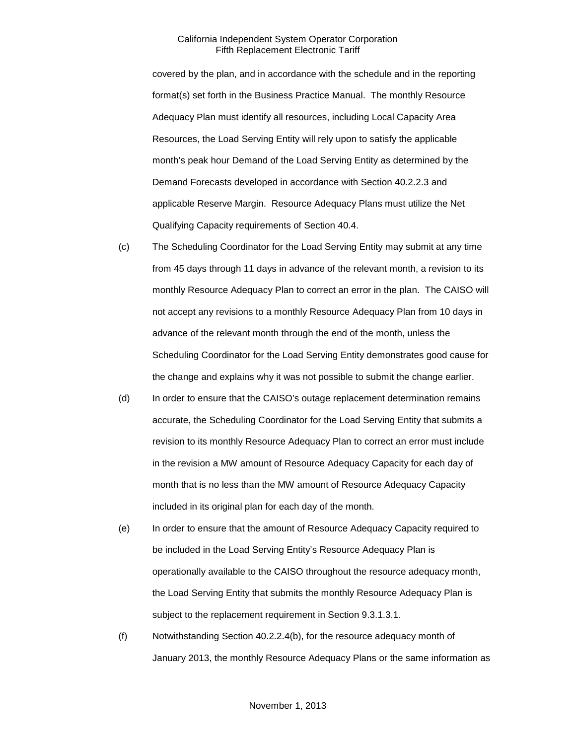covered by the plan, and in accordance with the schedule and in the reporting format(s) set forth in the Business Practice Manual. The monthly Resource Adequacy Plan must identify all resources, including Local Capacity Area Resources, the Load Serving Entity will rely upon to satisfy the applicable month's peak hour Demand of the Load Serving Entity as determined by the Demand Forecasts developed in accordance with Section 40.2.2.3 and applicable Reserve Margin. Resource Adequacy Plans must utilize the Net Qualifying Capacity requirements of Section 40.4.

(c) The Scheduling Coordinator for the Load Serving Entity may submit at any time from 45 days through 11 days in advance of the relevant month, a revision to its monthly Resource Adequacy Plan to correct an error in the plan. The CAISO will not accept any revisions to a monthly Resource Adequacy Plan from 10 days in advance of the relevant month through the end of the month, unless the Scheduling Coordinator for the Load Serving Entity demonstrates good cause for the change and explains why it was not possible to submit the change earlier.

(d) In order to ensure that the CAISO's outage replacement determination remains accurate, the Scheduling Coordinator for the Load Serving Entity that submits a revision to its monthly Resource Adequacy Plan to correct an error must include in the revision a MW amount of Resource Adequacy Capacity for each day of month that is no less than the MW amount of Resource Adequacy Capacity included in its original plan for each day of the month.

(e) In order to ensure that the amount of Resource Adequacy Capacity required to be included in the Load Serving Entity's Resource Adequacy Plan is operationally available to the CAISO throughout the resource adequacy month, the Load Serving Entity that submits the monthly Resource Adequacy Plan is subject to the replacement requirement in Section 9.3.1.3.1.

(f) Notwithstanding Section 40.2.2.4(b), for the resource adequacy month of January 2013, the monthly Resource Adequacy Plans or the same information as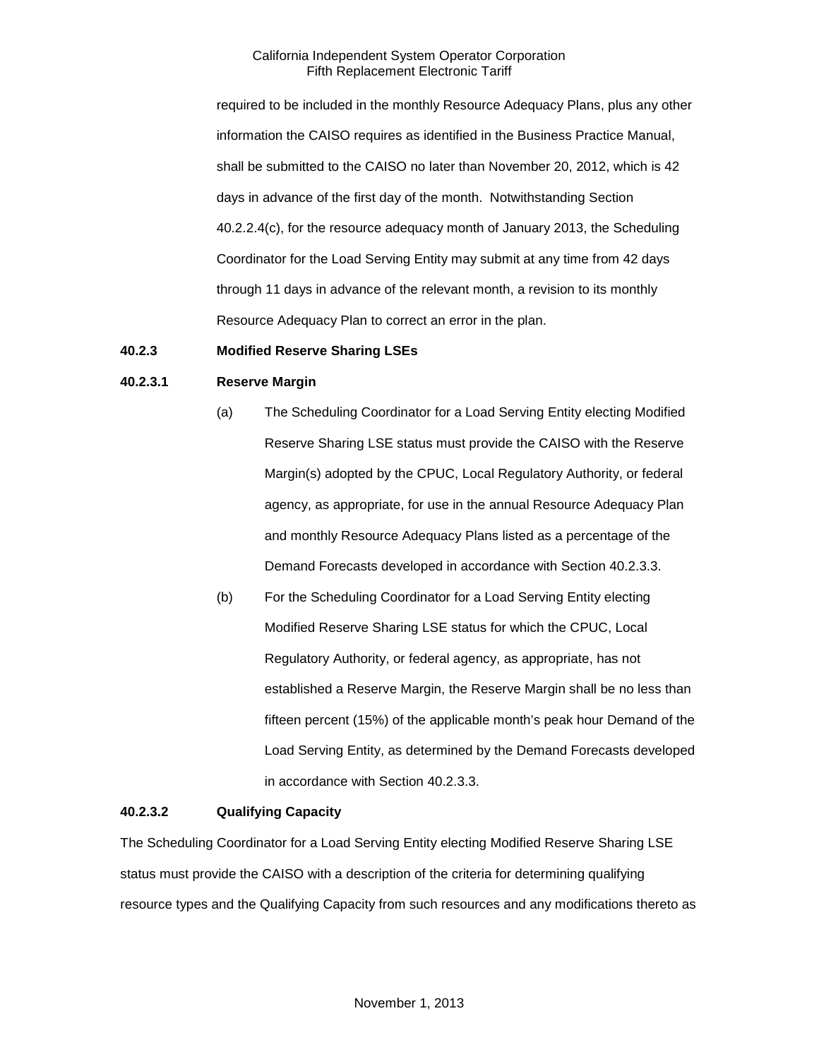required to be included in the monthly Resource Adequacy Plans, plus any other information the CAISO requires as identified in the Business Practice Manual, shall be submitted to the CAISO no later than November 20, 2012, which is 42 days in advance of the first day of the month. Notwithstanding Section 40.2.2.4(c), for the resource adequacy month of January 2013, the Scheduling Coordinator for the Load Serving Entity may submit at any time from 42 days through 11 days in advance of the relevant month, a revision to its monthly Resource Adequacy Plan to correct an error in the plan.

**40.2.3 Modified Reserve Sharing LSEs**

**40.2.3.1 Reserve Margin**

(a) The Scheduling Coordinator for a Load Serving Entity electing Modified Reserve Sharing LSE status must provide the CAISO with the Reserve Margin(s) adopted by the CPUC, Local Regulatory Authority, or federal agency, as appropriate, for use in the annual Resource Adequacy Plan and monthly Resource Adequacy Plans listed as a percentage of the Demand Forecasts developed in accordance with Section 40.2.3.3.

(b) For the Scheduling Coordinator for a Load Serving Entity electing Modified Reserve Sharing LSE status for which the CPUC, Local Regulatory Authority, or federal agency, as appropriate, has not established a Reserve Margin, the Reserve Margin shall be no less than fifteen percent (15%) of the applicable month's peak hour Demand of the Load Serving Entity, as determined by the Demand Forecasts developed in accordance with Section 40.2.3.3.

**40.2.3.2 Qualifying Capacity**

The Scheduling Coordinator for a Load Serving Entity electing Modified Reserve Sharing LSE status must provide the CAISO with a description of the criteria for determining qualifying resource types and the Qualifying Capacity from such resources and any modifications thereto as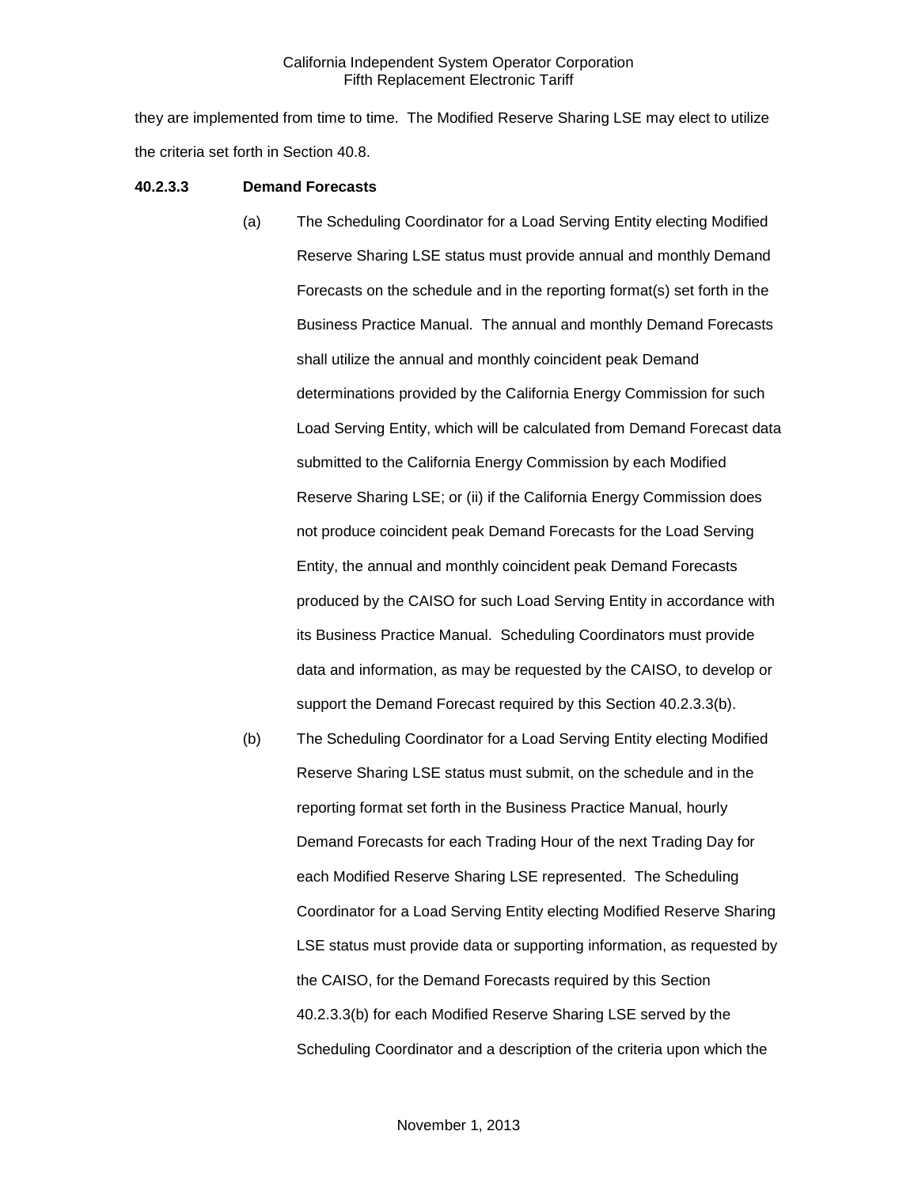they are implemented from time to time. The Modified Reserve Sharing LSE may elect to utilize the criteria set forth in Section 40.8.

**40.2.3.3 Demand Forecasts**

(a) The Scheduling Coordinator for a Load Serving Entity electing Modified Reserve Sharing LSE status must provide annual and monthly Demand Forecasts on the schedule and in the reporting format(s) set forth in the Business Practice Manual. The annual and monthly Demand Forecasts shall utilize the annual and monthly coincident peak Demand determinations provided by the California Energy Commission for such Load Serving Entity, which will be calculated from Demand Forecast data submitted to the California Energy Commission by each Modified Reserve Sharing LSE; or (ii) if the California Energy Commission does not produce coincident peak Demand Forecasts for the Load Serving Entity, the annual and monthly coincident peak Demand Forecasts produced by the CAISO for such Load Serving Entity in accordance with its Business Practice Manual. Scheduling Coordinators must provide data and information, as may be requested by the CAISO, to develop or support the Demand Forecast required by this Section 40.2.3.3(b).

(b) The Scheduling Coordinator for a Load Serving Entity electing Modified Reserve Sharing LSE status must submit, on the schedule and in the reporting format set forth in the Business Practice Manual, hourly Demand Forecasts for each Trading Hour of the next Trading Day for each Modified Reserve Sharing LSE represented. The Scheduling Coordinator for a Load Serving Entity electing Modified Reserve Sharing LSE status must provide data or supporting information, as requested by the CAISO, for the Demand Forecasts required by this Section 40.2.3.3(b) for each Modified Reserve Sharing LSE served by the Scheduling Coordinator and a description of the criteria upon which the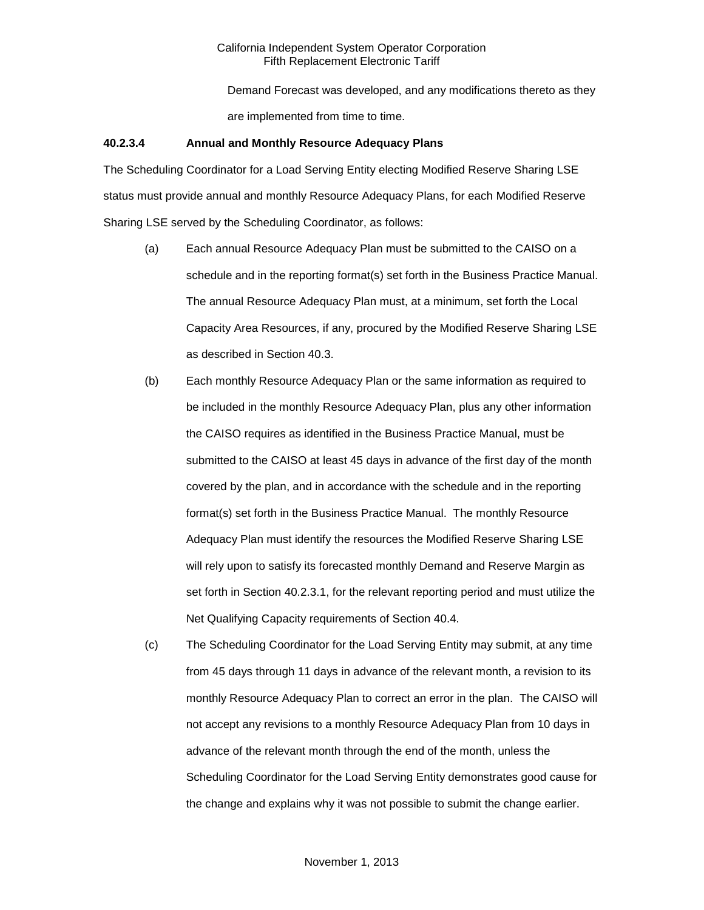Demand Forecast was developed, and any modifications thereto as they are implemented from time to time.

**40.2.3.4 Annual and Monthly Resource Adequacy Plans**

The Scheduling Coordinator for a Load Serving Entity electing Modified Reserve Sharing LSE status must provide annual and monthly Resource Adequacy Plans, for each Modified Reserve Sharing LSE served by the Scheduling Coordinator, as follows:

(a) Each annual Resource Adequacy Plan must be submitted to the CAISO on a schedule and in the reporting format(s) set forth in the Business Practice Manual. The annual Resource Adequacy Plan must, at a minimum, set forth the Local Capacity Area Resources, if any, procured by the Modified Reserve Sharing LSE as described in Section 40.3.

(b) Each monthly Resource Adequacy Plan or the same information as required to be included in the monthly Resource Adequacy Plan, plus any other information the CAISO requires as identified in the Business Practice Manual, must be submitted to the CAISO at least 45 days in advance of the first day of the month covered by the plan, and in accordance with the schedule and in the reporting format(s) set forth in the Business Practice Manual. The monthly Resource Adequacy Plan must identify the resources the Modified Reserve Sharing LSE will rely upon to satisfy its forecasted monthly Demand and Reserve Margin as set forth in Section 40.2.3.1, for the relevant reporting period and must utilize the Net Qualifying Capacity requirements of Section 40.4.

(c) The Scheduling Coordinator for the Load Serving Entity may submit, at any time from 45 days through 11 days in advance of the relevant month, a revision to its monthly Resource Adequacy Plan to correct an error in the plan. The CAISO will not accept any revisions to a monthly Resource Adequacy Plan from 10 days in advance of the relevant month through the end of the month, unless the Scheduling Coordinator for the Load Serving Entity demonstrates good cause for the change and explains why it was not possible to submit the change earlier.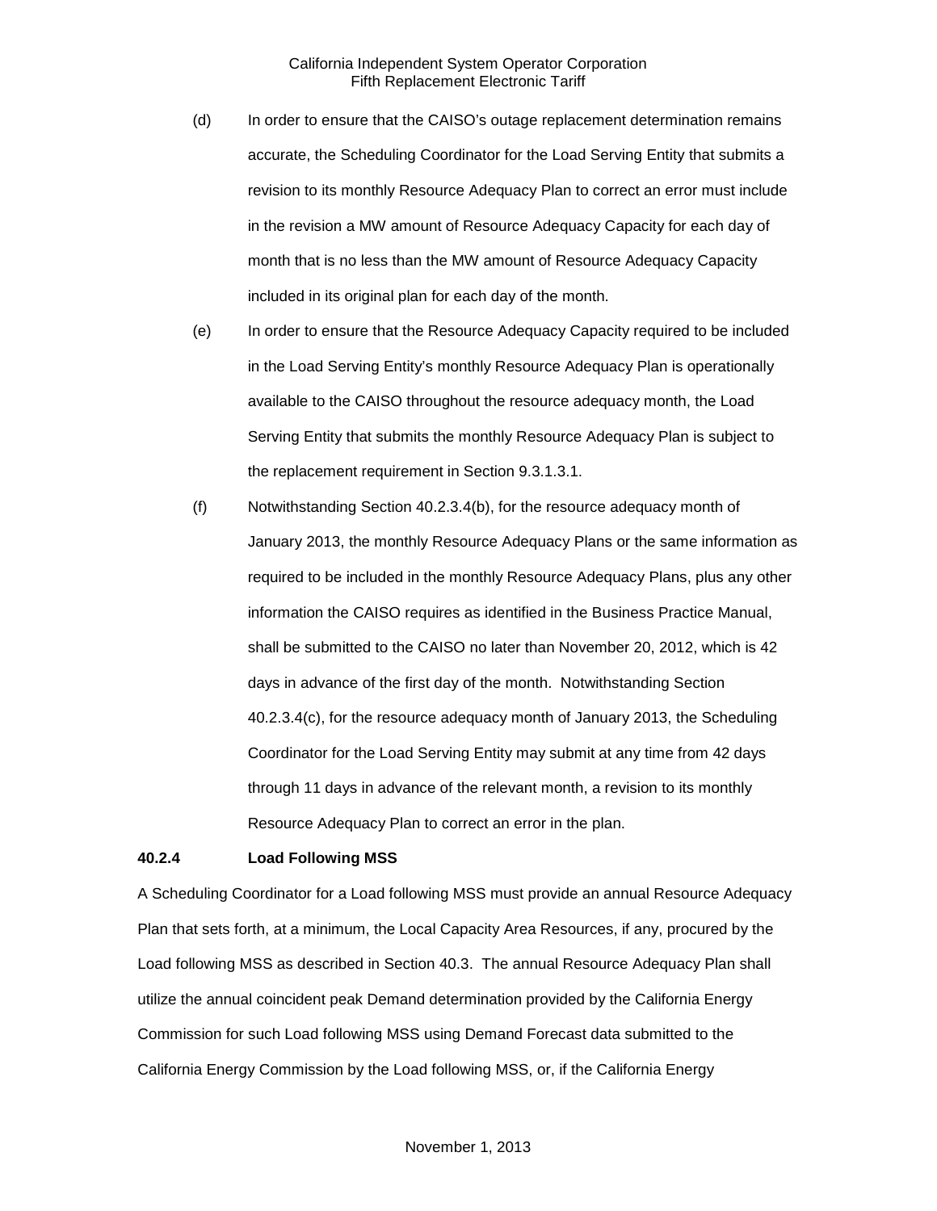(d) In order to ensure that the CAISO's outage replacement determination remains accurate, the Scheduling Coordinator for the Load Serving Entity that submits a revision to its monthly Resource Adequacy Plan to correct an error must include in the revision a MW amount of Resource Adequacy Capacity for each day of month that is no less than the MW amount of Resource Adequacy Capacity included in its original plan for each day of the month.

(e) In order to ensure that the Resource Adequacy Capacity required to be included in the Load Serving Entity's monthly Resource Adequacy Plan is operationally available to the CAISO throughout the resource adequacy month, the Load Serving Entity that submits the monthly Resource Adequacy Plan is subject to the replacement requirement in Section 9.3.1.3.1.

(f) Notwithstanding Section 40.2.3.4(b), for the resource adequacy month of January 2013, the monthly Resource Adequacy Plans or the same information as required to be included in the monthly Resource Adequacy Plans, plus any other information the CAISO requires as identified in the Business Practice Manual, shall be submitted to the CAISO no later than November 20, 2012, which is 42 days in advance of the first day of the month. Notwithstanding Section 40.2.3.4(c), for the resource adequacy month of January 2013, the Scheduling Coordinator for the Load Serving Entity may submit at any time from 42 days through 11 days in advance of the relevant month, a revision to its monthly Resource Adequacy Plan to correct an error in the plan.

### 40.2.4 Load Following MSS

A Scheduling Coordinator for a Load following MSS must provide an annual Resource Adequacy Plan that sets forth, at a minimum, the Local Capacity Area Resources, if any, procured by the Load following MSS as described in Section 40.3. The annual Resource Adequacy Plan shall utilize the annual coincident peak Demand determination provided by the California Energy Commission for such Load following MSS using Demand Forecast data submitted to the California Energy Commission by the Load following MSS, or, if the California Energy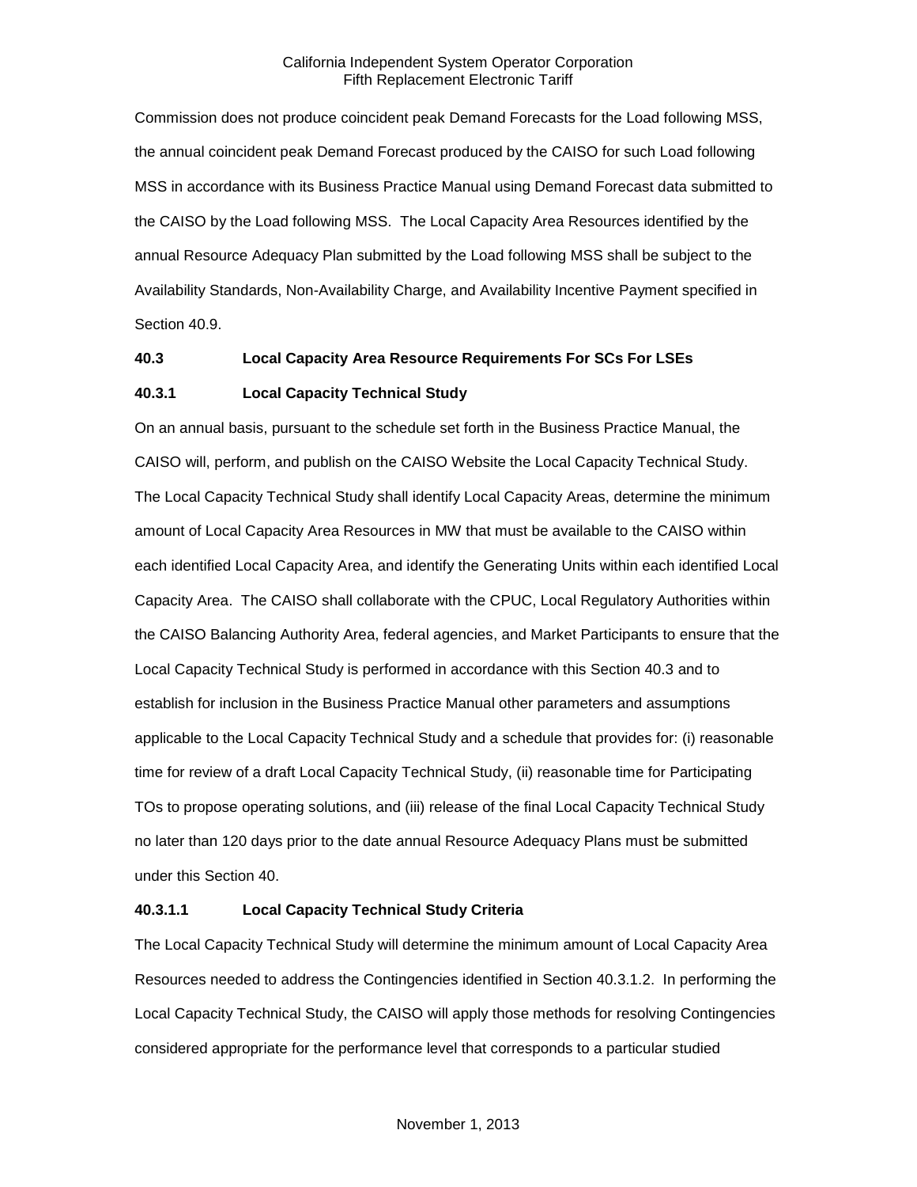Commission does not produce coincident peak Demand Forecasts for the Load following MSS, the annual coincident peak Demand Forecast produced by the CAISO for such Load following MSS in accordance with its Business Practice Manual using Demand Forecast data submitted to the CAISO by the Load following MSS. The Local Capacity Area Resources identified by the annual Resource Adequacy Plan submitted by the Load following MSS shall be subject to the Availability Standards, Non-Availability Charge, and Availability Incentive Payment specified in Section 40.9.

**40.3 Local Capacity Area Resource Requirements For SCs For LSEs**

**40.3.1 Local Capacity Technical Study**

On an annual basis, pursuant to the schedule set forth in the Business Practice Manual, the CAISO will, perform, and publish on the CAISO Website the Local Capacity Technical Study. The Local Capacity Technical Study shall identify Local Capacity Areas, determine the minimum amount of Local Capacity Area Resources in MW that must be available to the CAISO within each identified Local Capacity Area, and identify the Generating Units within each identified Local Capacity Area. The CAISO shall collaborate with the CPUC, Local Regulatory Authorities within the CAISO Balancing Authority Area, federal agencies, and Market Participants to ensure that the Local Capacity Technical Study is performed in accordance with this Section 40.3 and to establish for inclusion in the Business Practice Manual other parameters and assumptions applicable to the Local Capacity Technical Study and a schedule that provides for: (i) reasonable time for review of a draft Local Capacity Technical Study, (ii) reasonable time for Participating TOs to propose operating solutions, and (iii) release of the final Local Capacity Technical Study no later than 120 days prior to the date annual Resource Adequacy Plans must be submitted under this Section 40.

**40.3.1.1 Local Capacity Technical Study Criteria**

The Local Capacity Technical Study will determine the minimum amount of Local Capacity Area Resources needed to address the Contingencies identified in Section 40.3.1.2. In performing the Local Capacity Technical Study, the CAISO will apply those methods for resolving Contingencies considered appropriate for the performance level that corresponds to a particular studied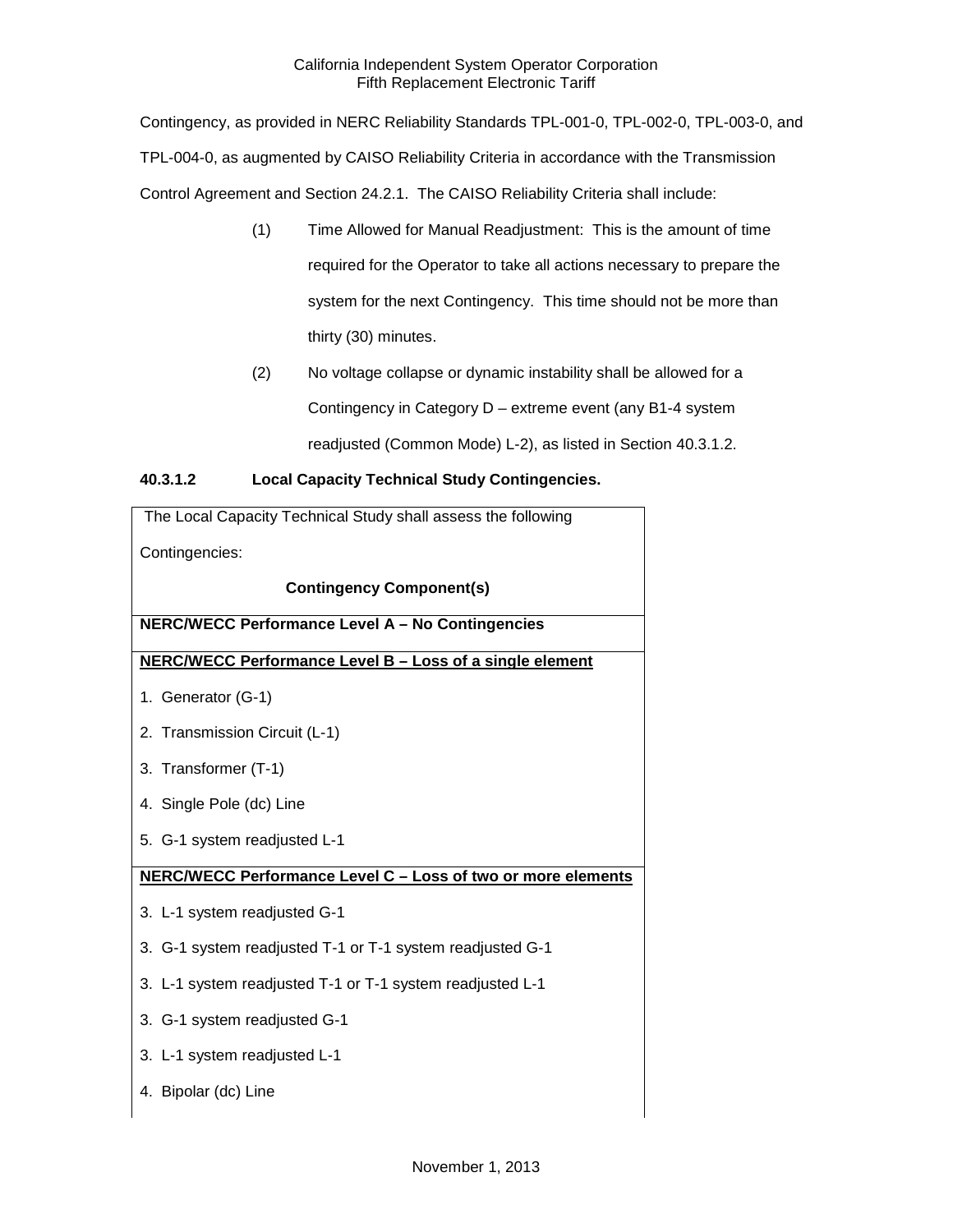Contingency, as provided in NERC Reliability Standards TPL-001-0, TPL-002-0, TPL-003-0, and TPL-004-0, as augmented by CAISO Reliability Criteria in accordance with the Transmission Control Agreement and Section 24.2.1. The CAISO Reliability Criteria shall include:

(1) Time Allowed for Manual Readjustment: This is the amount of time required for the Operator to take all actions necessary to prepare the system for the next Contingency. This time should not be more than thirty (30) minutes.

(2) No voltage collapse or dynamic instability shall be allowed for a Contingency in Category D – extreme event (any B1-4 system readjusted (Common Mode) L-2), as listed in Section 40.3.1.2.

#### 40.3.1.2 Local Capacity Technical Study Contingencies.

| The Local Capacity Technical Study shall assess the following Contingencies: |
|---|
| **Contingency Component(s)** |
| **NERC/WECC Performance Level A – No Contingencies** |
| **NERC/WECC Performance Level B – Loss of a single element** |
| 1. Generator (G-1) |
| 2. Transmission Circuit (L-1) |
| 3. Transformer (T-1) |
| 4. Single Pole (dc) Line |
| 5. G-1 system readjusted L-1 |
| **NERC/WECC Performance Level C – Loss of two or more elements** |
| 3. L-1 system readjusted G-1 |
| 3. G-1 system readjusted T-1 or T-1 system readjusted G-1 |
| 3. L-1 system readjusted T-1 or T-1 system readjusted L-1 |
| 3. G-1 system readjusted G-1 |
| 3. L-1 system readjusted L-1 |
| 4. Bipolar (dc) Line |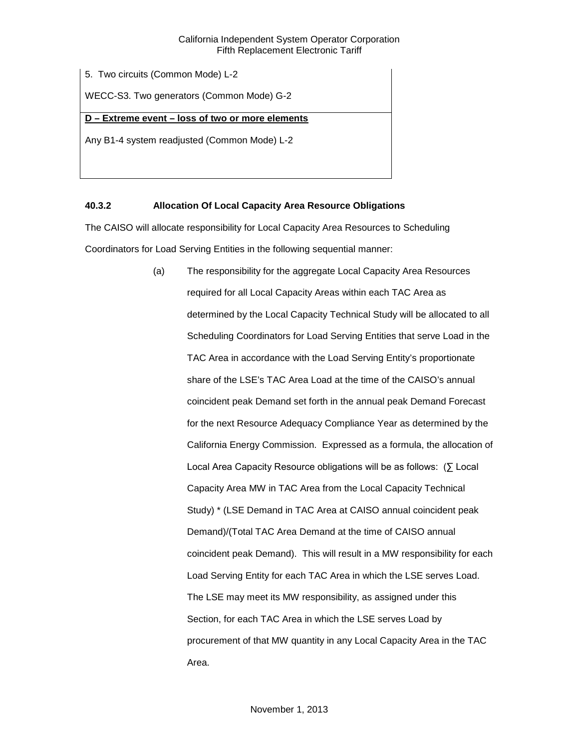| 5. Two circuits (Common Mode) L-2 |
| --- |
| WECC-S3. Two generators (Common Mode) G-2 |
| **D – Extreme event – loss of two or more elements** |
| Any B1-4 system readjusted (Common Mode) L-2 |

### 40.3.2 Allocation Of Local Capacity Area Resource Obligations

The CAISO will allocate responsibility for Local Capacity Area Resources to Scheduling Coordinators for Load Serving Entities in the following sequential manner:

(a) The responsibility for the aggregate Local Capacity Area Resources required for all Local Capacity Areas within each TAC Area as determined by the Local Capacity Technical Study will be allocated to all Scheduling Coordinators for Load Serving Entities that serve Load in the TAC Area in accordance with the Load Serving Entity's proportionate share of the LSE's TAC Area Load at the time of the CAISO's annual coincident peak Demand set forth in the annual peak Demand Forecast for the next Resource Adequacy Compliance Year as determined by the California Energy Commission. Expressed as a formula, the allocation of Local Area Capacity Resource obligations will be as follows: (∑ Local Capacity Area MW in TAC Area from the Local Capacity Technical Study) * (LSE Demand in TAC Area at CAISO annual coincident peak Demand)/(Total TAC Area Demand at the time of CAISO annual coincident peak Demand). This will result in a MW responsibility for each Load Serving Entity for each TAC Area in which the LSE serves Load. The LSE may meet its MW responsibility, as assigned under this Section, for each TAC Area in which the LSE serves Load by procurement of that MW quantity in any Local Capacity Area in the TAC Area.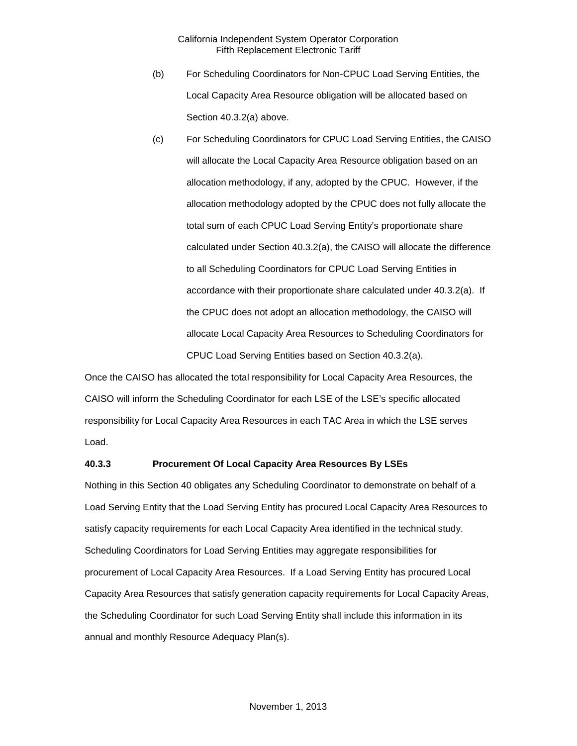(b) For Scheduling Coordinators for Non-CPUC Load Serving Entities, the Local Capacity Area Resource obligation will be allocated based on Section 40.3.2(a) above.

(c) For Scheduling Coordinators for CPUC Load Serving Entities, the CAISO will allocate the Local Capacity Area Resource obligation based on an allocation methodology, if any, adopted by the CPUC. However, if the allocation methodology adopted by the CPUC does not fully allocate the total sum of each CPUC Load Serving Entity's proportionate share calculated under Section 40.3.2(a), the CAISO will allocate the difference to all Scheduling Coordinators for CPUC Load Serving Entities in accordance with their proportionate share calculated under 40.3.2(a). If the CPUC does not adopt an allocation methodology, the CAISO will allocate Local Capacity Area Resources to Scheduling Coordinators for CPUC Load Serving Entities based on Section 40.3.2(a).

Once the CAISO has allocated the total responsibility for Local Capacity Area Resources, the CAISO will inform the Scheduling Coordinator for each LSE of the LSE's specific allocated responsibility for Local Capacity Area Resources in each TAC Area in which the LSE serves Load.

**40.3.3 Procurement Of Local Capacity Area Resources By LSEs**

Nothing in this Section 40 obligates any Scheduling Coordinator to demonstrate on behalf of a Load Serving Entity that the Load Serving Entity has procured Local Capacity Area Resources to satisfy capacity requirements for each Local Capacity Area identified in the technical study. Scheduling Coordinators for Load Serving Entities may aggregate responsibilities for procurement of Local Capacity Area Resources. If a Load Serving Entity has procured Local Capacity Area Resources that satisfy generation capacity requirements for Local Capacity Areas, the Scheduling Coordinator for such Load Serving Entity shall include this information in its annual and monthly Resource Adequacy Plan(s).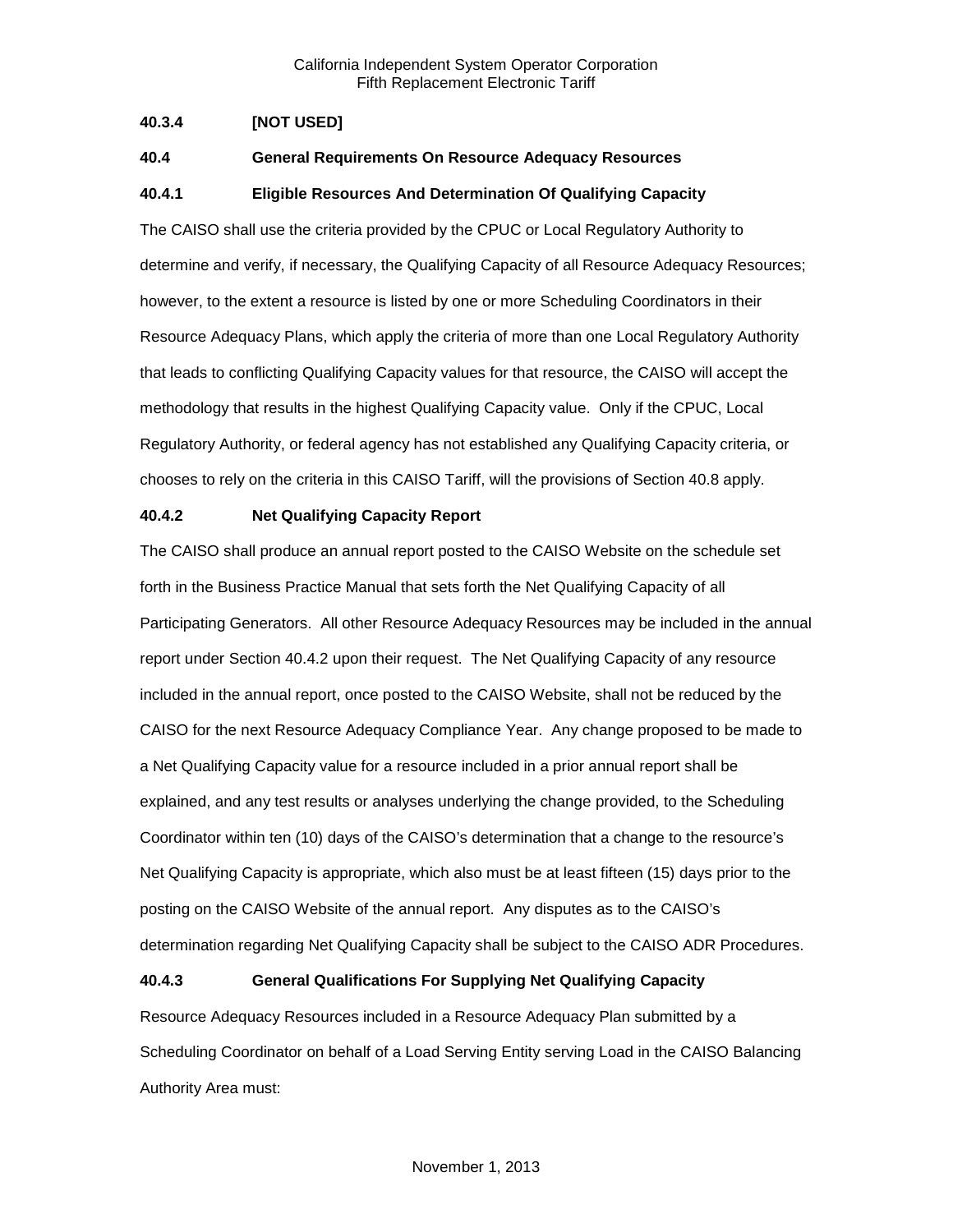**40.3.4 [NOT USED]**

**40.4 General Requirements On Resource Adequacy Resources**

**40.4.1 Eligible Resources And Determination Of Qualifying Capacity**

The CAISO shall use the criteria provided by the CPUC or Local Regulatory Authority to determine and verify, if necessary, the Qualifying Capacity of all Resource Adequacy Resources; however, to the extent a resource is listed by one or more Scheduling Coordinators in their Resource Adequacy Plans, which apply the criteria of more than one Local Regulatory Authority that leads to conflicting Qualifying Capacity values for that resource, the CAISO will accept the methodology that results in the highest Qualifying Capacity value. Only if the CPUC, Local Regulatory Authority, or federal agency has not established any Qualifying Capacity criteria, or chooses to rely on the criteria in this CAISO Tariff, will the provisions of Section 40.8 apply.

**40.4.2 Net Qualifying Capacity Report**

The CAISO shall produce an annual report posted to the CAISO Website on the schedule set forth in the Business Practice Manual that sets forth the Net Qualifying Capacity of all Participating Generators. All other Resource Adequacy Resources may be included in the annual report under Section 40.4.2 upon their request. The Net Qualifying Capacity of any resource included in the annual report, once posted to the CAISO Website, shall not be reduced by the CAISO for the next Resource Adequacy Compliance Year. Any change proposed to be made to a Net Qualifying Capacity value for a resource included in a prior annual report shall be explained, and any test results or analyses underlying the change provided, to the Scheduling Coordinator within ten (10) days of the CAISO's determination that a change to the resource's Net Qualifying Capacity is appropriate, which also must be at least fifteen (15) days prior to the posting on the CAISO Website of the annual report. Any disputes as to the CAISO's determination regarding Net Qualifying Capacity shall be subject to the CAISO ADR Procedures.

**40.4.3 General Qualifications For Supplying Net Qualifying Capacity**

Resource Adequacy Resources included in a Resource Adequacy Plan submitted by a Scheduling Coordinator on behalf of a Load Serving Entity serving Load in the CAISO Balancing Authority Area must: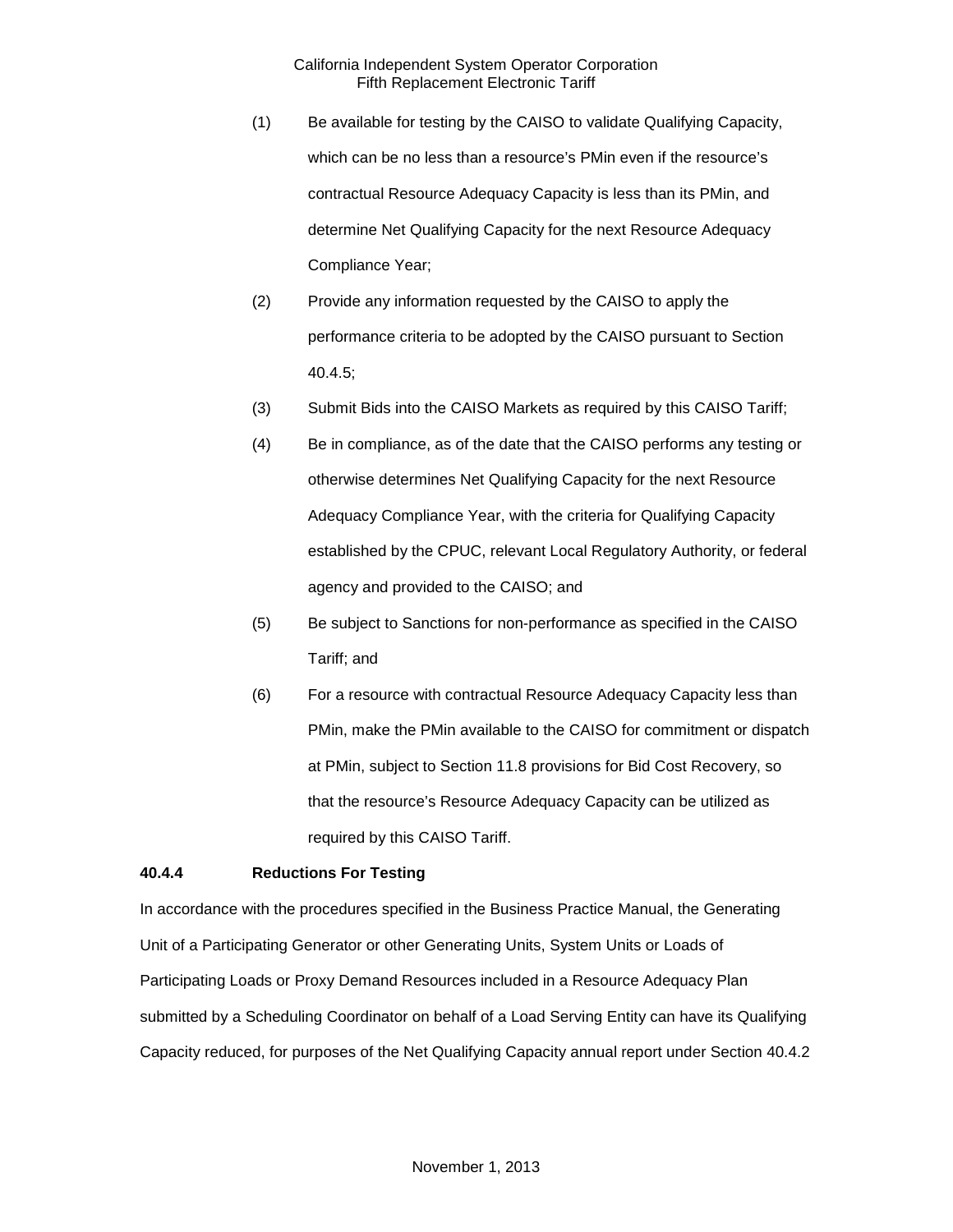(1) Be available for testing by the CAISO to validate Qualifying Capacity, which can be no less than a resource's PMin even if the resource's contractual Resource Adequacy Capacity is less than its PMin, and determine Net Qualifying Capacity for the next Resource Adequacy Compliance Year;

(2) Provide any information requested by the CAISO to apply the performance criteria to be adopted by the CAISO pursuant to Section 40.4.5;

(3) Submit Bids into the CAISO Markets as required by this CAISO Tariff;

(4) Be in compliance, as of the date that the CAISO performs any testing or otherwise determines Net Qualifying Capacity for the next Resource Adequacy Compliance Year, with the criteria for Qualifying Capacity established by the CPUC, relevant Local Regulatory Authority, or federal agency and provided to the CAISO; and

(5) Be subject to Sanctions for non-performance as specified in the CAISO Tariff; and

(6) For a resource with contractual Resource Adequacy Capacity less than PMin, make the PMin available to the CAISO for commitment or dispatch at PMin, subject to Section 11.8 provisions for Bid Cost Recovery, so that the resource's Resource Adequacy Capacity can be utilized as required by this CAISO Tariff.

**40.4.4 Reductions For Testing**

In accordance with the procedures specified in the Business Practice Manual, the Generating Unit of a Participating Generator or other Generating Units, System Units or Loads of Participating Loads or Proxy Demand Resources included in a Resource Adequacy Plan submitted by a Scheduling Coordinator on behalf of a Load Serving Entity can have its Qualifying Capacity reduced, for purposes of the Net Qualifying Capacity annual report under Section 40.4.2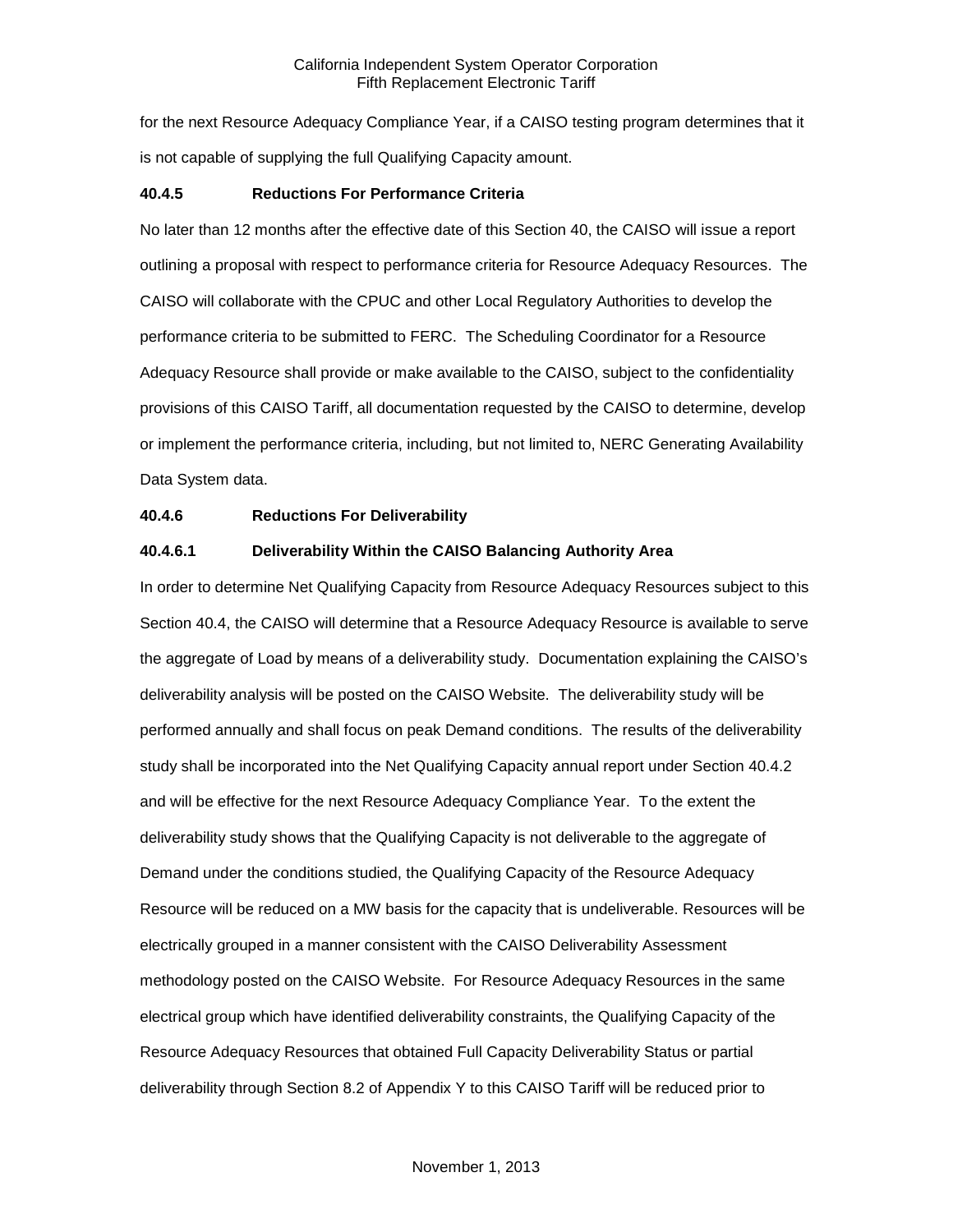for the next Resource Adequacy Compliance Year, if a CAISO testing program determines that it is not capable of supplying the full Qualifying Capacity amount.

**40.4.5 Reductions For Performance Criteria**

No later than 12 months after the effective date of this Section 40, the CAISO will issue a report outlining a proposal with respect to performance criteria for Resource Adequacy Resources. The CAISO will collaborate with the CPUC and other Local Regulatory Authorities to develop the performance criteria to be submitted to FERC. The Scheduling Coordinator for a Resource Adequacy Resource shall provide or make available to the CAISO, subject to the confidentiality provisions of this CAISO Tariff, all documentation requested by the CAISO to determine, develop or implement the performance criteria, including, but not limited to, NERC Generating Availability Data System data.

**40.4.6 Reductions For Deliverability**

**40.4.6.1 Deliverability Within the CAISO Balancing Authority Area**

In order to determine Net Qualifying Capacity from Resource Adequacy Resources subject to this Section 40.4, the CAISO will determine that a Resource Adequacy Resource is available to serve the aggregate of Load by means of a deliverability study. Documentation explaining the CAISO's deliverability analysis will be posted on the CAISO Website. The deliverability study will be performed annually and shall focus on peak Demand conditions. The results of the deliverability study shall be incorporated into the Net Qualifying Capacity annual report under Section 40.4.2 and will be effective for the next Resource Adequacy Compliance Year. To the extent the deliverability study shows that the Qualifying Capacity is not deliverable to the aggregate of Demand under the conditions studied, the Qualifying Capacity of the Resource Adequacy Resource will be reduced on a MW basis for the capacity that is undeliverable. Resources will be electrically grouped in a manner consistent with the CAISO Deliverability Assessment methodology posted on the CAISO Website. For Resource Adequacy Resources in the same electrical group which have identified deliverability constraints, the Qualifying Capacity of the Resource Adequacy Resources that obtained Full Capacity Deliverability Status or partial deliverability through Section 8.2 of Appendix Y to this CAISO Tariff will be reduced prior to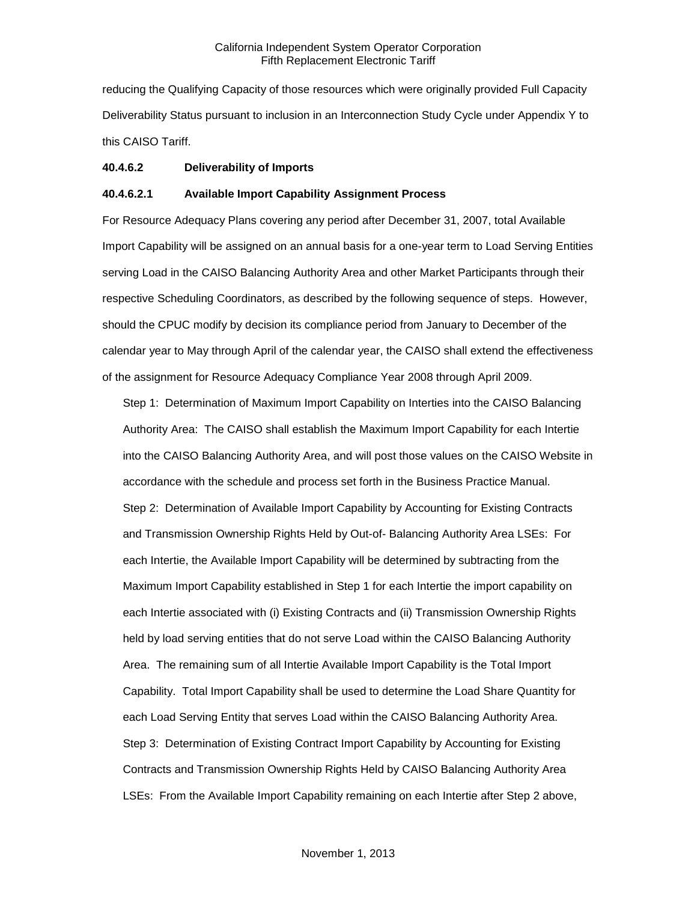reducing the Qualifying Capacity of those resources which were originally provided Full Capacity Deliverability Status pursuant to inclusion in an Interconnection Study Cycle under Appendix Y to this CAISO Tariff.

**40.4.6.2 Deliverability of Imports**

**40.4.6.2.1 Available Import Capability Assignment Process**

For Resource Adequacy Plans covering any period after December 31, 2007, total Available Import Capability will be assigned on an annual basis for a one-year term to Load Serving Entities serving Load in the CAISO Balancing Authority Area and other Market Participants through their respective Scheduling Coordinators, as described by the following sequence of steps. However, should the CPUC modify by decision its compliance period from January to December of the calendar year to May through April of the calendar year, the CAISO shall extend the effectiveness of the assignment for Resource Adequacy Compliance Year 2008 through April 2009.

Step 1: Determination of Maximum Import Capability on Interties into the CAISO Balancing Authority Area: The CAISO shall establish the Maximum Import Capability for each Intertie into the CAISO Balancing Authority Area, and will post those values on the CAISO Website in accordance with the schedule and process set forth in the Business Practice Manual.

Step 2: Determination of Available Import Capability by Accounting for Existing Contracts and Transmission Ownership Rights Held by Out-of- Balancing Authority Area LSEs: For each Intertie, the Available Import Capability will be determined by subtracting from the Maximum Import Capability established in Step 1 for each Intertie the import capability on each Intertie associated with (i) Existing Contracts and (ii) Transmission Ownership Rights held by load serving entities that do not serve Load within the CAISO Balancing Authority Area. The remaining sum of all Intertie Available Import Capability is the Total Import Capability. Total Import Capability shall be used to determine the Load Share Quantity for each Load Serving Entity that serves Load within the CAISO Balancing Authority Area.

Step 3: Determination of Existing Contract Import Capability by Accounting for Existing Contracts and Transmission Ownership Rights Held by CAISO Balancing Authority Area LSEs: From the Available Import Capability remaining on each Intertie after Step 2 above,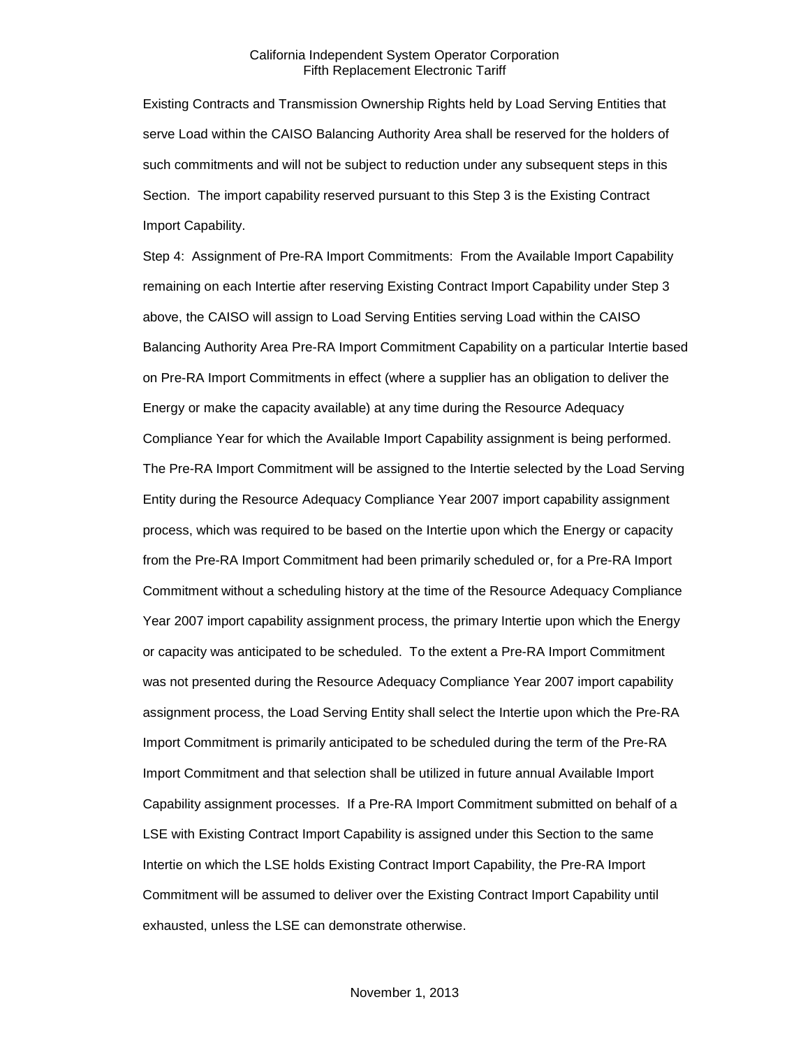Existing Contracts and Transmission Ownership Rights held by Load Serving Entities that serve Load within the CAISO Balancing Authority Area shall be reserved for the holders of such commitments and will not be subject to reduction under any subsequent steps in this Section. The import capability reserved pursuant to this Step 3 is the Existing Contract Import Capability.

Step 4: Assignment of Pre-RA Import Commitments: From the Available Import Capability remaining on each Intertie after reserving Existing Contract Import Capability under Step 3 above, the CAISO will assign to Load Serving Entities serving Load within the CAISO Balancing Authority Area Pre-RA Import Commitment Capability on a particular Intertie based on Pre-RA Import Commitments in effect (where a supplier has an obligation to deliver the Energy or make the capacity available) at any time during the Resource Adequacy Compliance Year for which the Available Import Capability assignment is being performed. The Pre-RA Import Commitment will be assigned to the Intertie selected by the Load Serving Entity during the Resource Adequacy Compliance Year 2007 import capability assignment process, which was required to be based on the Intertie upon which the Energy or capacity from the Pre-RA Import Commitment had been primarily scheduled or, for a Pre-RA Import Commitment without a scheduling history at the time of the Resource Adequacy Compliance Year 2007 import capability assignment process, the primary Intertie upon which the Energy or capacity was anticipated to be scheduled. To the extent a Pre-RA Import Commitment was not presented during the Resource Adequacy Compliance Year 2007 import capability assignment process, the Load Serving Entity shall select the Intertie upon which the Pre-RA Import Commitment is primarily anticipated to be scheduled during the term of the Pre-RA Import Commitment and that selection shall be utilized in future annual Available Import Capability assignment processes. If a Pre-RA Import Commitment submitted on behalf of a LSE with Existing Contract Import Capability is assigned under this Section to the same Intertie on which the LSE holds Existing Contract Import Capability, the Pre-RA Import Commitment will be assumed to deliver over the Existing Contract Import Capability until exhausted, unless the LSE can demonstrate otherwise.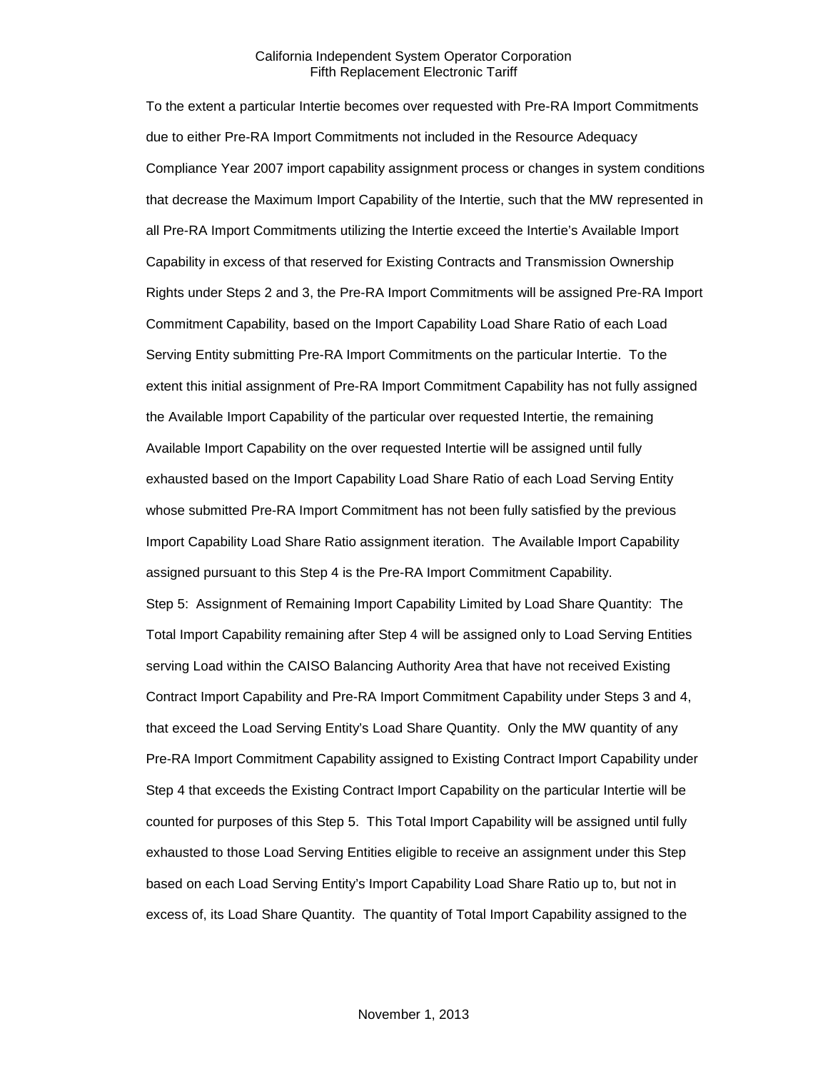To the extent a particular Intertie becomes over requested with Pre-RA Import Commitments due to either Pre-RA Import Commitments not included in the Resource Adequacy Compliance Year 2007 import capability assignment process or changes in system conditions that decrease the Maximum Import Capability of the Intertie, such that the MW represented in all Pre-RA Import Commitments utilizing the Intertie exceed the Intertie's Available Import Capability in excess of that reserved for Existing Contracts and Transmission Ownership Rights under Steps 2 and 3, the Pre-RA Import Commitments will be assigned Pre-RA Import Commitment Capability, based on the Import Capability Load Share Ratio of each Load Serving Entity submitting Pre-RA Import Commitments on the particular Intertie. To the extent this initial assignment of Pre-RA Import Commitment Capability has not fully assigned the Available Import Capability of the particular over requested Intertie, the remaining Available Import Capability on the over requested Intertie will be assigned until fully exhausted based on the Import Capability Load Share Ratio of each Load Serving Entity whose submitted Pre-RA Import Commitment has not been fully satisfied by the previous Import Capability Load Share Ratio assignment iteration. The Available Import Capability assigned pursuant to this Step 4 is the Pre-RA Import Commitment Capability.

Step 5: Assignment of Remaining Import Capability Limited by Load Share Quantity: The Total Import Capability remaining after Step 4 will be assigned only to Load Serving Entities serving Load within the CAISO Balancing Authority Area that have not received Existing Contract Import Capability and Pre-RA Import Commitment Capability under Steps 3 and 4, that exceed the Load Serving Entity's Load Share Quantity. Only the MW quantity of any Pre-RA Import Commitment Capability assigned to Existing Contract Import Capability under Step 4 that exceeds the Existing Contract Import Capability on the particular Intertie will be counted for purposes of this Step 5. This Total Import Capability will be assigned until fully exhausted to those Load Serving Entities eligible to receive an assignment under this Step based on each Load Serving Entity's Import Capability Load Share Ratio up to, but not in excess of, its Load Share Quantity. The quantity of Total Import Capability assigned to the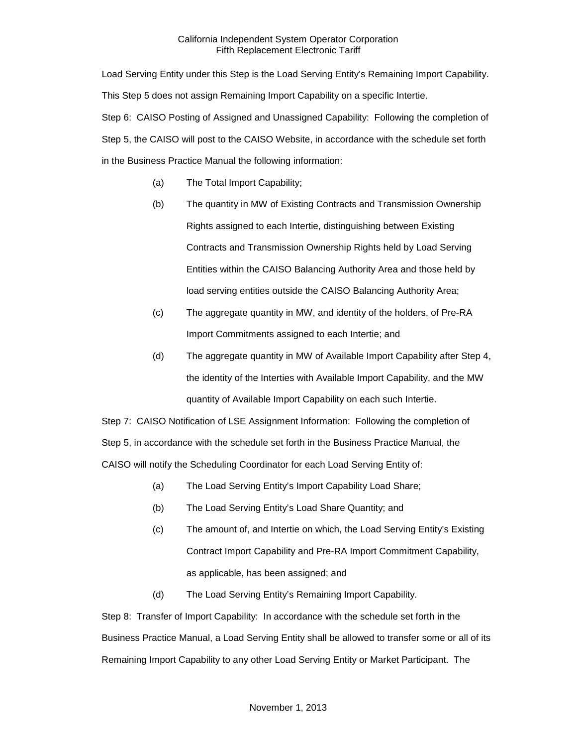Load Serving Entity under this Step is the Load Serving Entity's Remaining Import Capability. This Step 5 does not assign Remaining Import Capability on a specific Intertie.

Step 6: CAISO Posting of Assigned and Unassigned Capability: Following the completion of Step 5, the CAISO will post to the CAISO Website, in accordance with the schedule set forth in the Business Practice Manual the following information:

(a) The Total Import Capability;

(b) The quantity in MW of Existing Contracts and Transmission Ownership Rights assigned to each Intertie, distinguishing between Existing Contracts and Transmission Ownership Rights held by Load Serving Entities within the CAISO Balancing Authority Area and those held by load serving entities outside the CAISO Balancing Authority Area;

(c) The aggregate quantity in MW, and identity of the holders, of Pre-RA Import Commitments assigned to each Intertie; and

(d) The aggregate quantity in MW of Available Import Capability after Step 4, the identity of the Interties with Available Import Capability, and the MW quantity of Available Import Capability on each such Intertie.

Step 7: CAISO Notification of LSE Assignment Information: Following the completion of Step 5, in accordance with the schedule set forth in the Business Practice Manual, the CAISO will notify the Scheduling Coordinator for each Load Serving Entity of:

(a) The Load Serving Entity's Import Capability Load Share;

(b) The Load Serving Entity's Load Share Quantity; and

(c) The amount of, and Intertie on which, the Load Serving Entity's Existing Contract Import Capability and Pre-RA Import Commitment Capability, as applicable, has been assigned; and

(d) The Load Serving Entity's Remaining Import Capability.

Step 8: Transfer of Import Capability: In accordance with the schedule set forth in the Business Practice Manual, a Load Serving Entity shall be allowed to transfer some or all of its Remaining Import Capability to any other Load Serving Entity or Market Participant. The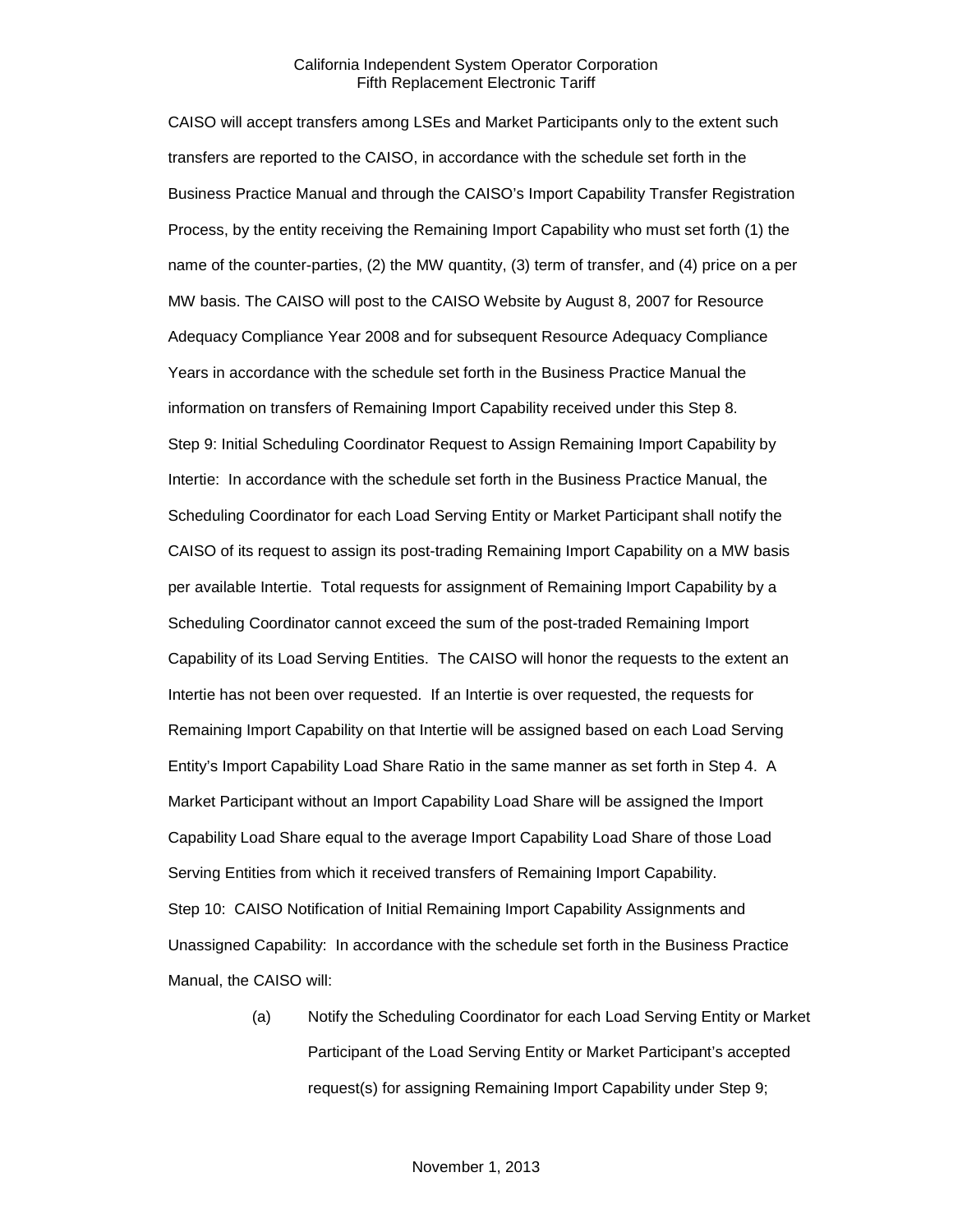CAISO will accept transfers among LSEs and Market Participants only to the extent such transfers are reported to the CAISO, in accordance with the schedule set forth in the Business Practice Manual and through the CAISO's Import Capability Transfer Registration Process, by the entity receiving the Remaining Import Capability who must set forth (1) the name of the counter-parties, (2) the MW quantity, (3) term of transfer, and (4) price on a per MW basis. The CAISO will post to the CAISO Website by August 8, 2007 for Resource Adequacy Compliance Year 2008 and for subsequent Resource Adequacy Compliance Years in accordance with the schedule set forth in the Business Practice Manual the information on transfers of Remaining Import Capability received under this Step 8.

Step 9: Initial Scheduling Coordinator Request to Assign Remaining Import Capability by Intertie: In accordance with the schedule set forth in the Business Practice Manual, the Scheduling Coordinator for each Load Serving Entity or Market Participant shall notify the CAISO of its request to assign its post-trading Remaining Import Capability on a MW basis per available Intertie. Total requests for assignment of Remaining Import Capability by a Scheduling Coordinator cannot exceed the sum of the post-traded Remaining Import Capability of its Load Serving Entities. The CAISO will honor the requests to the extent an Intertie has not been over requested. If an Intertie is over requested, the requests for Remaining Import Capability on that Intertie will be assigned based on each Load Serving Entity's Import Capability Load Share Ratio in the same manner as set forth in Step 4. A Market Participant without an Import Capability Load Share will be assigned the Import Capability Load Share equal to the average Import Capability Load Share of those Load Serving Entities from which it received transfers of Remaining Import Capability.

Step 10: CAISO Notification of Initial Remaining Import Capability Assignments and Unassigned Capability: In accordance with the schedule set forth in the Business Practice Manual, the CAISO will:

(a) Notify the Scheduling Coordinator for each Load Serving Entity or Market Participant of the Load Serving Entity or Market Participant's accepted request(s) for assigning Remaining Import Capability under Step 9;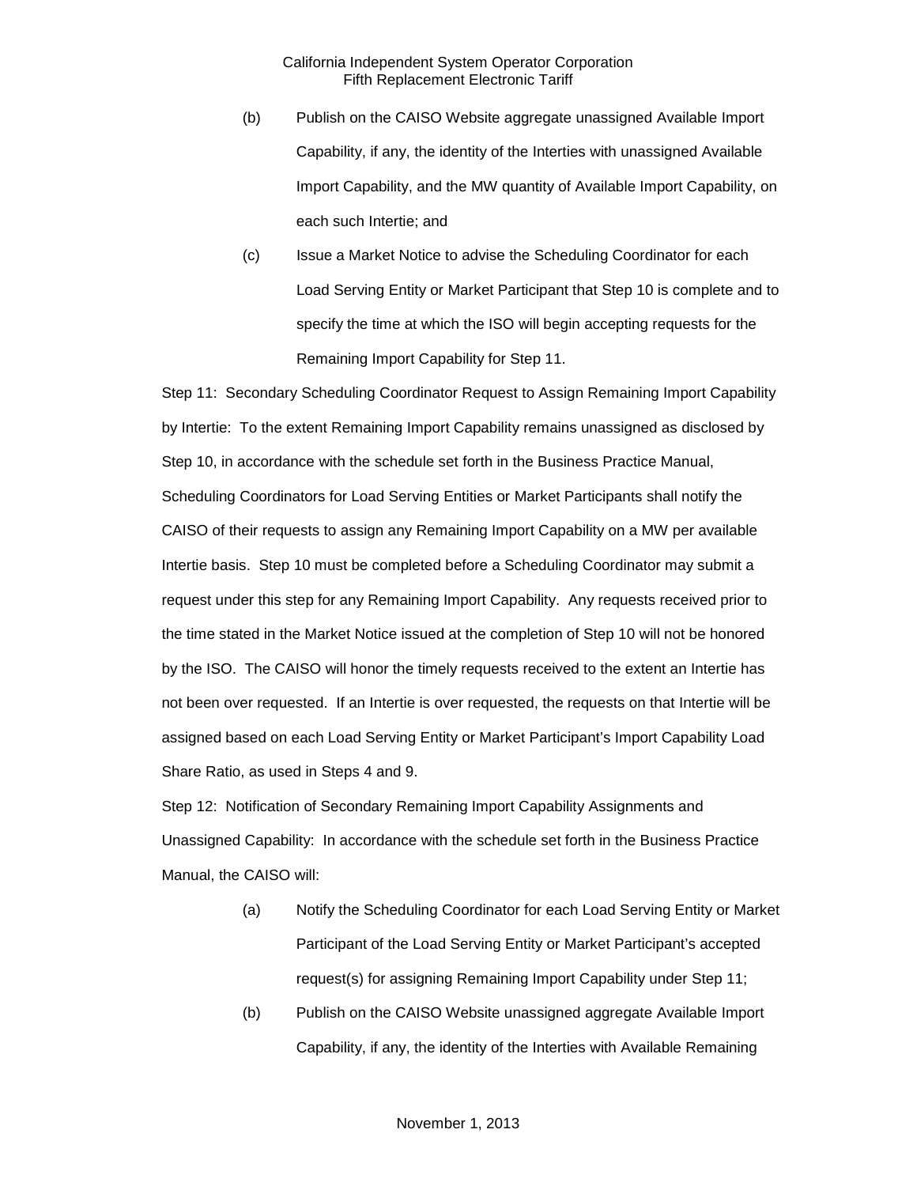(b) Publish on the CAISO Website aggregate unassigned Available Import Capability, if any, the identity of the Interties with unassigned Available Import Capability, and the MW quantity of Available Import Capability, on each such Intertie; and

(c) Issue a Market Notice to advise the Scheduling Coordinator for each Load Serving Entity or Market Participant that Step 10 is complete and to specify the time at which the ISO will begin accepting requests for the Remaining Import Capability for Step 11.

Step 11: Secondary Scheduling Coordinator Request to Assign Remaining Import Capability by Intertie: To the extent Remaining Import Capability remains unassigned as disclosed by Step 10, in accordance with the schedule set forth in the Business Practice Manual, Scheduling Coordinators for Load Serving Entities or Market Participants shall notify the CAISO of their requests to assign any Remaining Import Capability on a MW per available Intertie basis. Step 10 must be completed before a Scheduling Coordinator may submit a request under this step for any Remaining Import Capability. Any requests received prior to the time stated in the Market Notice issued at the completion of Step 10 will not be honored by the ISO. The CAISO will honor the timely requests received to the extent an Intertie has not been over requested. If an Intertie is over requested, the requests on that Intertie will be assigned based on each Load Serving Entity or Market Participant's Import Capability Load Share Ratio, as used in Steps 4 and 9.

Step 12: Notification of Secondary Remaining Import Capability Assignments and Unassigned Capability: In accordance with the schedule set forth in the Business Practice Manual, the CAISO will:

(a) Notify the Scheduling Coordinator for each Load Serving Entity or Market Participant of the Load Serving Entity or Market Participant's accepted request(s) for assigning Remaining Import Capability under Step 11;

(b) Publish on the CAISO Website unassigned aggregate Available Import Capability, if any, the identity of the Interties with Available Remaining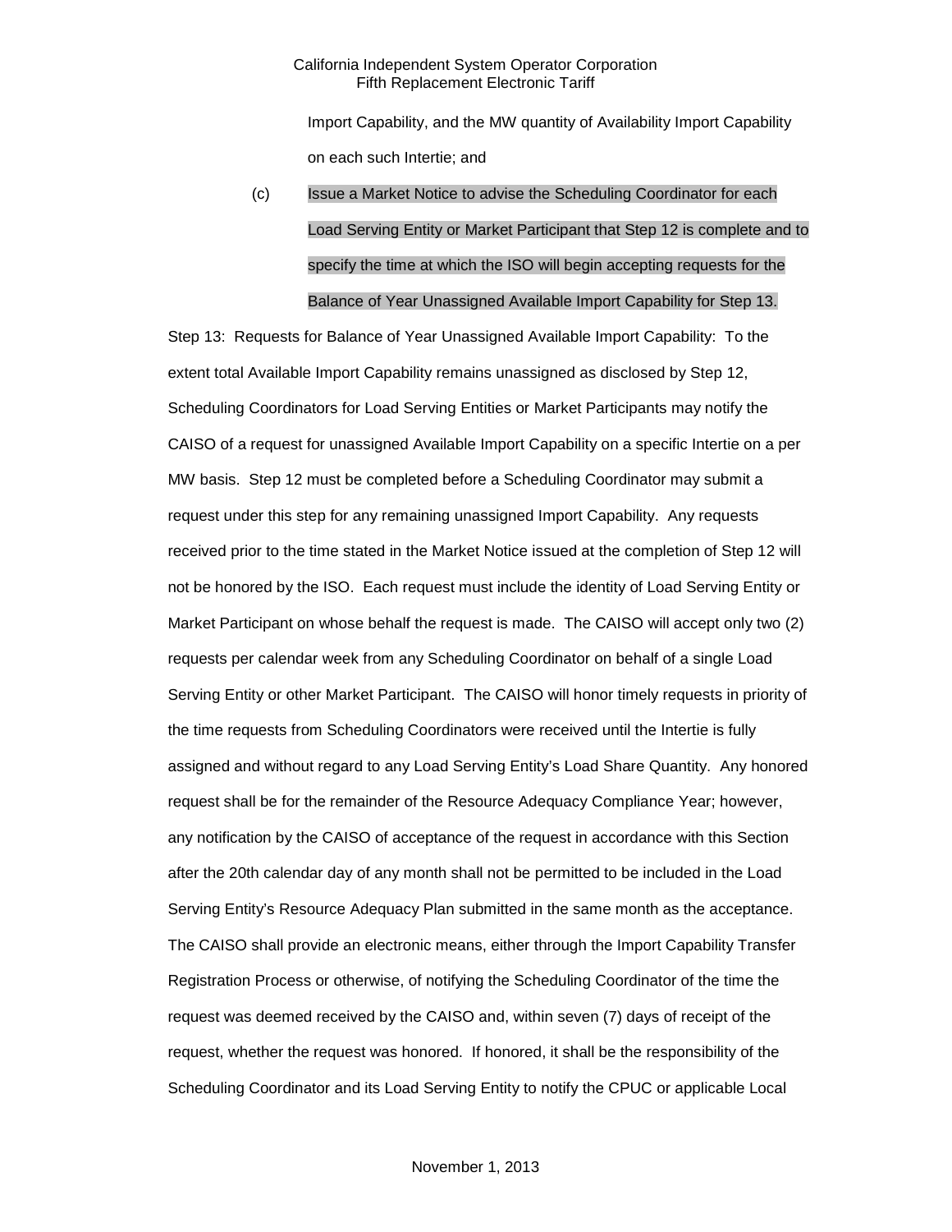Import Capability, and the MW quantity of Availability Import Capability on each such Intertie; and

(c) Issue a Market Notice to advise the Scheduling Coordinator for each Load Serving Entity or Market Participant that Step 12 is complete and to specify the time at which the ISO will begin accepting requests for the Balance of Year Unassigned Available Import Capability for Step 13.

Step 13: Requests for Balance of Year Unassigned Available Import Capability: To the extent total Available Import Capability remains unassigned as disclosed by Step 12, Scheduling Coordinators for Load Serving Entities or Market Participants may notify the CAISO of a request for unassigned Available Import Capability on a specific Intertie on a per MW basis. Step 12 must be completed before a Scheduling Coordinator may submit a request under this step for any remaining unassigned Import Capability. Any requests received prior to the time stated in the Market Notice issued at the completion of Step 12 will not be honored by the ISO. Each request must include the identity of Load Serving Entity or Market Participant on whose behalf the request is made. The CAISO will accept only two (2) requests per calendar week from any Scheduling Coordinator on behalf of a single Load Serving Entity or other Market Participant. The CAISO will honor timely requests in priority of the time requests from Scheduling Coordinators were received until the Intertie is fully assigned and without regard to any Load Serving Entity's Load Share Quantity. Any honored request shall be for the remainder of the Resource Adequacy Compliance Year; however, any notification by the CAISO of acceptance of the request in accordance with this Section after the 20th calendar day of any month shall not be permitted to be included in the Load Serving Entity's Resource Adequacy Plan submitted in the same month as the acceptance. The CAISO shall provide an electronic means, either through the Import Capability Transfer Registration Process or otherwise, of notifying the Scheduling Coordinator of the time the request was deemed received by the CAISO and, within seven (7) days of receipt of the request, whether the request was honored. If honored, it shall be the responsibility of the Scheduling Coordinator and its Load Serving Entity to notify the CPUC or applicable Local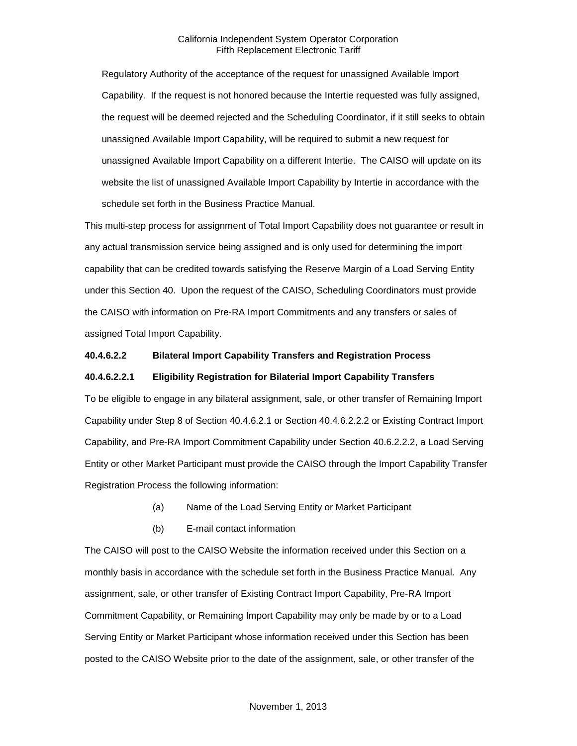Regulatory Authority of the acceptance of the request for unassigned Available Import Capability. If the request is not honored because the Intertie requested was fully assigned, the request will be deemed rejected and the Scheduling Coordinator, if it still seeks to obtain unassigned Available Import Capability, will be required to submit a new request for unassigned Available Import Capability on a different Intertie. The CAISO will update on its website the list of unassigned Available Import Capability by Intertie in accordance with the schedule set forth in the Business Practice Manual.

This multi-step process for assignment of Total Import Capability does not guarantee or result in any actual transmission service being assigned and is only used for determining the import capability that can be credited towards satisfying the Reserve Margin of a Load Serving Entity under this Section 40. Upon the request of the CAISO, Scheduling Coordinators must provide the CAISO with information on Pre-RA Import Commitments and any transfers or sales of assigned Total Import Capability.

**40.4.6.2.2 Bilateral Import Capability Transfers and Registration Process**

**40.4.6.2.2.1 Eligibility Registration for Bilaterial Import Capability Transfers**

To be eligible to engage in any bilateral assignment, sale, or other transfer of Remaining Import Capability under Step 8 of Section 40.4.6.2.1 or Section 40.4.6.2.2.2 or Existing Contract Import Capability, and Pre-RA Import Commitment Capability under Section 40.6.2.2.2, a Load Serving Entity or other Market Participant must provide the CAISO through the Import Capability Transfer Registration Process the following information:

(a) Name of the Load Serving Entity or Market Participant

(b) E-mail contact information

The CAISO will post to the CAISO Website the information received under this Section on a monthly basis in accordance with the schedule set forth in the Business Practice Manual. Any assignment, sale, or other transfer of Existing Contract Import Capability, Pre-RA Import Commitment Capability, or Remaining Import Capability may only be made by or to a Load Serving Entity or Market Participant whose information received under this Section has been posted to the CAISO Website prior to the date of the assignment, sale, or other transfer of the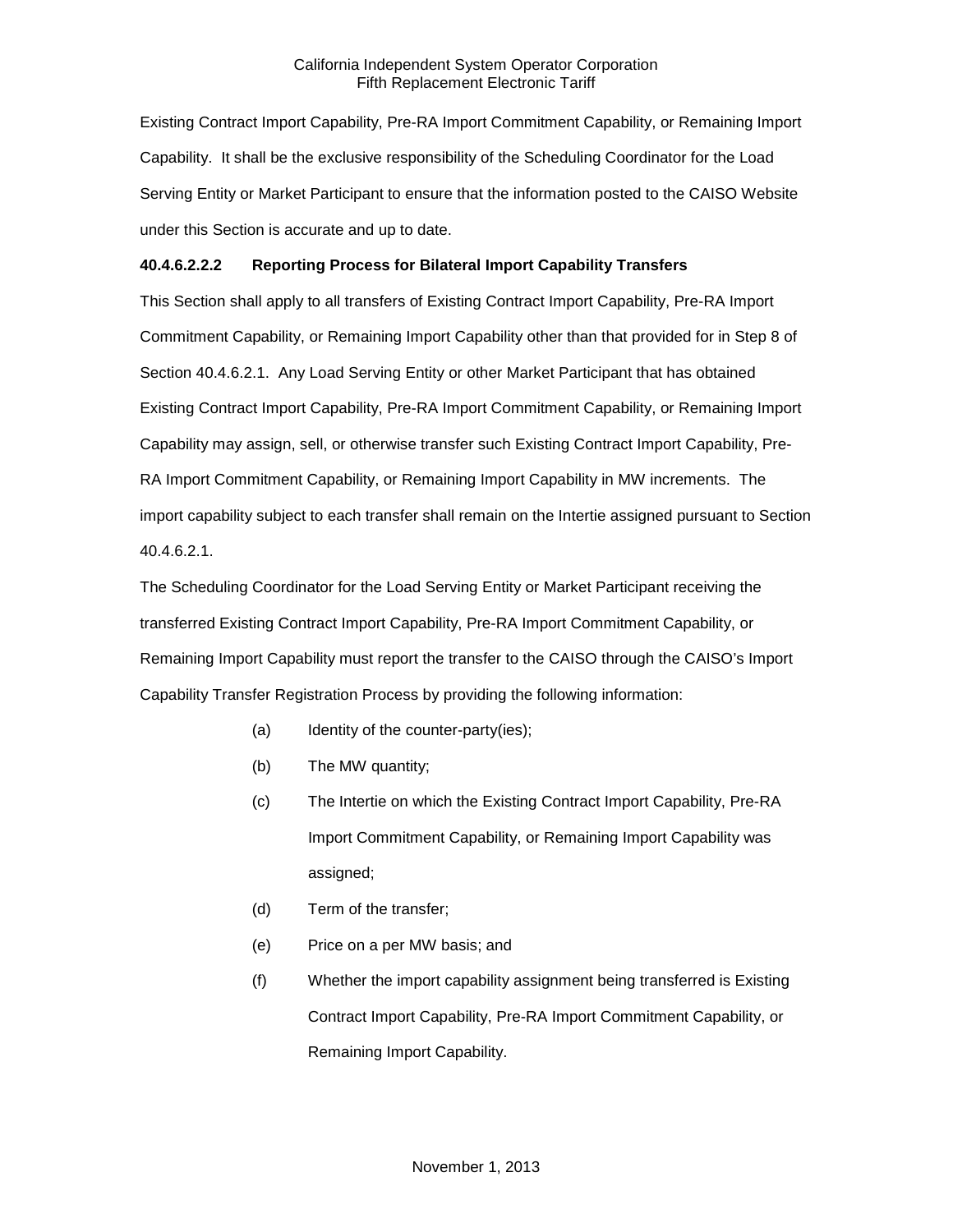Existing Contract Import Capability, Pre-RA Import Commitment Capability, or Remaining Import Capability. It shall be the exclusive responsibility of the Scheduling Coordinator for the Load Serving Entity or Market Participant to ensure that the information posted to the CAISO Website under this Section is accurate and up to date.

**40.4.6.2.2.2 Reporting Process for Bilateral Import Capability Transfers**

This Section shall apply to all transfers of Existing Contract Import Capability, Pre-RA Import Commitment Capability, or Remaining Import Capability other than that provided for in Step 8 of Section 40.4.6.2.1. Any Load Serving Entity or other Market Participant that has obtained Existing Contract Import Capability, Pre-RA Import Commitment Capability, or Remaining Import Capability may assign, sell, or otherwise transfer such Existing Contract Import Capability, Pre-RA Import Commitment Capability, or Remaining Import Capability in MW increments. The import capability subject to each transfer shall remain on the Intertie assigned pursuant to Section 40.4.6.2.1.

The Scheduling Coordinator for the Load Serving Entity or Market Participant receiving the transferred Existing Contract Import Capability, Pre-RA Import Commitment Capability, or Remaining Import Capability must report the transfer to the CAISO through the CAISO's Import Capability Transfer Registration Process by providing the following information:

(a) Identity of the counter-party(ies);

(b) The MW quantity;

(c) The Intertie on which the Existing Contract Import Capability, Pre-RA Import Commitment Capability, or Remaining Import Capability was assigned;

(d) Term of the transfer;

(e) Price on a per MW basis; and

(f) Whether the import capability assignment being transferred is Existing Contract Import Capability, Pre-RA Import Commitment Capability, or Remaining Import Capability.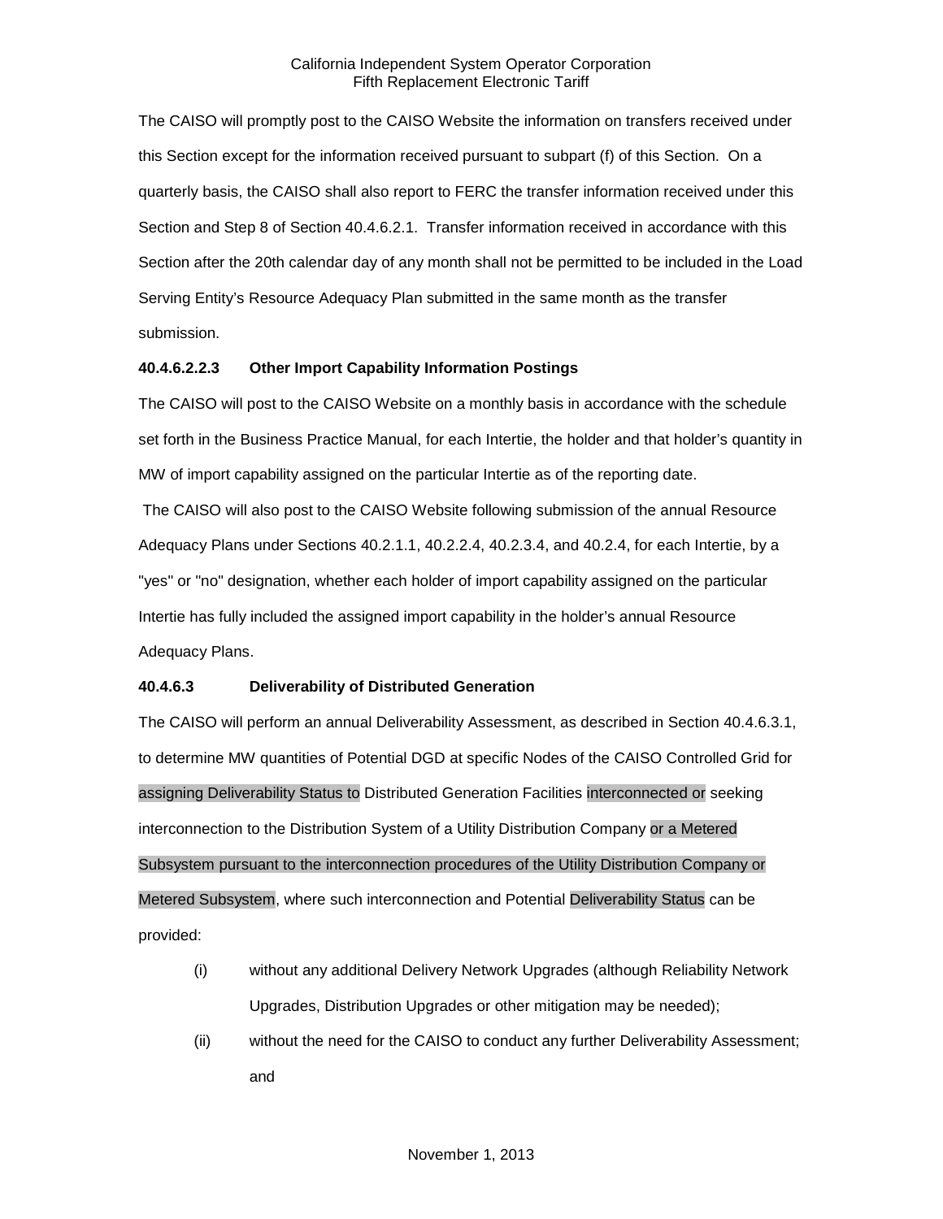The CAISO will promptly post to the CAISO Website the information on transfers received under this Section except for the information received pursuant to subpart (f) of this Section. On a quarterly basis, the CAISO shall also report to FERC the transfer information received under this Section and Step 8 of Section 40.4.6.2.1. Transfer information received in accordance with this Section after the 20th calendar day of any month shall not be permitted to be included in the Load Serving Entity's Resource Adequacy Plan submitted in the same month as the transfer submission.

**40.4.6.2.2.3 Other Import Capability Information Postings**

The CAISO will post to the CAISO Website on a monthly basis in accordance with the schedule set forth in the Business Practice Manual, for each Intertie, the holder and that holder's quantity in MW of import capability assigned on the particular Intertie as of the reporting date.

The CAISO will also post to the CAISO Website following submission of the annual Resource Adequacy Plans under Sections 40.2.1.1, 40.2.2.4, 40.2.3.4, and 40.2.4, for each Intertie, by a "yes" or "no" designation, whether each holder of import capability assigned on the particular Intertie has fully included the assigned import capability in the holder's annual Resource Adequacy Plans.

**40.4.6.3 Deliverability of Distributed Generation**

The CAISO will perform an annual Deliverability Assessment, as described in Section 40.4.6.3.1, to determine MW quantities of Potential DGD at specific Nodes of the CAISO Controlled Grid for assigning Deliverability Status to Distributed Generation Facilities interconnected or seeking interconnection to the Distribution System of a Utility Distribution Company or a Metered Subsystem pursuant to the interconnection procedures of the Utility Distribution Company or Metered Subsystem, where such interconnection and Potential Deliverability Status can be provided:

(i) without any additional Delivery Network Upgrades (although Reliability Network Upgrades, Distribution Upgrades or other mitigation may be needed);

(ii) without the need for the CAISO to conduct any further Deliverability Assessment; and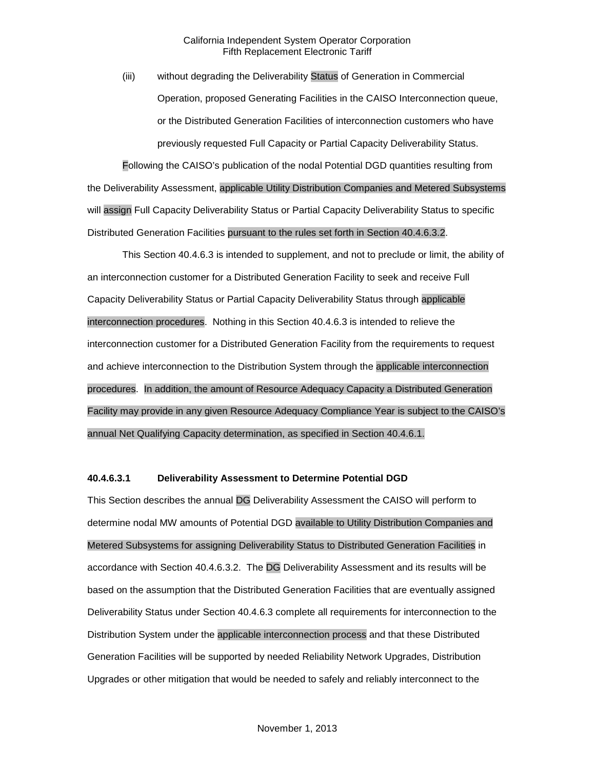(iii) without degrading the Deliverability Status of Generation in Commercial Operation, proposed Generating Facilities in the CAISO Interconnection queue, or the Distributed Generation Facilities of interconnection customers who have previously requested Full Capacity or Partial Capacity Deliverability Status.

Following the CAISO's publication of the nodal Potential DGD quantities resulting from the Deliverability Assessment, applicable Utility Distribution Companies and Metered Subsystems will assign Full Capacity Deliverability Status or Partial Capacity Deliverability Status to specific Distributed Generation Facilities pursuant to the rules set forth in Section 40.4.6.3.2.

This Section 40.4.6.3 is intended to supplement, and not to preclude or limit, the ability of an interconnection customer for a Distributed Generation Facility to seek and receive Full Capacity Deliverability Status or Partial Capacity Deliverability Status through applicable interconnection procedures. Nothing in this Section 40.4.6.3 is intended to relieve the interconnection customer for a Distributed Generation Facility from the requirements to request and achieve interconnection to the Distribution System through the applicable interconnection procedures. In addition, the amount of Resource Adequacy Capacity a Distributed Generation Facility may provide in any given Resource Adequacy Compliance Year is subject to the CAISO's annual Net Qualifying Capacity determination, as specified in Section 40.4.6.1.

**40.4.6.3.1 Deliverability Assessment to Determine Potential DGD**

This Section describes the annual DG Deliverability Assessment the CAISO will perform to determine nodal MW amounts of Potential DGD available to Utility Distribution Companies and Metered Subsystems for assigning Deliverability Status to Distributed Generation Facilities in accordance with Section 40.4.6.3.2. The DG Deliverability Assessment and its results will be based on the assumption that the Distributed Generation Facilities that are eventually assigned Deliverability Status under Section 40.4.6.3 complete all requirements for interconnection to the Distribution System under the applicable interconnection process and that these Distributed Generation Facilities will be supported by needed Reliability Network Upgrades, Distribution Upgrades or other mitigation that would be needed to safely and reliably interconnect to the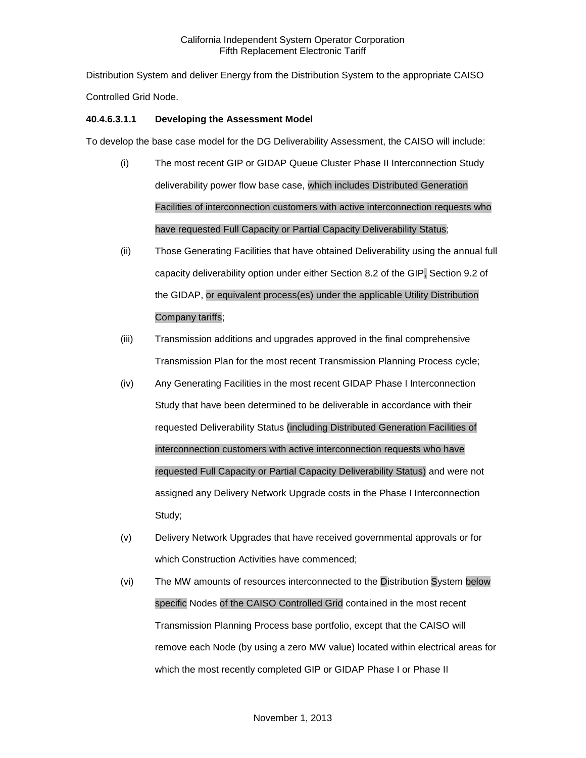Distribution System and deliver Energy from the Distribution System to the appropriate CAISO Controlled Grid Node.

**40.4.6.3.1.1 Developing the Assessment Model**

To develop the base case model for the DG Deliverability Assessment, the CAISO will include:

(i) The most recent GIP or GIDAP Queue Cluster Phase II Interconnection Study deliverability power flow base case, which includes Distributed Generation Facilities of interconnection customers with active interconnection requests who have requested Full Capacity or Partial Capacity Deliverability Status;

(ii) Those Generating Facilities that have obtained Deliverability using the annual full capacity deliverability option under either Section 8.2 of the GIP, Section 9.2 of the GIDAP, or equivalent process(es) under the applicable Utility Distribution Company tariffs;

(iii) Transmission additions and upgrades approved in the final comprehensive Transmission Plan for the most recent Transmission Planning Process cycle;

(iv) Any Generating Facilities in the most recent GIDAP Phase I Interconnection Study that have been determined to be deliverable in accordance with their requested Deliverability Status (including Distributed Generation Facilities of interconnection customers with active interconnection requests who have requested Full Capacity or Partial Capacity Deliverability Status) and were not assigned any Delivery Network Upgrade costs in the Phase I Interconnection Study;

(v) Delivery Network Upgrades that have received governmental approvals or for which Construction Activities have commenced;

(vi) The MW amounts of resources interconnected to the Distribution System below specific Nodes of the CAISO Controlled Grid contained in the most recent Transmission Planning Process base portfolio, except that the CAISO will remove each Node (by using a zero MW value) located within electrical areas for which the most recently completed GIP or GIDAP Phase I or Phase II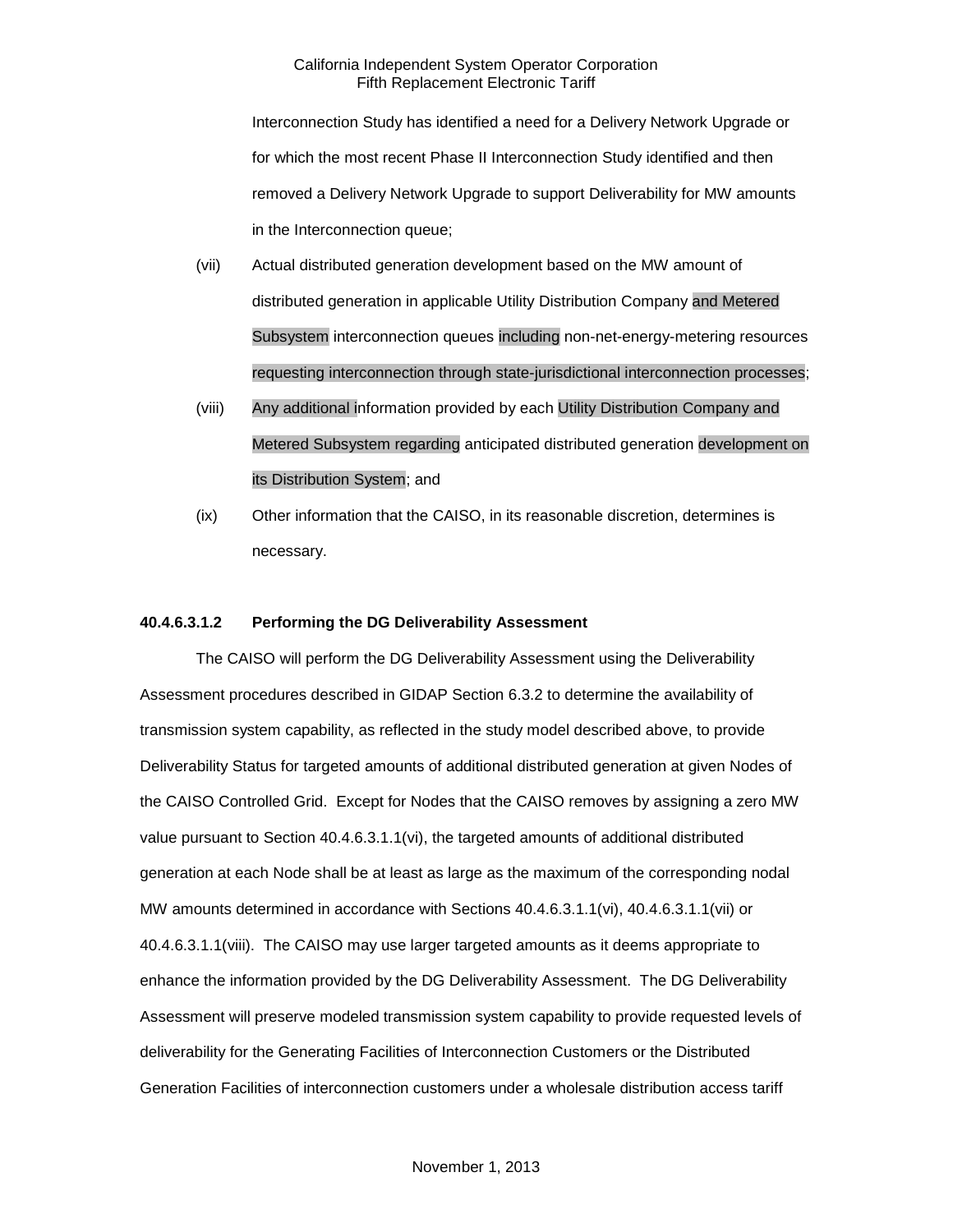Interconnection Study has identified a need for a Delivery Network Upgrade or for which the most recent Phase II Interconnection Study identified and then removed a Delivery Network Upgrade to support Deliverability for MW amounts in the Interconnection queue;

(vii) Actual distributed generation development based on the MW amount of distributed generation in applicable Utility Distribution Company and Metered Subsystem interconnection queues including non-net-energy-metering resources requesting interconnection through state-jurisdictional interconnection processes;

(viii) Any additional information provided by each Utility Distribution Company and Metered Subsystem regarding anticipated distributed generation development on its Distribution System; and

(ix) Other information that the CAISO, in its reasonable discretion, determines is necessary.

**40.4.6.3.1.2 Performing the DG Deliverability Assessment**

The CAISO will perform the DG Deliverability Assessment using the Deliverability Assessment procedures described in GIDAP Section 6.3.2 to determine the availability of transmission system capability, as reflected in the study model described above, to provide Deliverability Status for targeted amounts of additional distributed generation at given Nodes of the CAISO Controlled Grid. Except for Nodes that the CAISO removes by assigning a zero MW value pursuant to Section 40.4.6.3.1.1(vi), the targeted amounts of additional distributed generation at each Node shall be at least as large as the maximum of the corresponding nodal MW amounts determined in accordance with Sections 40.4.6.3.1.1(vi), 40.4.6.3.1.1(vii) or 40.4.6.3.1.1(viii). The CAISO may use larger targeted amounts as it deems appropriate to enhance the information provided by the DG Deliverability Assessment. The DG Deliverability Assessment will preserve modeled transmission system capability to provide requested levels of deliverability for the Generating Facilities of Interconnection Customers or the Distributed Generation Facilities of interconnection customers under a wholesale distribution access tariff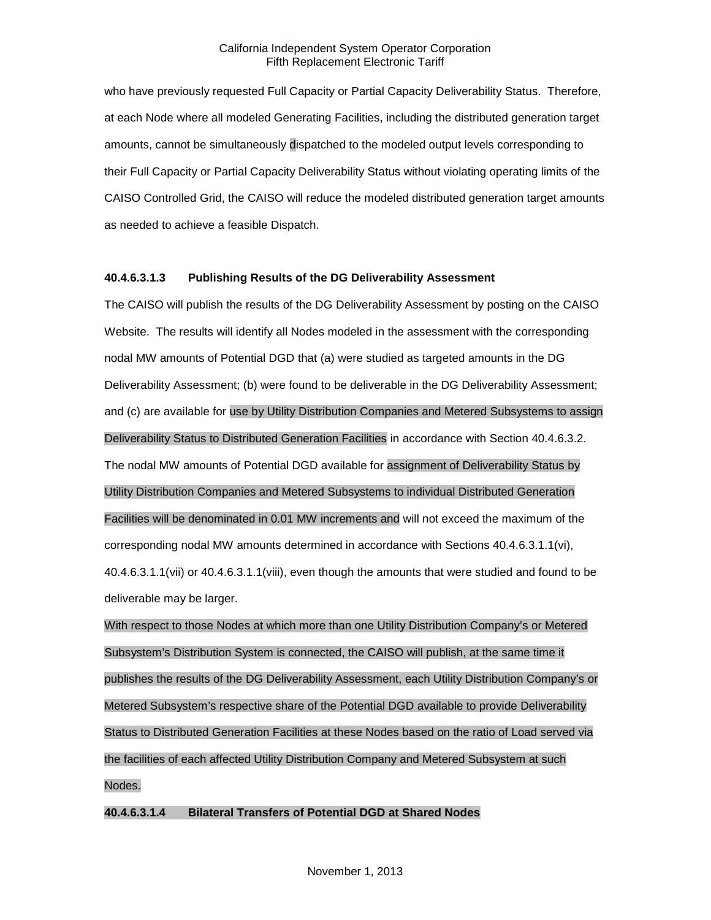who have previously requested Full Capacity or Partial Capacity Deliverability Status. Therefore, at each Node where all modeled Generating Facilities, including the distributed generation target amounts, cannot be simultaneously dispatched to the modeled output levels corresponding to their Full Capacity or Partial Capacity Deliverability Status without violating operating limits of the CAISO Controlled Grid, the CAISO will reduce the modeled distributed generation target amounts as needed to achieve a feasible Dispatch.

#### 40.4.6.3.1.3 Publishing Results of the DG Deliverability Assessment

The CAISO will publish the results of the DG Deliverability Assessment by posting on the CAISO Website. The results will identify all Nodes modeled in the assessment with the corresponding nodal MW amounts of Potential DGD that (a) were studied as targeted amounts in the DG Deliverability Assessment; (b) were found to be deliverable in the DG Deliverability Assessment; and (c) are available for use by Utility Distribution Companies and Metered Subsystems to assign Deliverability Status to Distributed Generation Facilities in accordance with Section 40.4.6.3.2. The nodal MW amounts of Potential DGD available for assignment of Deliverability Status by Utility Distribution Companies and Metered Subsystems to individual Distributed Generation Facilities will be denominated in 0.01 MW increments and will not exceed the maximum of the corresponding nodal MW amounts determined in accordance with Sections 40.4.6.3.1.1(vi), 40.4.6.3.1.1(vii) or 40.4.6.3.1.1(viii), even though the amounts that were studied and found to be deliverable may be larger.

With respect to those Nodes at which more than one Utility Distribution Company's or Metered Subsystem's Distribution System is connected, the CAISO will publish, at the same time it publishes the results of the DG Deliverability Assessment, each Utility Distribution Company's or Metered Subsystem's respective share of the Potential DGD available to provide Deliverability Status to Distributed Generation Facilities at these Nodes based on the ratio of Load served via the facilities of each affected Utility Distribution Company and Metered Subsystem at such Nodes.

#### 40.4.6.3.1.4 Bilateral Transfers of Potential DGD at Shared Nodes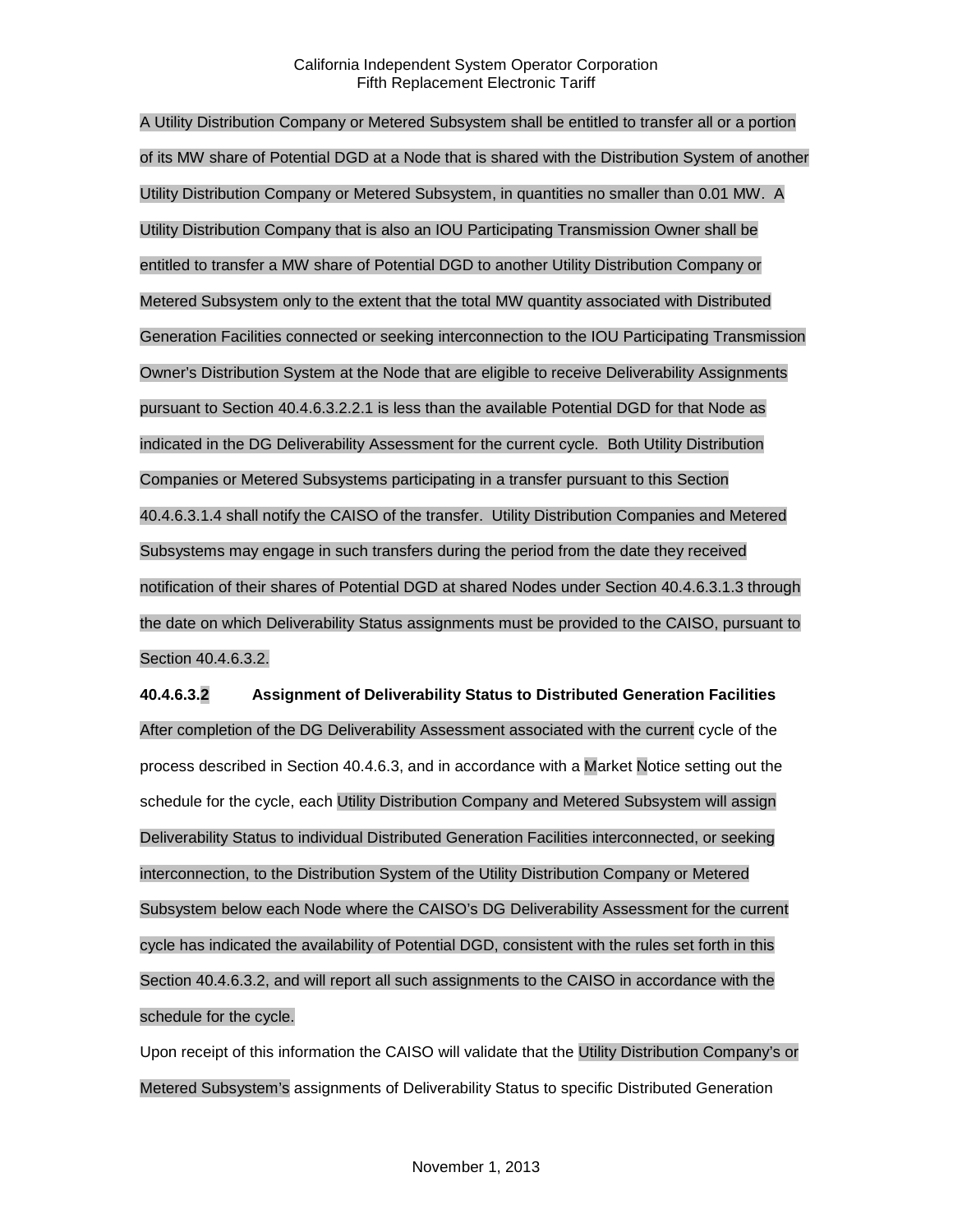A Utility Distribution Company or Metered Subsystem shall be entitled to transfer all or a portion of its MW share of Potential DGD at a Node that is shared with the Distribution System of another Utility Distribution Company or Metered Subsystem, in quantities no smaller than 0.01 MW. A Utility Distribution Company that is also an IOU Participating Transmission Owner shall be entitled to transfer a MW share of Potential DGD to another Utility Distribution Company or Metered Subsystem only to the extent that the total MW quantity associated with Distributed Generation Facilities connected or seeking interconnection to the IOU Participating Transmission Owner's Distribution System at the Node that are eligible to receive Deliverability Assignments pursuant to Section 40.4.6.3.2.2.1 is less than the available Potential DGD for that Node as indicated in the DG Deliverability Assessment for the current cycle. Both Utility Distribution Companies or Metered Subsystems participating in a transfer pursuant to this Section 40.4.6.3.1.4 shall notify the CAISO of the transfer. Utility Distribution Companies and Metered Subsystems may engage in such transfers during the period from the date they received notification of their shares of Potential DGD at shared Nodes under Section 40.4.6.3.1.3 through the date on which Deliverability Status assignments must be provided to the CAISO, pursuant to Section 40.4.6.3.2.

**40.4.6.3.2 Assignment of Deliverability Status to Distributed Generation Facilities**

After completion of the DG Deliverability Assessment associated with the current cycle of the process described in Section 40.4.6.3, and in accordance with a Market Notice setting out the schedule for the cycle, each Utility Distribution Company and Metered Subsystem will assign Deliverability Status to individual Distributed Generation Facilities interconnected, or seeking interconnection, to the Distribution System of the Utility Distribution Company or Metered Subsystem below each Node where the CAISO's DG Deliverability Assessment for the current cycle has indicated the availability of Potential DGD, consistent with the rules set forth in this Section 40.4.6.3.2, and will report all such assignments to the CAISO in accordance with the schedule for the cycle.

Upon receipt of this information the CAISO will validate that the Utility Distribution Company's or Metered Subsystem's assignments of Deliverability Status to specific Distributed Generation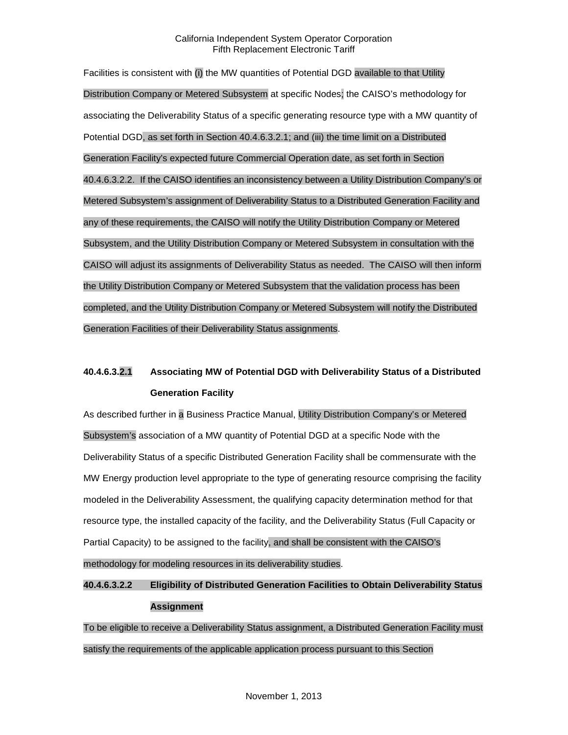Facilities is consistent with (i) the MW quantities of Potential DGD available to that Utility Distribution Company or Metered Subsystem at specific Nodes; the CAISO's methodology for associating the Deliverability Status of a specific generating resource type with a MW quantity of Potential DGD, as set forth in Section 40.4.6.3.2.1; and (iii) the time limit on a Distributed Generation Facility's expected future Commercial Operation date, as set forth in Section 40.4.6.3.2.2. If the CAISO identifies an inconsistency between a Utility Distribution Company's or Metered Subsystem's assignment of Deliverability Status to a Distributed Generation Facility and any of these requirements, the CAISO will notify the Utility Distribution Company or Metered Subsystem, and the Utility Distribution Company or Metered Subsystem in consultation with the CAISO will adjust its assignments of Deliverability Status as needed. The CAISO will then inform the Utility Distribution Company or Metered Subsystem that the validation process has been completed, and the Utility Distribution Company or Metered Subsystem will notify the Distributed Generation Facilities of their Deliverability Status assignments.

### 40.4.6.3.2.1 Associating MW of Potential DGD with Deliverability Status of a Distributed Generation Facility

As described further in a Business Practice Manual, Utility Distribution Company's or Metered Subsystem's association of a MW quantity of Potential DGD at a specific Node with the Deliverability Status of a specific Distributed Generation Facility shall be commensurate with the MW Energy production level appropriate to the type of generating resource comprising the facility modeled in the Deliverability Assessment, the qualifying capacity determination method for that resource type, the installed capacity of the facility, and the Deliverability Status (Full Capacity or Partial Capacity) to be assigned to the facility, and shall be consistent with the CAISO's methodology for modeling resources in its deliverability studies.

### 40.4.6.3.2.2 Eligibility of Distributed Generation Facilities to Obtain Deliverability Status Assignment

To be eligible to receive a Deliverability Status assignment, a Distributed Generation Facility must satisfy the requirements of the applicable application process pursuant to this Section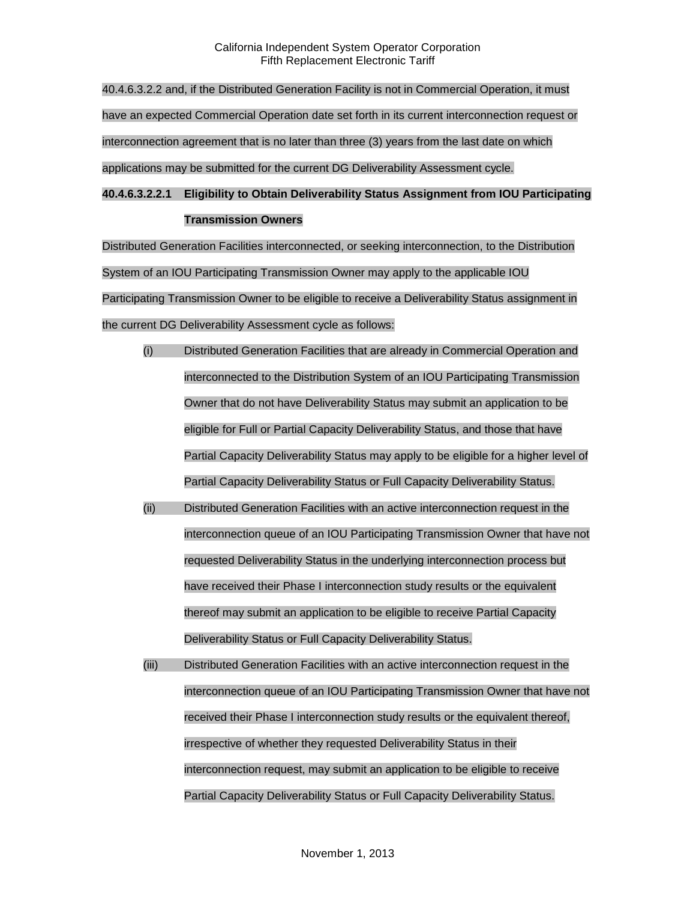40.4.6.3.2.2 and, if the Distributed Generation Facility is not in Commercial Operation, it must have an expected Commercial Operation date set forth in its current interconnection request or interconnection agreement that is no later than three (3) years from the last date on which applications may be submitted for the current DG Deliverability Assessment cycle.

**40.4.6.3.2.2.1 Eligibility to Obtain Deliverability Status Assignment from IOU Participating Transmission Owners**

Distributed Generation Facilities interconnected, or seeking interconnection, to the Distribution System of an IOU Participating Transmission Owner may apply to the applicable IOU Participating Transmission Owner to be eligible to receive a Deliverability Status assignment in the current DG Deliverability Assessment cycle as follows:

(i) Distributed Generation Facilities that are already in Commercial Operation and interconnected to the Distribution System of an IOU Participating Transmission Owner that do not have Deliverability Status may submit an application to be eligible for Full or Partial Capacity Deliverability Status, and those that have Partial Capacity Deliverability Status may apply to be eligible for a higher level of Partial Capacity Deliverability Status or Full Capacity Deliverability Status.

(ii) Distributed Generation Facilities with an active interconnection request in the interconnection queue of an IOU Participating Transmission Owner that have not requested Deliverability Status in the underlying interconnection process but have received their Phase I interconnection study results or the equivalent thereof may submit an application to be eligible to receive Partial Capacity Deliverability Status or Full Capacity Deliverability Status.

(iii) Distributed Generation Facilities with an active interconnection request in the interconnection queue of an IOU Participating Transmission Owner that have not received their Phase I interconnection study results or the equivalent thereof, irrespective of whether they requested Deliverability Status in their interconnection request, may submit an application to be eligible to receive Partial Capacity Deliverability Status or Full Capacity Deliverability Status.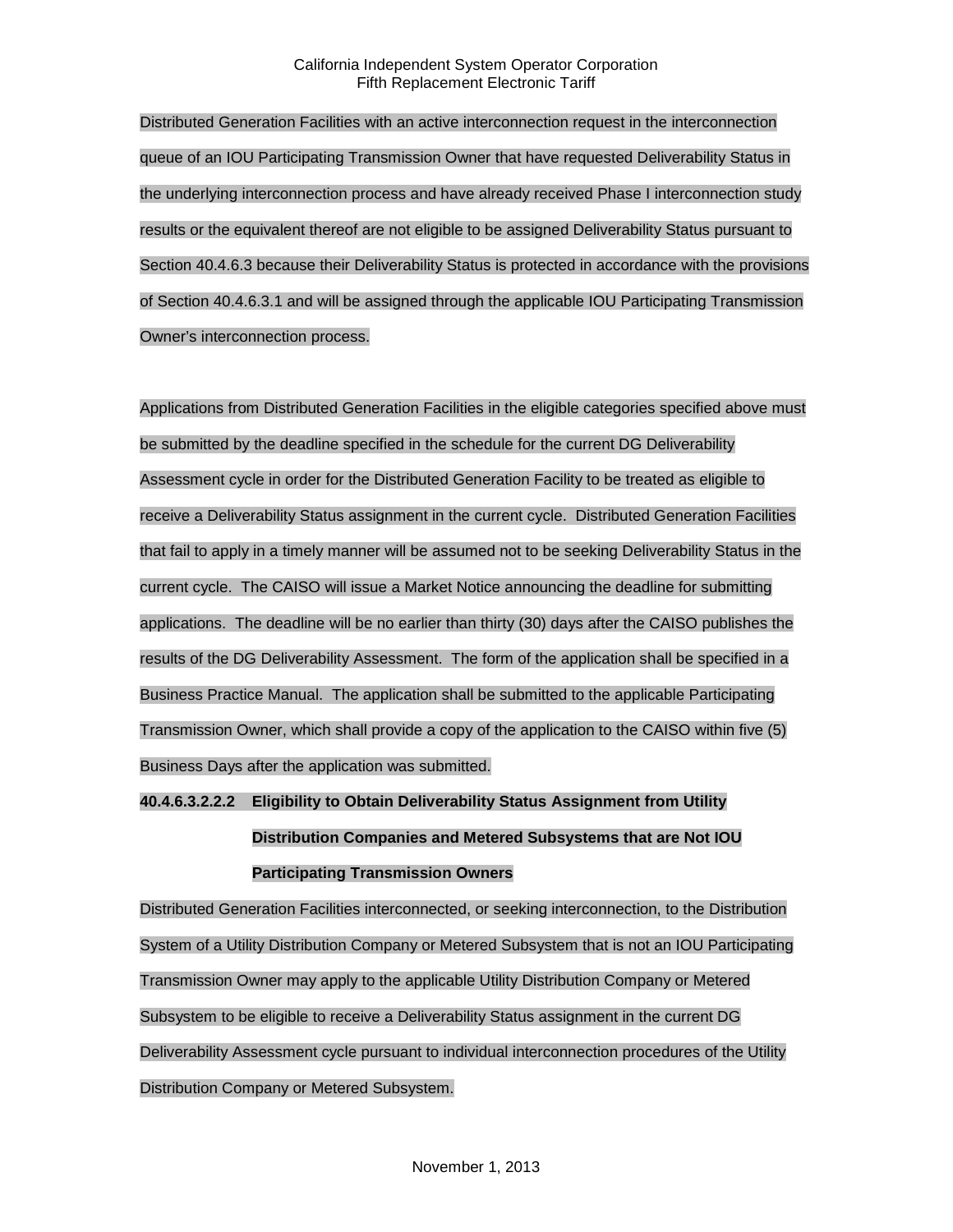Distributed Generation Facilities with an active interconnection request in the interconnection queue of an IOU Participating Transmission Owner that have requested Deliverability Status in the underlying interconnection process and have already received Phase I interconnection study results or the equivalent thereof are not eligible to be assigned Deliverability Status pursuant to Section 40.4.6.3 because their Deliverability Status is protected in accordance with the provisions of Section 40.4.6.3.1 and will be assigned through the applicable IOU Participating Transmission Owner's interconnection process.

Applications from Distributed Generation Facilities in the eligible categories specified above must be submitted by the deadline specified in the schedule for the current DG Deliverability Assessment cycle in order for the Distributed Generation Facility to be treated as eligible to receive a Deliverability Status assignment in the current cycle. Distributed Generation Facilities that fail to apply in a timely manner will be assumed not to be seeking Deliverability Status in the current cycle. The CAISO will issue a Market Notice announcing the deadline for submitting applications. The deadline will be no earlier than thirty (30) days after the CAISO publishes the results of the DG Deliverability Assessment. The form of the application shall be specified in a Business Practice Manual. The application shall be submitted to the applicable Participating Transmission Owner, which shall provide a copy of the application to the CAISO within five (5) Business Days after the application was submitted.

**40.4.6.3.2.2.2 Eligibility to Obtain Deliverability Status Assignment from Utility Distribution Companies and Metered Subsystems that are Not IOU Participating Transmission Owners**

Distributed Generation Facilities interconnected, or seeking interconnection, to the Distribution System of a Utility Distribution Company or Metered Subsystem that is not an IOU Participating Transmission Owner may apply to the applicable Utility Distribution Company or Metered Subsystem to be eligible to receive a Deliverability Status assignment in the current DG Deliverability Assessment cycle pursuant to individual interconnection procedures of the Utility Distribution Company or Metered Subsystem.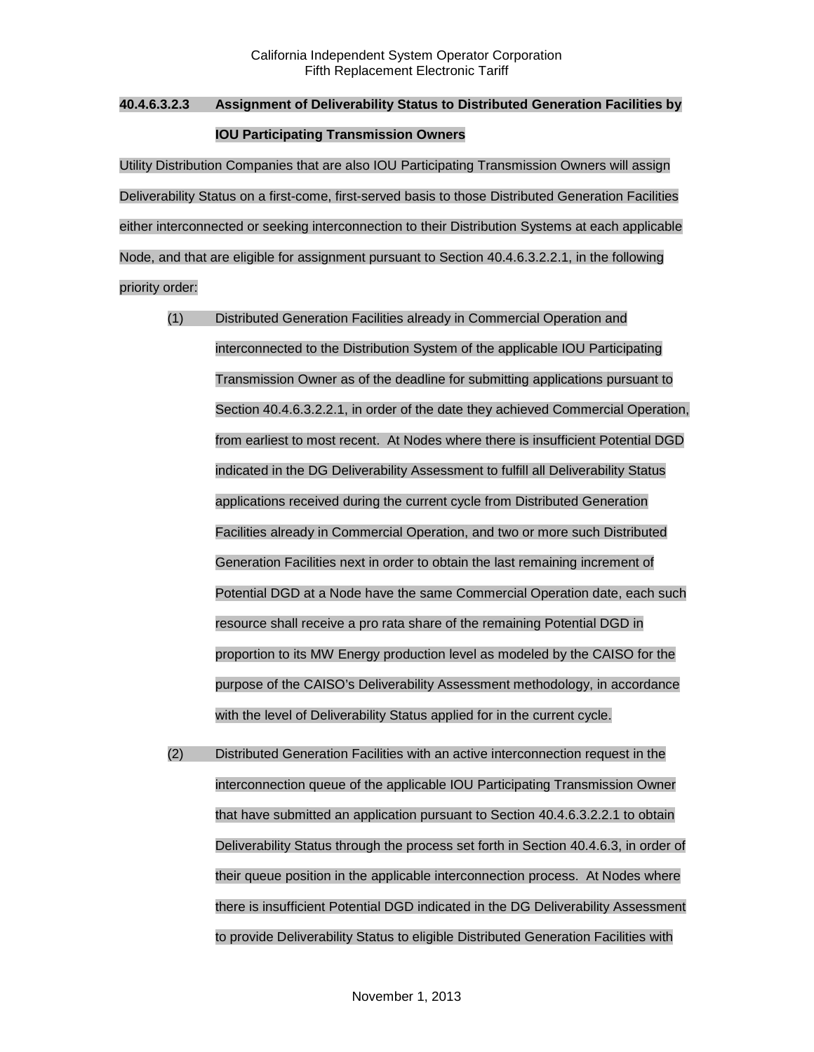**40.4.6.3.2.3 Assignment of Deliverability Status to Distributed Generation Facilities by IOU Participating Transmission Owners**

Utility Distribution Companies that are also IOU Participating Transmission Owners will assign Deliverability Status on a first-come, first-served basis to those Distributed Generation Facilities either interconnected or seeking interconnection to their Distribution Systems at each applicable Node, and that are eligible for assignment pursuant to Section 40.4.6.3.2.2.1, in the following priority order:

(1) Distributed Generation Facilities already in Commercial Operation and interconnected to the Distribution System of the applicable IOU Participating Transmission Owner as of the deadline for submitting applications pursuant to Section 40.4.6.3.2.2.1, in order of the date they achieved Commercial Operation, from earliest to most recent. At Nodes where there is insufficient Potential DGD indicated in the DG Deliverability Assessment to fulfill all Deliverability Status applications received during the current cycle from Distributed Generation Facilities already in Commercial Operation, and two or more such Distributed Generation Facilities next in order to obtain the last remaining increment of Potential DGD at a Node have the same Commercial Operation date, each such resource shall receive a pro rata share of the remaining Potential DGD in proportion to its MW Energy production level as modeled by the CAISO for the purpose of the CAISO's Deliverability Assessment methodology, in accordance with the level of Deliverability Status applied for in the current cycle.

(2) Distributed Generation Facilities with an active interconnection request in the interconnection queue of the applicable IOU Participating Transmission Owner that have submitted an application pursuant to Section 40.4.6.3.2.2.1 to obtain Deliverability Status through the process set forth in Section 40.4.6.3, in order of their queue position in the applicable interconnection process. At Nodes where there is insufficient Potential DGD indicated in the DG Deliverability Assessment to provide Deliverability Status to eligible Distributed Generation Facilities with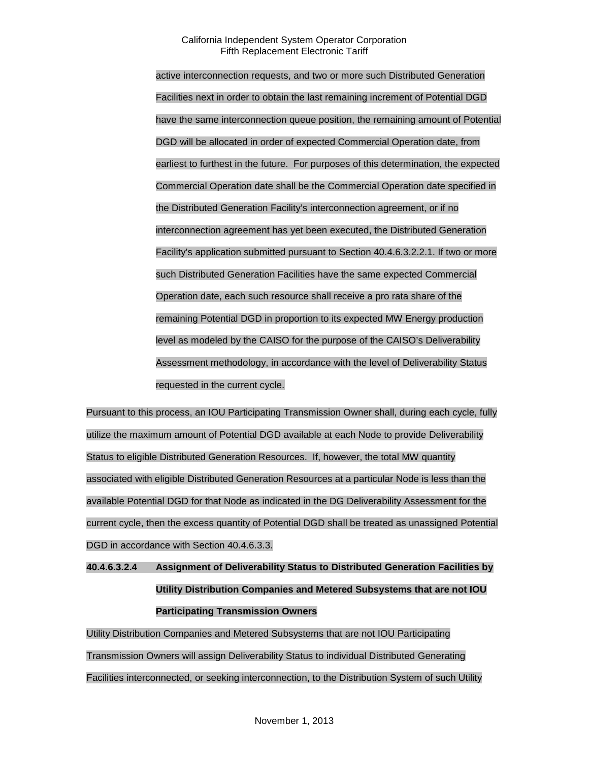active interconnection requests, and two or more such Distributed Generation Facilities next in order to obtain the last remaining increment of Potential DGD have the same interconnection queue position, the remaining amount of Potential DGD will be allocated in order of expected Commercial Operation date, from earliest to furthest in the future. For purposes of this determination, the expected Commercial Operation date shall be the Commercial Operation date specified in the Distributed Generation Facility's interconnection agreement, or if no interconnection agreement has yet been executed, the Distributed Generation Facility's application submitted pursuant to Section 40.4.6.3.2.2.1. If two or more such Distributed Generation Facilities have the same expected Commercial Operation date, each such resource shall receive a pro rata share of the remaining Potential DGD in proportion to its expected MW Energy production level as modeled by the CAISO for the purpose of the CAISO's Deliverability Assessment methodology, in accordance with the level of Deliverability Status requested in the current cycle.

Pursuant to this process, an IOU Participating Transmission Owner shall, during each cycle, fully utilize the maximum amount of Potential DGD available at each Node to provide Deliverability Status to eligible Distributed Generation Resources. If, however, the total MW quantity associated with eligible Distributed Generation Resources at a particular Node is less than the available Potential DGD for that Node as indicated in the DG Deliverability Assessment for the current cycle, then the excess quantity of Potential DGD shall be treated as unassigned Potential DGD in accordance with Section 40.4.6.3.3.

**40.4.6.3.2.4 Assignment of Deliverability Status to Distributed Generation Facilities by Utility Distribution Companies and Metered Subsystems that are not IOU Participating Transmission Owners**

Utility Distribution Companies and Metered Subsystems that are not IOU Participating Transmission Owners will assign Deliverability Status to individual Distributed Generating Facilities interconnected, or seeking interconnection, to the Distribution System of such Utility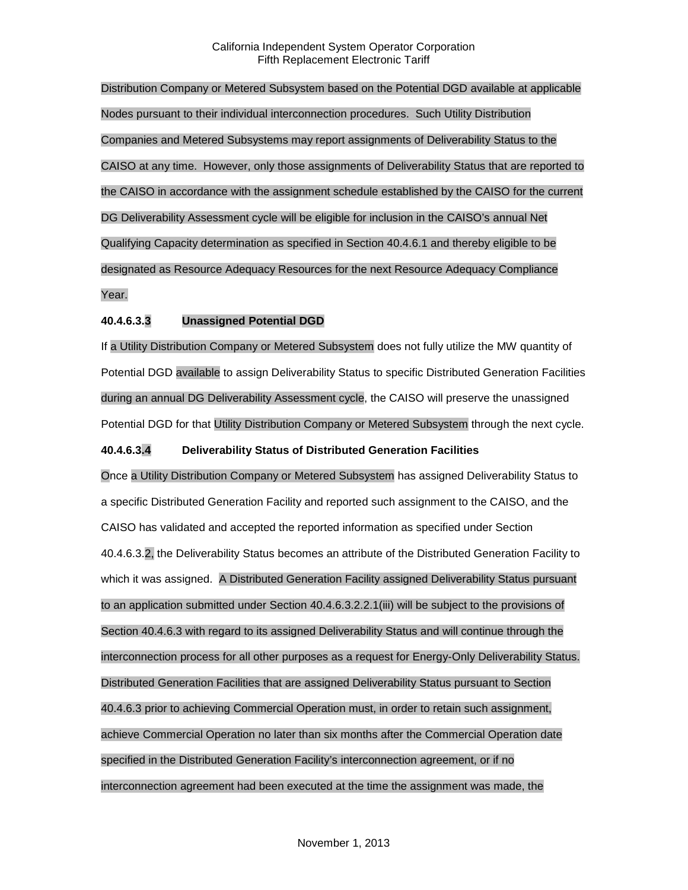Distribution Company or Metered Subsystem based on the Potential DGD available at applicable Nodes pursuant to their individual interconnection procedures. Such Utility Distribution Companies and Metered Subsystems may report assignments of Deliverability Status to the CAISO at any time. However, only those assignments of Deliverability Status that are reported to the CAISO in accordance with the assignment schedule established by the CAISO for the current DG Deliverability Assessment cycle will be eligible for inclusion in the CAISO's annual Net Qualifying Capacity determination as specified in Section 40.4.6.1 and thereby eligible to be designated as Resource Adequacy Resources for the next Resource Adequacy Compliance Year.

**40.4.6.3.3 Unassigned Potential DGD**

If a Utility Distribution Company or Metered Subsystem does not fully utilize the MW quantity of Potential DGD available to assign Deliverability Status to specific Distributed Generation Facilities during an annual DG Deliverability Assessment cycle, the CAISO will preserve the unassigned Potential DGD for that Utility Distribution Company or Metered Subsystem through the next cycle.

**40.4.6.3.4 Deliverability Status of Distributed Generation Facilities**

Once a Utility Distribution Company or Metered Subsystem has assigned Deliverability Status to a specific Distributed Generation Facility and reported such assignment to the CAISO, and the CAISO has validated and accepted the reported information as specified under Section 40.4.6.3.2, the Deliverability Status becomes an attribute of the Distributed Generation Facility to which it was assigned. A Distributed Generation Facility assigned Deliverability Status pursuant to an application submitted under Section 40.4.6.3.2.2.1(iii) will be subject to the provisions of Section 40.4.6.3 with regard to its assigned Deliverability Status and will continue through the interconnection process for all other purposes as a request for Energy-Only Deliverability Status. Distributed Generation Facilities that are assigned Deliverability Status pursuant to Section 40.4.6.3 prior to achieving Commercial Operation must, in order to retain such assignment, achieve Commercial Operation no later than six months after the Commercial Operation date specified in the Distributed Generation Facility's interconnection agreement, or if no interconnection agreement had been executed at the time the assignment was made, the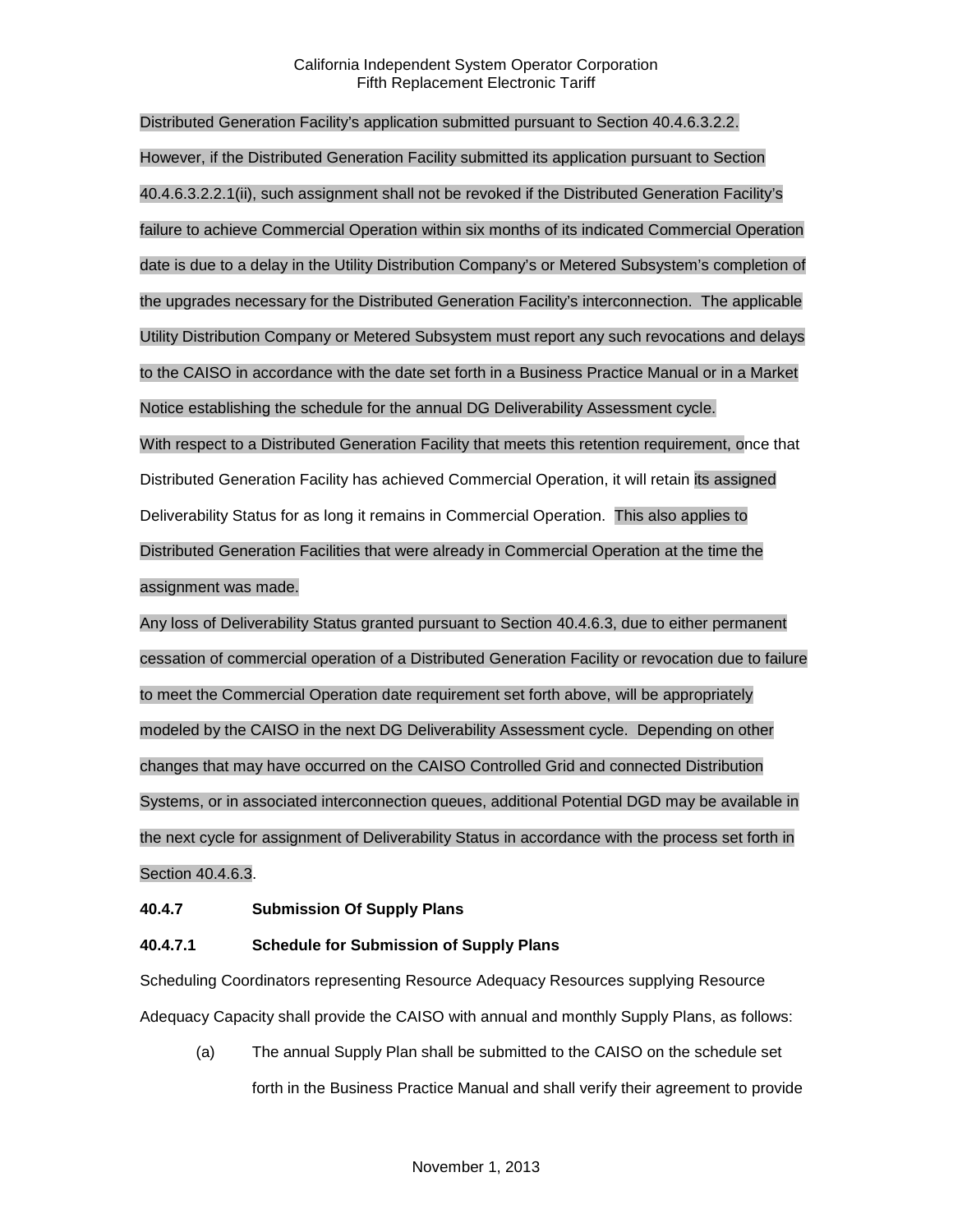Distributed Generation Facility's application submitted pursuant to Section 40.4.6.3.2.2. However, if the Distributed Generation Facility submitted its application pursuant to Section 40.4.6.3.2.2.1(ii), such assignment shall not be revoked if the Distributed Generation Facility's failure to achieve Commercial Operation within six months of its indicated Commercial Operation date is due to a delay in the Utility Distribution Company's or Metered Subsystem's completion of the upgrades necessary for the Distributed Generation Facility's interconnection. The applicable Utility Distribution Company or Metered Subsystem must report any such revocations and delays to the CAISO in accordance with the date set forth in a Business Practice Manual or in a Market Notice establishing the schedule for the annual DG Deliverability Assessment cycle.

With respect to a Distributed Generation Facility that meets this retention requirement, once that Distributed Generation Facility has achieved Commercial Operation, it will retain its assigned Deliverability Status for as long it remains in Commercial Operation. This also applies to Distributed Generation Facilities that were already in Commercial Operation at the time the assignment was made.

Any loss of Deliverability Status granted pursuant to Section 40.4.6.3, due to either permanent cessation of commercial operation of a Distributed Generation Facility or revocation due to failure to meet the Commercial Operation date requirement set forth above, will be appropriately modeled by the CAISO in the next DG Deliverability Assessment cycle. Depending on other changes that may have occurred on the CAISO Controlled Grid and connected Distribution Systems, or in associated interconnection queues, additional Potential DGD may be available in the next cycle for assignment of Deliverability Status in accordance with the process set forth in Section 40.4.6.3.

**40.4.7 Submission Of Supply Plans**

**40.4.7.1 Schedule for Submission of Supply Plans**

Scheduling Coordinators representing Resource Adequacy Resources supplying Resource Adequacy Capacity shall provide the CAISO with annual and monthly Supply Plans, as follows:

(a) The annual Supply Plan shall be submitted to the CAISO on the schedule set forth in the Business Practice Manual and shall verify their agreement to provide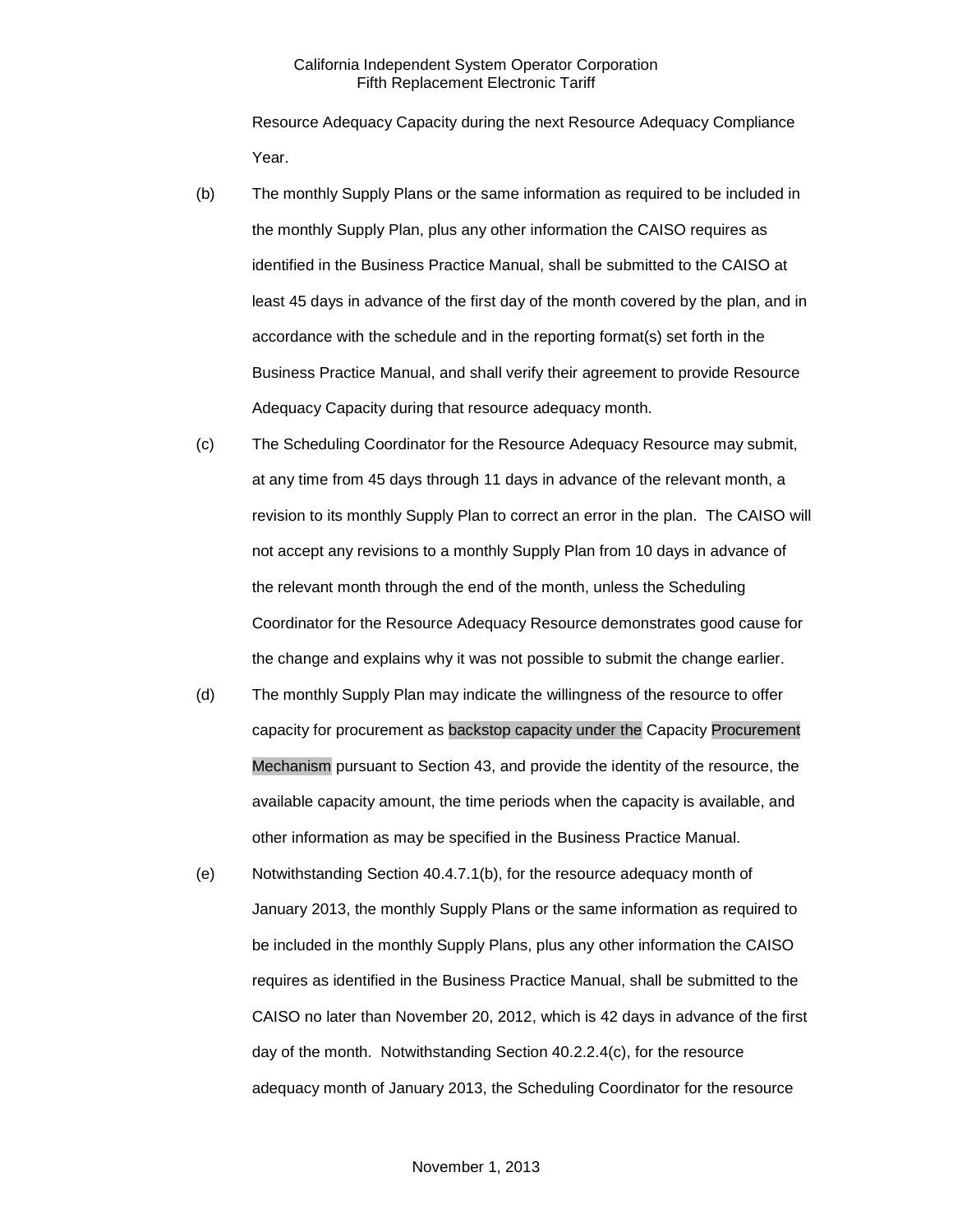Resource Adequacy Capacity during the next Resource Adequacy Compliance Year.

(b) The monthly Supply Plans or the same information as required to be included in the monthly Supply Plan, plus any other information the CAISO requires as identified in the Business Practice Manual, shall be submitted to the CAISO at least 45 days in advance of the first day of the month covered by the plan, and in accordance with the schedule and in the reporting format(s) set forth in the Business Practice Manual, and shall verify their agreement to provide Resource Adequacy Capacity during that resource adequacy month.

(c) The Scheduling Coordinator for the Resource Adequacy Resource may submit, at any time from 45 days through 11 days in advance of the relevant month, a revision to its monthly Supply Plan to correct an error in the plan. The CAISO will not accept any revisions to a monthly Supply Plan from 10 days in advance of the relevant month through the end of the month, unless the Scheduling Coordinator for the Resource Adequacy Resource demonstrates good cause for the change and explains why it was not possible to submit the change earlier.

(d) The monthly Supply Plan may indicate the willingness of the resource to offer capacity for procurement as backstop capacity under the Capacity Procurement Mechanism pursuant to Section 43, and provide the identity of the resource, the available capacity amount, the time periods when the capacity is available, and other information as may be specified in the Business Practice Manual.

(e) Notwithstanding Section 40.4.7.1(b), for the resource adequacy month of January 2013, the monthly Supply Plans or the same information as required to be included in the monthly Supply Plans, plus any other information the CAISO requires as identified in the Business Practice Manual, shall be submitted to the CAISO no later than November 20, 2012, which is 42 days in advance of the first day of the month. Notwithstanding Section 40.2.2.4(c), for the resource adequacy month of January 2013, the Scheduling Coordinator for the resource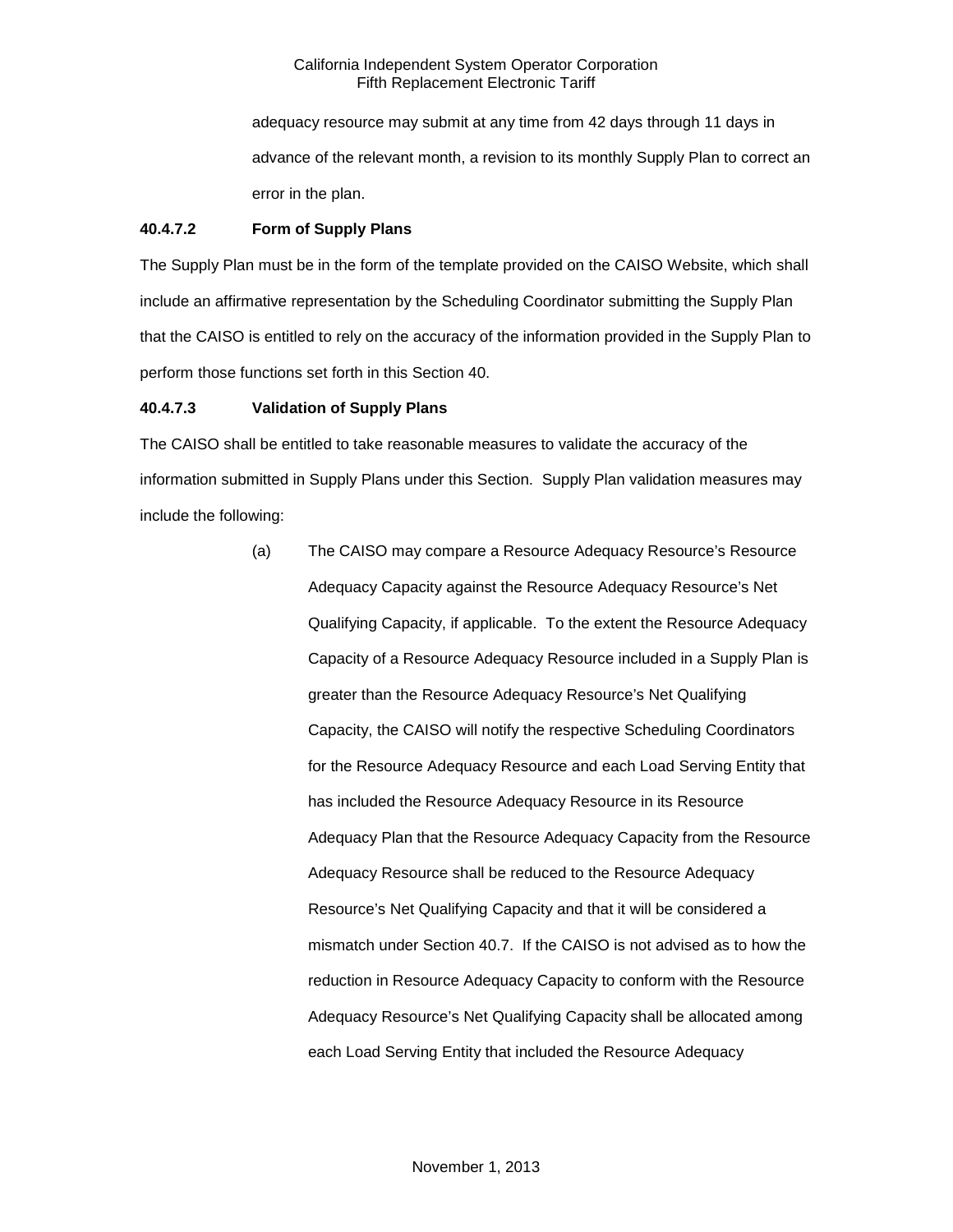adequacy resource may submit at any time from 42 days through 11 days in advance of the relevant month, a revision to its monthly Supply Plan to correct an error in the plan.

**40.4.7.2 Form of Supply Plans**

The Supply Plan must be in the form of the template provided on the CAISO Website, which shall include an affirmative representation by the Scheduling Coordinator submitting the Supply Plan that the CAISO is entitled to rely on the accuracy of the information provided in the Supply Plan to perform those functions set forth in this Section 40.

**40.4.7.3 Validation of Supply Plans**

The CAISO shall be entitled to take reasonable measures to validate the accuracy of the information submitted in Supply Plans under this Section. Supply Plan validation measures may include the following:

(a) The CAISO may compare a Resource Adequacy Resource's Resource Adequacy Capacity against the Resource Adequacy Resource's Net Qualifying Capacity, if applicable. To the extent the Resource Adequacy Capacity of a Resource Adequacy Resource included in a Supply Plan is greater than the Resource Adequacy Resource's Net Qualifying Capacity, the CAISO will notify the respective Scheduling Coordinators for the Resource Adequacy Resource and each Load Serving Entity that has included the Resource Adequacy Resource in its Resource Adequacy Plan that the Resource Adequacy Capacity from the Resource Adequacy Resource shall be reduced to the Resource Adequacy Resource's Net Qualifying Capacity and that it will be considered a mismatch under Section 40.7. If the CAISO is not advised as to how the reduction in Resource Adequacy Capacity to conform with the Resource Adequacy Resource's Net Qualifying Capacity shall be allocated among each Load Serving Entity that included the Resource Adequacy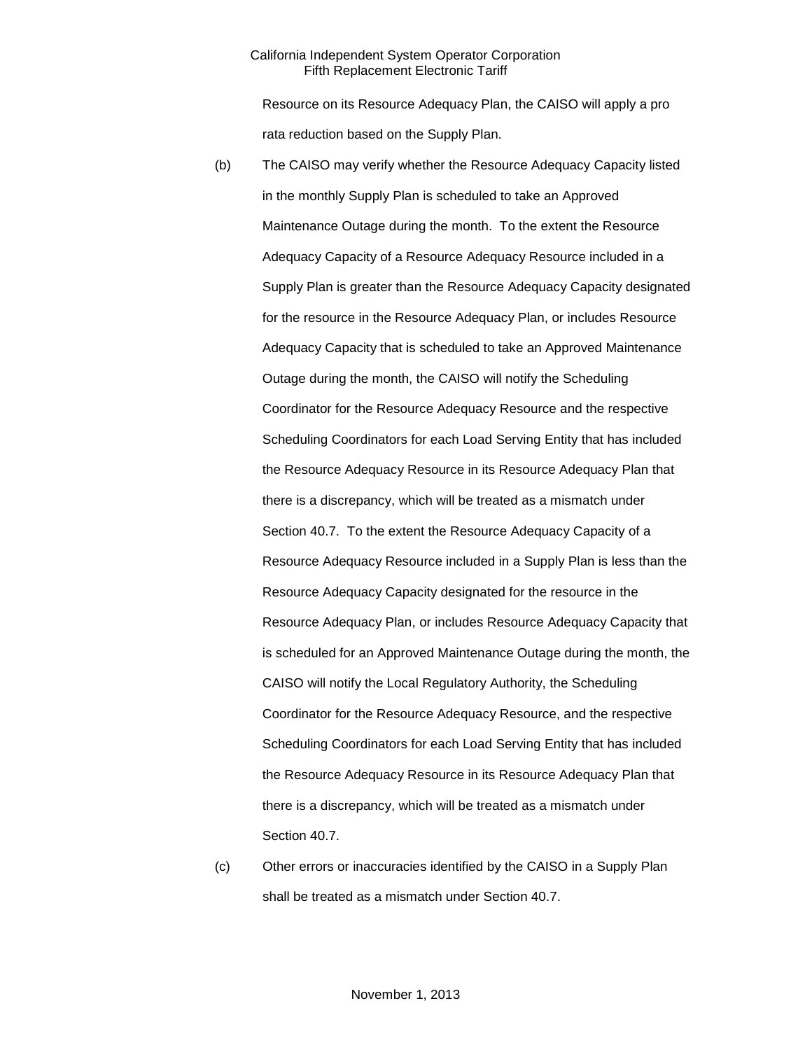Resource on its Resource Adequacy Plan, the CAISO will apply a pro rata reduction based on the Supply Plan.

(b) The CAISO may verify whether the Resource Adequacy Capacity listed in the monthly Supply Plan is scheduled to take an Approved Maintenance Outage during the month. To the extent the Resource Adequacy Capacity of a Resource Adequacy Resource included in a Supply Plan is greater than the Resource Adequacy Capacity designated for the resource in the Resource Adequacy Plan, or includes Resource Adequacy Capacity that is scheduled to take an Approved Maintenance Outage during the month, the CAISO will notify the Scheduling Coordinator for the Resource Adequacy Resource and the respective Scheduling Coordinators for each Load Serving Entity that has included the Resource Adequacy Resource in its Resource Adequacy Plan that there is a discrepancy, which will be treated as a mismatch under Section 40.7. To the extent the Resource Adequacy Capacity of a Resource Adequacy Resource included in a Supply Plan is less than the Resource Adequacy Capacity designated for the resource in the Resource Adequacy Plan, or includes Resource Adequacy Capacity that is scheduled for an Approved Maintenance Outage during the month, the CAISO will notify the Local Regulatory Authority, the Scheduling Coordinator for the Resource Adequacy Resource, and the respective Scheduling Coordinators for each Load Serving Entity that has included the Resource Adequacy Resource in its Resource Adequacy Plan that there is a discrepancy, which will be treated as a mismatch under Section 40.7.

(c) Other errors or inaccuracies identified by the CAISO in a Supply Plan shall be treated as a mismatch under Section 40.7.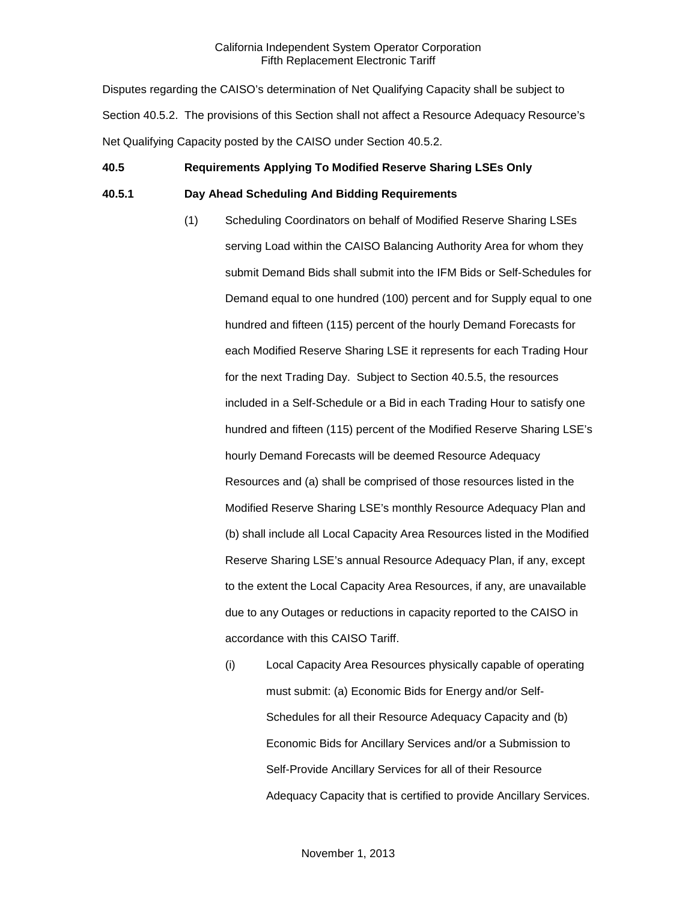Disputes regarding the CAISO's determination of Net Qualifying Capacity shall be subject to Section 40.5.2. The provisions of this Section shall not affect a Resource Adequacy Resource's Net Qualifying Capacity posted by the CAISO under Section 40.5.2.

**40.5 Requirements Applying To Modified Reserve Sharing LSEs Only**

**40.5.1 Day Ahead Scheduling And Bidding Requirements**

(1) Scheduling Coordinators on behalf of Modified Reserve Sharing LSEs serving Load within the CAISO Balancing Authority Area for whom they submit Demand Bids shall submit into the IFM Bids or Self-Schedules for Demand equal to one hundred (100) percent and for Supply equal to one hundred and fifteen (115) percent of the hourly Demand Forecasts for each Modified Reserve Sharing LSE it represents for each Trading Hour for the next Trading Day. Subject to Section 40.5.5, the resources included in a Self-Schedule or a Bid in each Trading Hour to satisfy one hundred and fifteen (115) percent of the Modified Reserve Sharing LSE's hourly Demand Forecasts will be deemed Resource Adequacy Resources and (a) shall be comprised of those resources listed in the Modified Reserve Sharing LSE's monthly Resource Adequacy Plan and (b) shall include all Local Capacity Area Resources listed in the Modified Reserve Sharing LSE's annual Resource Adequacy Plan, if any, except to the extent the Local Capacity Area Resources, if any, are unavailable due to any Outages or reductions in capacity reported to the CAISO in accordance with this CAISO Tariff.

(i) Local Capacity Area Resources physically capable of operating must submit: (a) Economic Bids for Energy and/or Self-Schedules for all their Resource Adequacy Capacity and (b) Economic Bids for Ancillary Services and/or a Submission to Self-Provide Ancillary Services for all of their Resource Adequacy Capacity that is certified to provide Ancillary Services.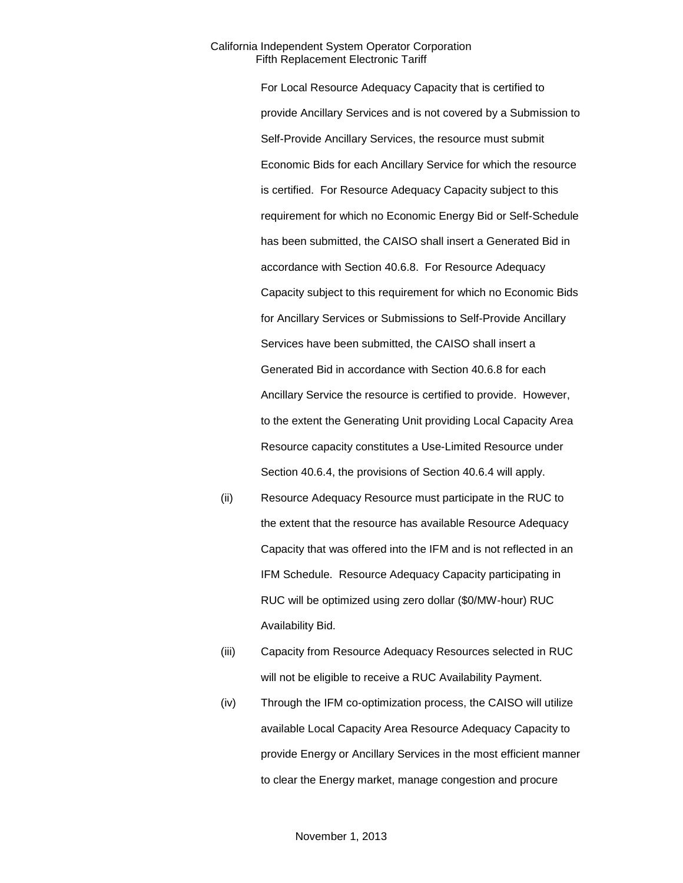For Local Resource Adequacy Capacity that is certified to provide Ancillary Services and is not covered by a Submission to Self-Provide Ancillary Services, the resource must submit Economic Bids for each Ancillary Service for which the resource is certified. For Resource Adequacy Capacity subject to this requirement for which no Economic Energy Bid or Self-Schedule has been submitted, the CAISO shall insert a Generated Bid in accordance with Section 40.6.8. For Resource Adequacy Capacity subject to this requirement for which no Economic Bids for Ancillary Services or Submissions to Self-Provide Ancillary Services have been submitted, the CAISO shall insert a Generated Bid in accordance with Section 40.6.8 for each Ancillary Service the resource is certified to provide. However, to the extent the Generating Unit providing Local Capacity Area Resource capacity constitutes a Use-Limited Resource under Section 40.6.4, the provisions of Section 40.6.4 will apply.

(ii) Resource Adequacy Resource must participate in the RUC to the extent that the resource has available Resource Adequacy Capacity that was offered into the IFM and is not reflected in an IFM Schedule. Resource Adequacy Capacity participating in RUC will be optimized using zero dollar ($0/MW-hour) RUC Availability Bid.

(iii) Capacity from Resource Adequacy Resources selected in RUC will not be eligible to receive a RUC Availability Payment.

(iv) Through the IFM co-optimization process, the CAISO will utilize available Local Capacity Area Resource Adequacy Capacity to provide Energy or Ancillary Services in the most efficient manner to clear the Energy market, manage congestion and procure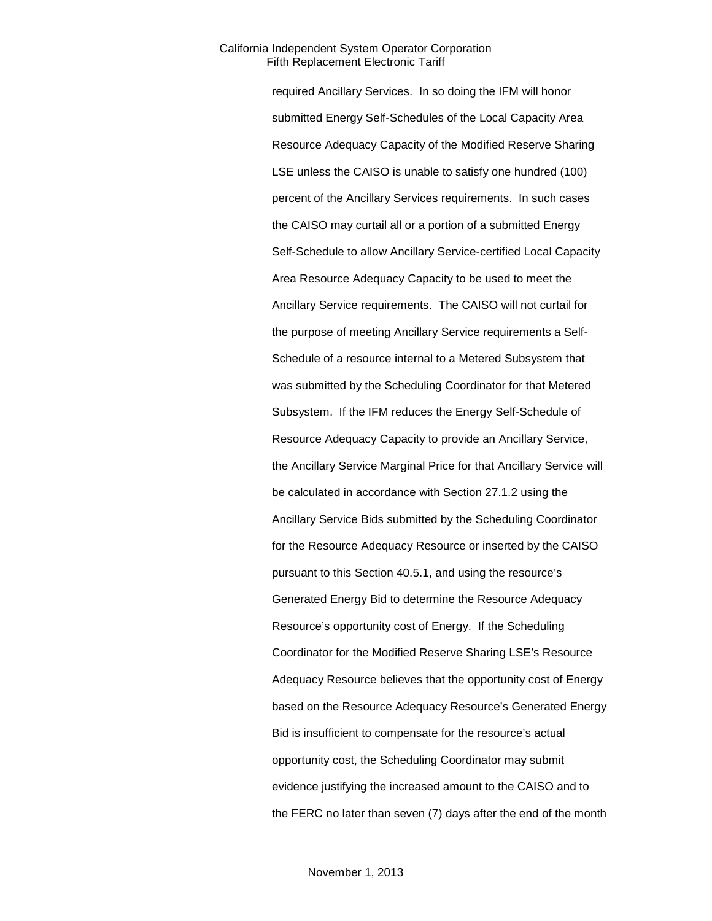required Ancillary Services. In so doing the IFM will honor submitted Energy Self-Schedules of the Local Capacity Area Resource Adequacy Capacity of the Modified Reserve Sharing LSE unless the CAISO is unable to satisfy one hundred (100) percent of the Ancillary Services requirements. In such cases the CAISO may curtail all or a portion of a submitted Energy Self-Schedule to allow Ancillary Service-certified Local Capacity Area Resource Adequacy Capacity to be used to meet the Ancillary Service requirements. The CAISO will not curtail for the purpose of meeting Ancillary Service requirements a Self-Schedule of a resource internal to a Metered Subsystem that was submitted by the Scheduling Coordinator for that Metered Subsystem. If the IFM reduces the Energy Self-Schedule of Resource Adequacy Capacity to provide an Ancillary Service, the Ancillary Service Marginal Price for that Ancillary Service will be calculated in accordance with Section 27.1.2 using the Ancillary Service Bids submitted by the Scheduling Coordinator for the Resource Adequacy Resource or inserted by the CAISO pursuant to this Section 40.5.1, and using the resource's Generated Energy Bid to determine the Resource Adequacy Resource's opportunity cost of Energy. If the Scheduling Coordinator for the Modified Reserve Sharing LSE's Resource Adequacy Resource believes that the opportunity cost of Energy based on the Resource Adequacy Resource's Generated Energy Bid is insufficient to compensate for the resource's actual opportunity cost, the Scheduling Coordinator may submit evidence justifying the increased amount to the CAISO and to the FERC no later than seven (7) days after the end of the month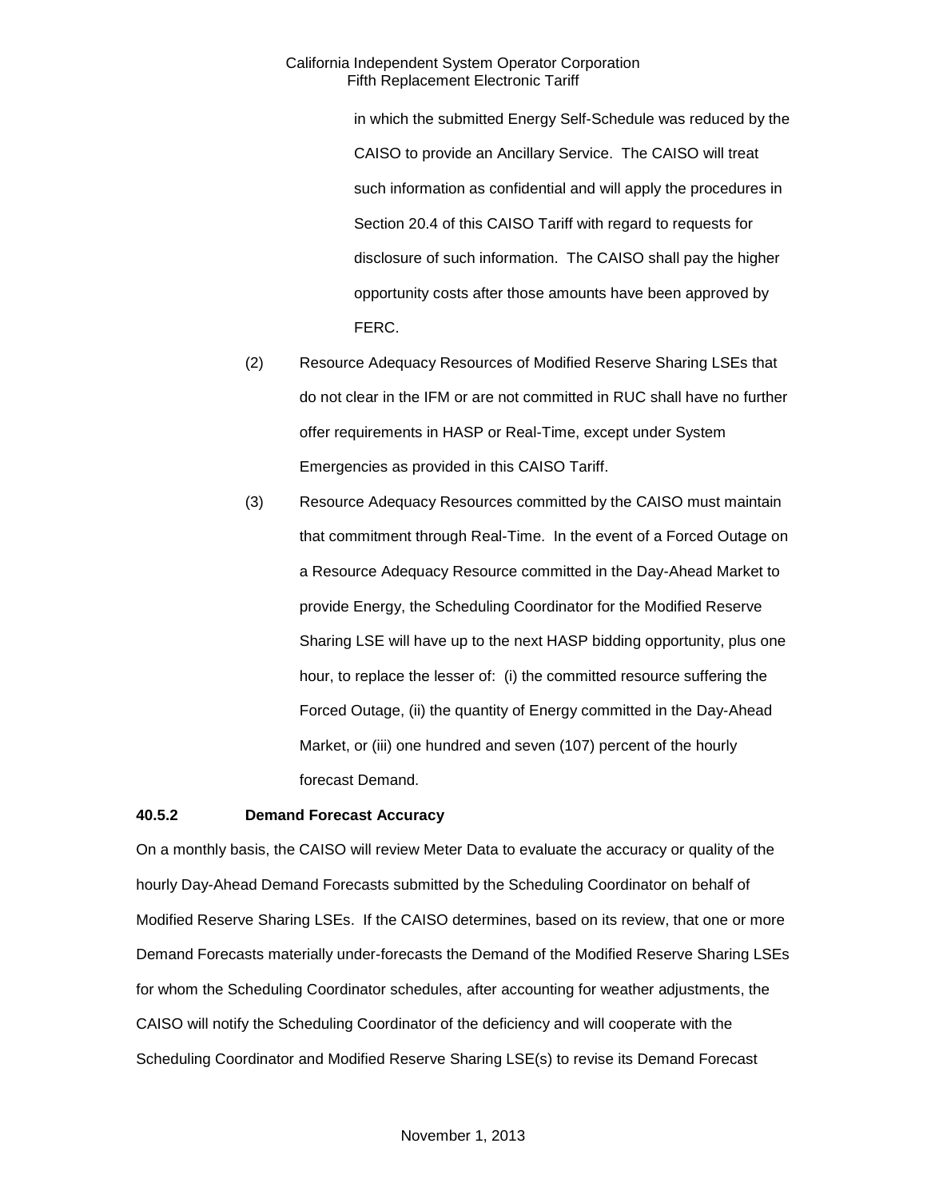in which the submitted Energy Self-Schedule was reduced by the CAISO to provide an Ancillary Service. The CAISO will treat such information as confidential and will apply the procedures in Section 20.4 of this CAISO Tariff with regard to requests for disclosure of such information. The CAISO shall pay the higher opportunity costs after those amounts have been approved by FERC.

(2) Resource Adequacy Resources of Modified Reserve Sharing LSEs that do not clear in the IFM or are not committed in RUC shall have no further offer requirements in HASP or Real-Time, except under System Emergencies as provided in this CAISO Tariff.

(3) Resource Adequacy Resources committed by the CAISO must maintain that commitment through Real-Time. In the event of a Forced Outage on a Resource Adequacy Resource committed in the Day-Ahead Market to provide Energy, the Scheduling Coordinator for the Modified Reserve Sharing LSE will have up to the next HASP bidding opportunity, plus one hour, to replace the lesser of: (i) the committed resource suffering the Forced Outage, (ii) the quantity of Energy committed in the Day-Ahead Market, or (iii) one hundred and seven (107) percent of the hourly forecast Demand.

**40.5.2 Demand Forecast Accuracy**

On a monthly basis, the CAISO will review Meter Data to evaluate the accuracy or quality of the hourly Day-Ahead Demand Forecasts submitted by the Scheduling Coordinator on behalf of Modified Reserve Sharing LSEs. If the CAISO determines, based on its review, that one or more Demand Forecasts materially under-forecasts the Demand of the Modified Reserve Sharing LSEs for whom the Scheduling Coordinator schedules, after accounting for weather adjustments, the CAISO will notify the Scheduling Coordinator of the deficiency and will cooperate with the Scheduling Coordinator and Modified Reserve Sharing LSE(s) to revise its Demand Forecast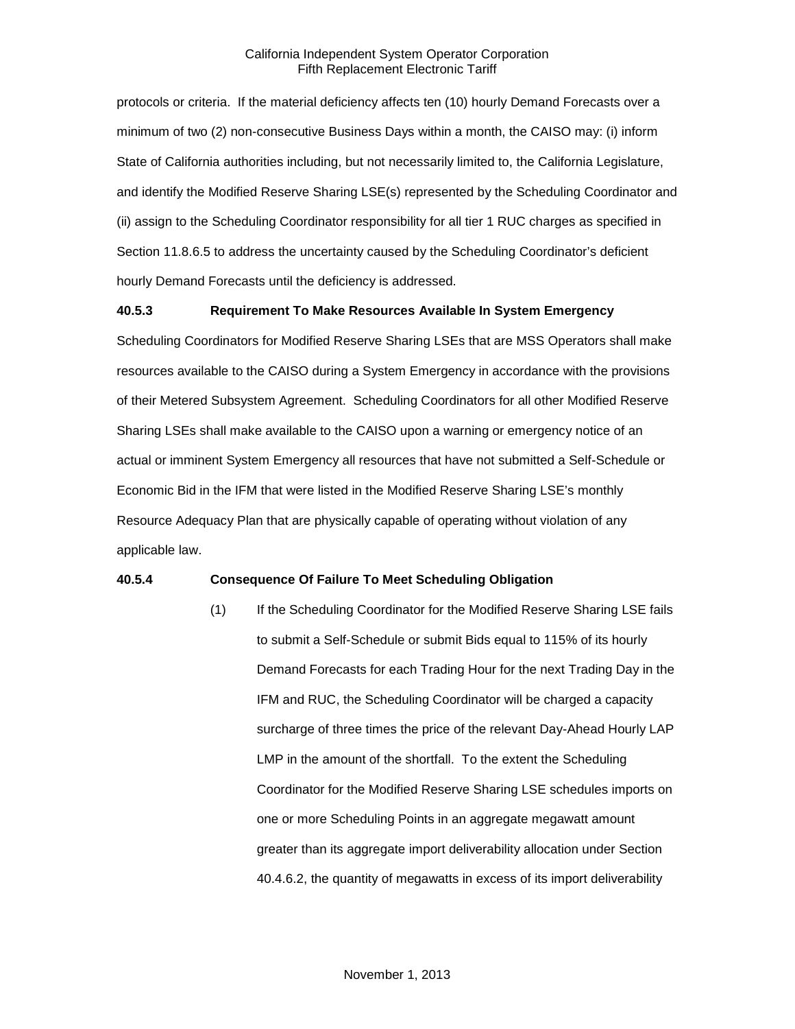protocols or criteria. If the material deficiency affects ten (10) hourly Demand Forecasts over a minimum of two (2) non-consecutive Business Days within a month, the CAISO may: (i) inform State of California authorities including, but not necessarily limited to, the California Legislature, and identify the Modified Reserve Sharing LSE(s) represented by the Scheduling Coordinator and (ii) assign to the Scheduling Coordinator responsibility for all tier 1 RUC charges as specified in Section 11.8.6.5 to address the uncertainty caused by the Scheduling Coordinator's deficient hourly Demand Forecasts until the deficiency is addressed.

**40.5.3 Requirement To Make Resources Available In System Emergency**

Scheduling Coordinators for Modified Reserve Sharing LSEs that are MSS Operators shall make resources available to the CAISO during a System Emergency in accordance with the provisions of their Metered Subsystem Agreement. Scheduling Coordinators for all other Modified Reserve Sharing LSEs shall make available to the CAISO upon a warning or emergency notice of an actual or imminent System Emergency all resources that have not submitted a Self-Schedule or Economic Bid in the IFM that were listed in the Modified Reserve Sharing LSE's monthly Resource Adequacy Plan that are physically capable of operating without violation of any applicable law.

**40.5.4 Consequence Of Failure To Meet Scheduling Obligation**

(1) If the Scheduling Coordinator for the Modified Reserve Sharing LSE fails to submit a Self-Schedule or submit Bids equal to 115% of its hourly Demand Forecasts for each Trading Hour for the next Trading Day in the IFM and RUC, the Scheduling Coordinator will be charged a capacity surcharge of three times the price of the relevant Day-Ahead Hourly LAP LMP in the amount of the shortfall. To the extent the Scheduling Coordinator for the Modified Reserve Sharing LSE schedules imports on one or more Scheduling Points in an aggregate megawatt amount greater than its aggregate import deliverability allocation under Section 40.4.6.2, the quantity of megawatts in excess of its import deliverability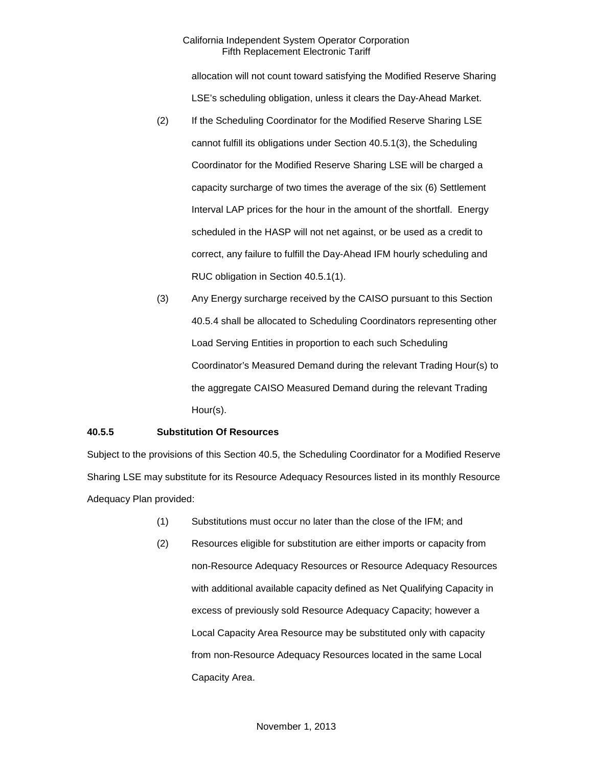allocation will not count toward satisfying the Modified Reserve Sharing LSE's scheduling obligation, unless it clears the Day-Ahead Market.

(2) If the Scheduling Coordinator for the Modified Reserve Sharing LSE cannot fulfill its obligations under Section 40.5.1(3), the Scheduling Coordinator for the Modified Reserve Sharing LSE will be charged a capacity surcharge of two times the average of the six (6) Settlement Interval LAP prices for the hour in the amount of the shortfall. Energy scheduled in the HASP will not net against, or be used as a credit to correct, any failure to fulfill the Day-Ahead IFM hourly scheduling and RUC obligation in Section 40.5.1(1).

(3) Any Energy surcharge received by the CAISO pursuant to this Section 40.5.4 shall be allocated to Scheduling Coordinators representing other Load Serving Entities in proportion to each such Scheduling Coordinator's Measured Demand during the relevant Trading Hour(s) to the aggregate CAISO Measured Demand during the relevant Trading Hour(s).

**40.5.5 Substitution Of Resources**

Subject to the provisions of this Section 40.5, the Scheduling Coordinator for a Modified Reserve Sharing LSE may substitute for its Resource Adequacy Resources listed in its monthly Resource Adequacy Plan provided:

(1) Substitutions must occur no later than the close of the IFM; and

(2) Resources eligible for substitution are either imports or capacity from non-Resource Adequacy Resources or Resource Adequacy Resources with additional available capacity defined as Net Qualifying Capacity in excess of previously sold Resource Adequacy Capacity; however a Local Capacity Area Resource may be substituted only with capacity from non-Resource Adequacy Resources located in the same Local Capacity Area.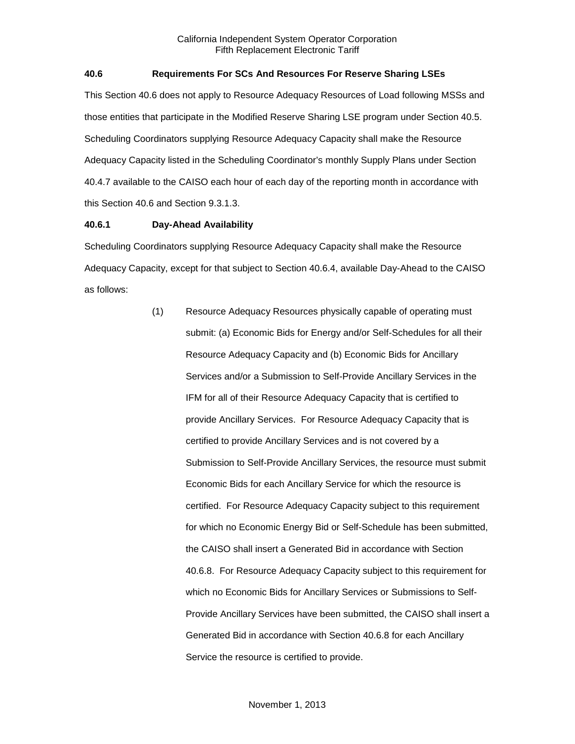### 40.6 Requirements For SCs And Resources For Reserve Sharing LSEs

This Section 40.6 does not apply to Resource Adequacy Resources of Load following MSSs and those entities that participate in the Modified Reserve Sharing LSE program under Section 40.5. Scheduling Coordinators supplying Resource Adequacy Capacity shall make the Resource Adequacy Capacity listed in the Scheduling Coordinator's monthly Supply Plans under Section 40.4.7 available to the CAISO each hour of each day of the reporting month in accordance with this Section 40.6 and Section 9.3.1.3.

#### 40.6.1 Day-Ahead Availability

Scheduling Coordinators supplying Resource Adequacy Capacity shall make the Resource Adequacy Capacity, except for that subject to Section 40.6.4, available Day-Ahead to the CAISO as follows:

(1) Resource Adequacy Resources physically capable of operating must submit: (a) Economic Bids for Energy and/or Self-Schedules for all their Resource Adequacy Capacity and (b) Economic Bids for Ancillary Services and/or a Submission to Self-Provide Ancillary Services in the IFM for all of their Resource Adequacy Capacity that is certified to provide Ancillary Services. For Resource Adequacy Capacity that is certified to provide Ancillary Services and is not covered by a Submission to Self-Provide Ancillary Services, the resource must submit Economic Bids for each Ancillary Service for which the resource is certified. For Resource Adequacy Capacity subject to this requirement for which no Economic Energy Bid or Self-Schedule has been submitted, the CAISO shall insert a Generated Bid in accordance with Section 40.6.8. For Resource Adequacy Capacity subject to this requirement for which no Economic Bids for Ancillary Services or Submissions to Self-Provide Ancillary Services have been submitted, the CAISO shall insert a Generated Bid in accordance with Section 40.6.8 for each Ancillary Service the resource is certified to provide.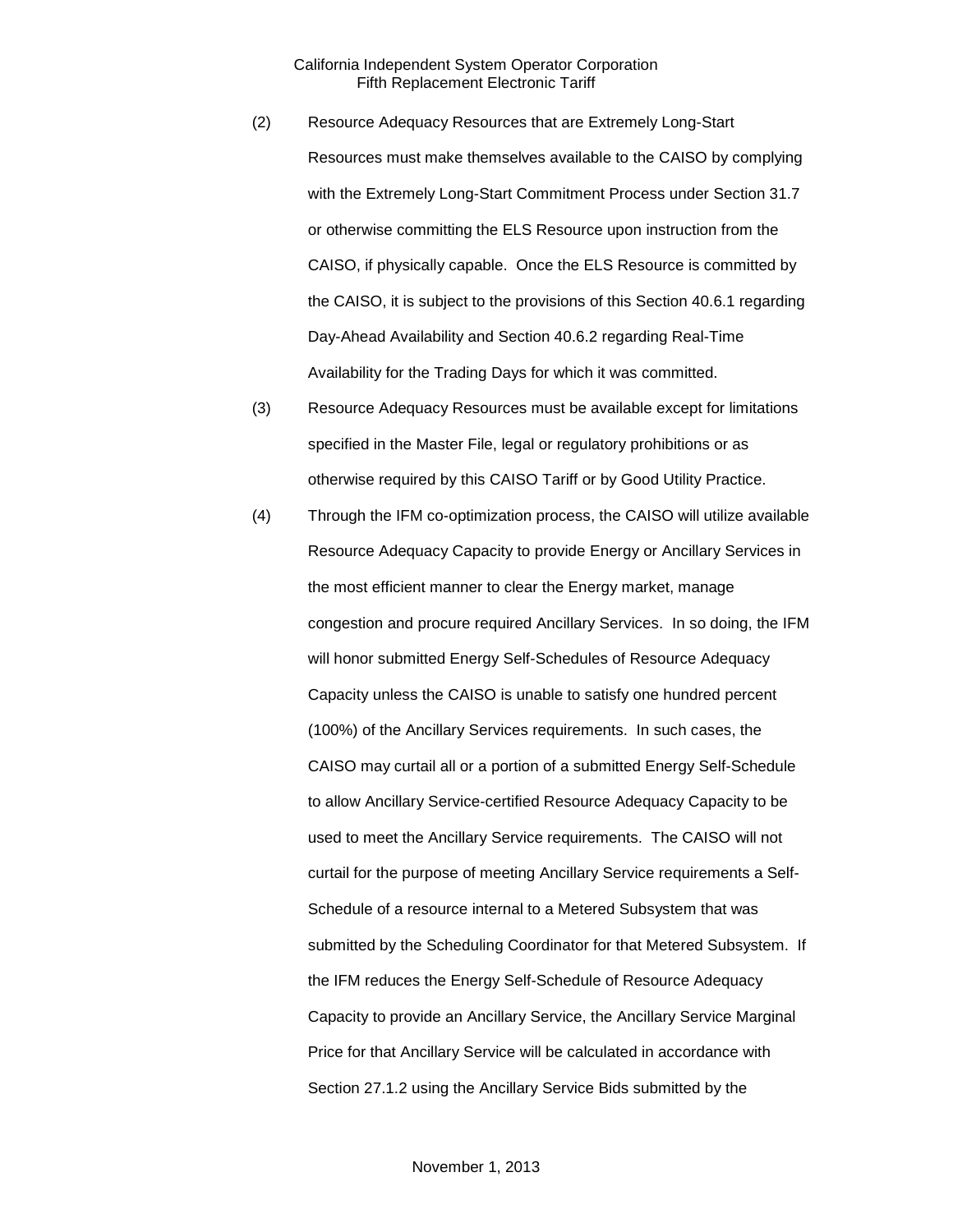(2) Resource Adequacy Resources that are Extremely Long-Start Resources must make themselves available to the CAISO by complying with the Extremely Long-Start Commitment Process under Section 31.7 or otherwise committing the ELS Resource upon instruction from the CAISO, if physically capable. Once the ELS Resource is committed by the CAISO, it is subject to the provisions of this Section 40.6.1 regarding Day-Ahead Availability and Section 40.6.2 regarding Real-Time Availability for the Trading Days for which it was committed.

(3) Resource Adequacy Resources must be available except for limitations specified in the Master File, legal or regulatory prohibitions or as otherwise required by this CAISO Tariff or by Good Utility Practice.

(4) Through the IFM co-optimization process, the CAISO will utilize available Resource Adequacy Capacity to provide Energy or Ancillary Services in the most efficient manner to clear the Energy market, manage congestion and procure required Ancillary Services. In so doing, the IFM will honor submitted Energy Self-Schedules of Resource Adequacy Capacity unless the CAISO is unable to satisfy one hundred percent (100%) of the Ancillary Services requirements. In such cases, the CAISO may curtail all or a portion of a submitted Energy Self-Schedule to allow Ancillary Service-certified Resource Adequacy Capacity to be used to meet the Ancillary Service requirements. The CAISO will not curtail for the purpose of meeting Ancillary Service requirements a Self-Schedule of a resource internal to a Metered Subsystem that was submitted by the Scheduling Coordinator for that Metered Subsystem. If the IFM reduces the Energy Self-Schedule of Resource Adequacy Capacity to provide an Ancillary Service, the Ancillary Service Marginal Price for that Ancillary Service will be calculated in accordance with Section 27.1.2 using the Ancillary Service Bids submitted by the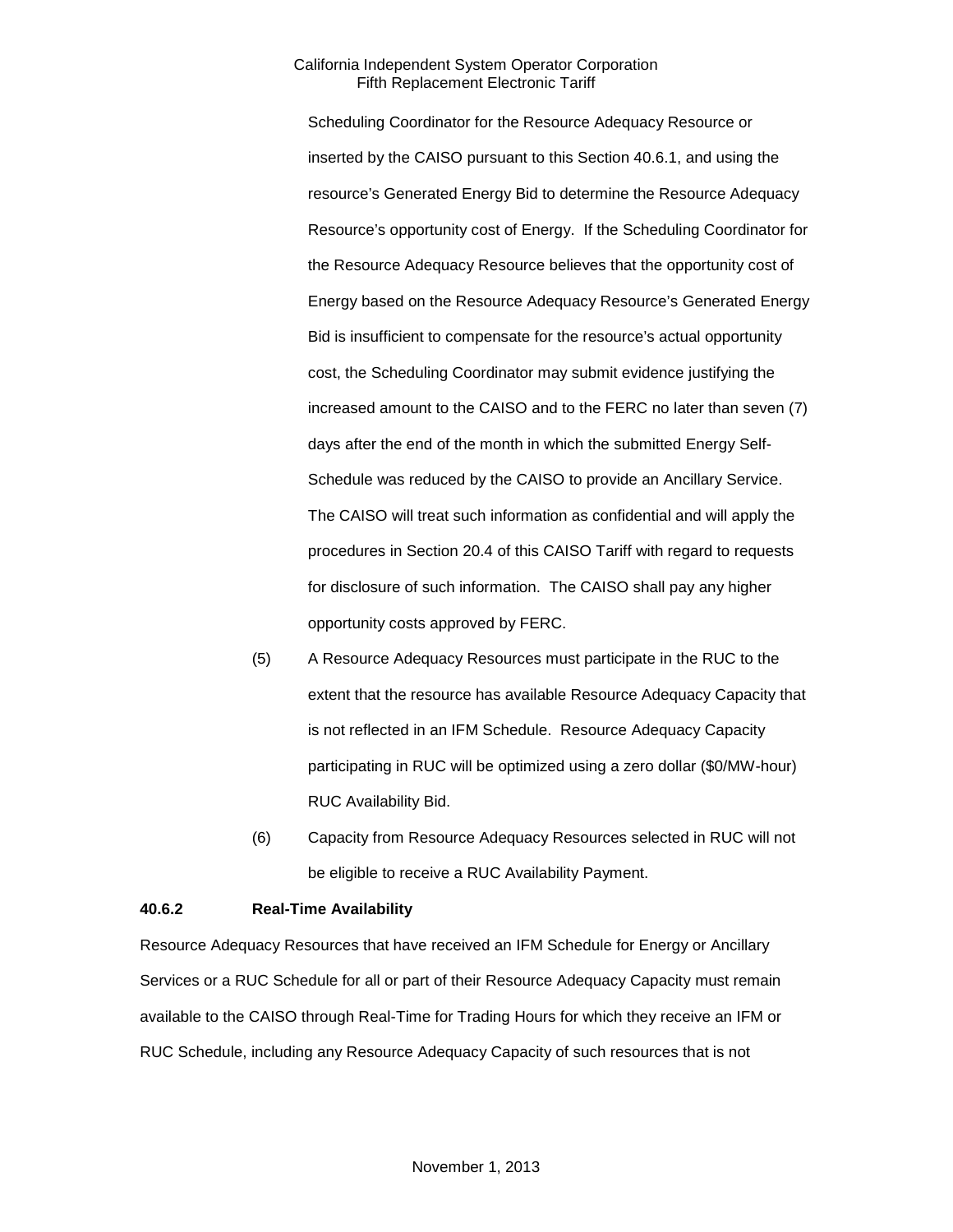Scheduling Coordinator for the Resource Adequacy Resource or inserted by the CAISO pursuant to this Section 40.6.1, and using the resource's Generated Energy Bid to determine the Resource Adequacy Resource's opportunity cost of Energy. If the Scheduling Coordinator for the Resource Adequacy Resource believes that the opportunity cost of Energy based on the Resource Adequacy Resource's Generated Energy Bid is insufficient to compensate for the resource's actual opportunity cost, the Scheduling Coordinator may submit evidence justifying the increased amount to the CAISO and to the FERC no later than seven (7) days after the end of the month in which the submitted Energy Self-Schedule was reduced by the CAISO to provide an Ancillary Service. The CAISO will treat such information as confidential and will apply the procedures in Section 20.4 of this CAISO Tariff with regard to requests for disclosure of such information. The CAISO shall pay any higher opportunity costs approved by FERC.

(5) A Resource Adequacy Resources must participate in the RUC to the extent that the resource has available Resource Adequacy Capacity that is not reflected in an IFM Schedule. Resource Adequacy Capacity participating in RUC will be optimized using a zero dollar ($0/MW-hour) RUC Availability Bid.

(6) Capacity from Resource Adequacy Resources selected in RUC will not be eligible to receive a RUC Availability Payment.

**40.6.2 Real-Time Availability**

Resource Adequacy Resources that have received an IFM Schedule for Energy or Ancillary Services or a RUC Schedule for all or part of their Resource Adequacy Capacity must remain available to the CAISO through Real-Time for Trading Hours for which they receive an IFM or RUC Schedule, including any Resource Adequacy Capacity of such resources that is not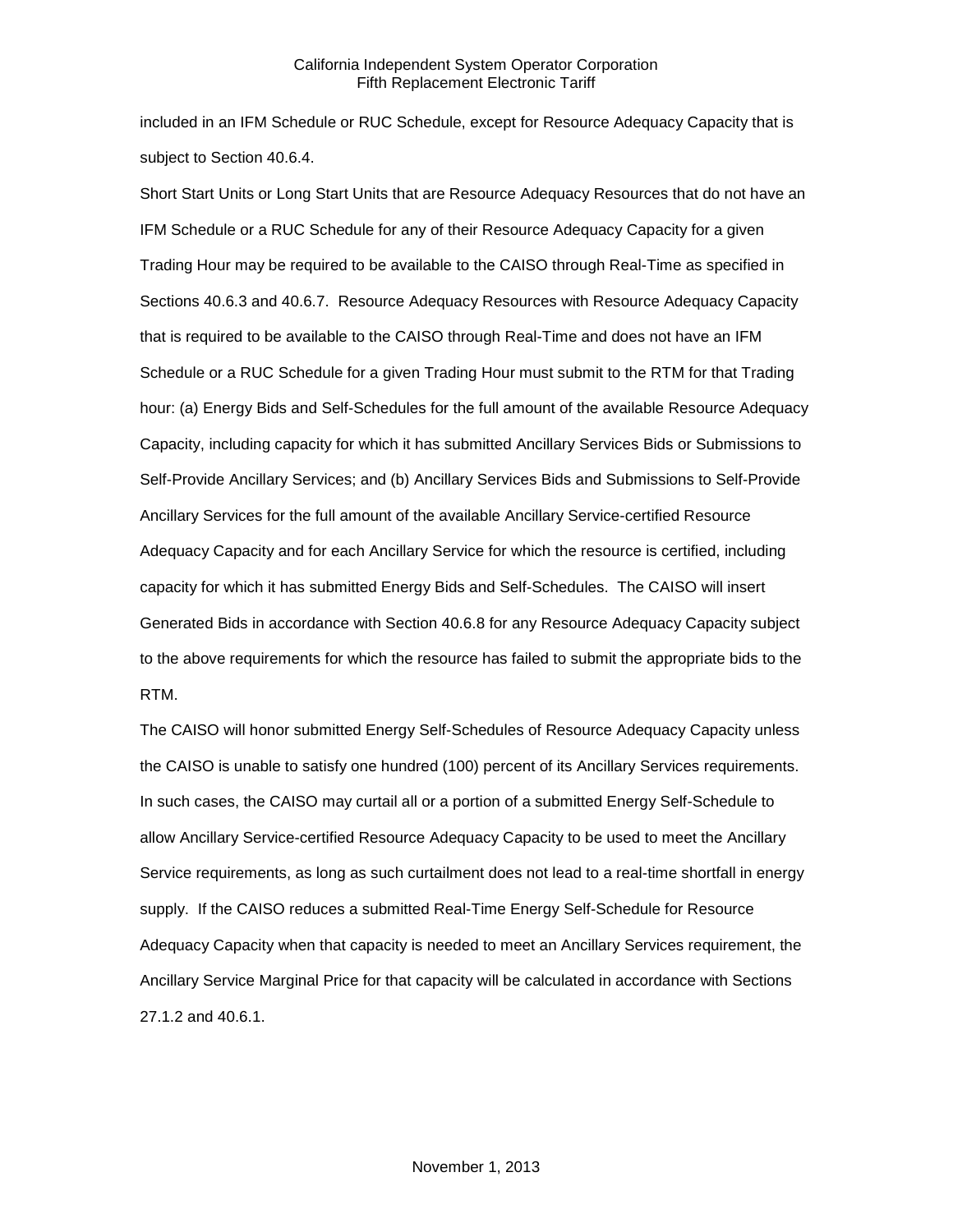included in an IFM Schedule or RUC Schedule, except for Resource Adequacy Capacity that is subject to Section 40.6.4.

Short Start Units or Long Start Units that are Resource Adequacy Resources that do not have an IFM Schedule or a RUC Schedule for any of their Resource Adequacy Capacity for a given Trading Hour may be required to be available to the CAISO through Real-Time as specified in Sections 40.6.3 and 40.6.7. Resource Adequacy Resources with Resource Adequacy Capacity that is required to be available to the CAISO through Real-Time and does not have an IFM Schedule or a RUC Schedule for a given Trading Hour must submit to the RTM for that Trading hour: (a) Energy Bids and Self-Schedules for the full amount of the available Resource Adequacy Capacity, including capacity for which it has submitted Ancillary Services Bids or Submissions to Self-Provide Ancillary Services; and (b) Ancillary Services Bids and Submissions to Self-Provide Ancillary Services for the full amount of the available Ancillary Service-certified Resource Adequacy Capacity and for each Ancillary Service for which the resource is certified, including capacity for which it has submitted Energy Bids and Self-Schedules. The CAISO will insert Generated Bids in accordance with Section 40.6.8 for any Resource Adequacy Capacity subject to the above requirements for which the resource has failed to submit the appropriate bids to the RTM.

The CAISO will honor submitted Energy Self-Schedules of Resource Adequacy Capacity unless the CAISO is unable to satisfy one hundred (100) percent of its Ancillary Services requirements. In such cases, the CAISO may curtail all or a portion of a submitted Energy Self-Schedule to allow Ancillary Service-certified Resource Adequacy Capacity to be used to meet the Ancillary Service requirements, as long as such curtailment does not lead to a real-time shortfall in energy supply. If the CAISO reduces a submitted Real-Time Energy Self-Schedule for Resource Adequacy Capacity when that capacity is needed to meet an Ancillary Services requirement, the Ancillary Service Marginal Price for that capacity will be calculated in accordance with Sections 27.1.2 and 40.6.1.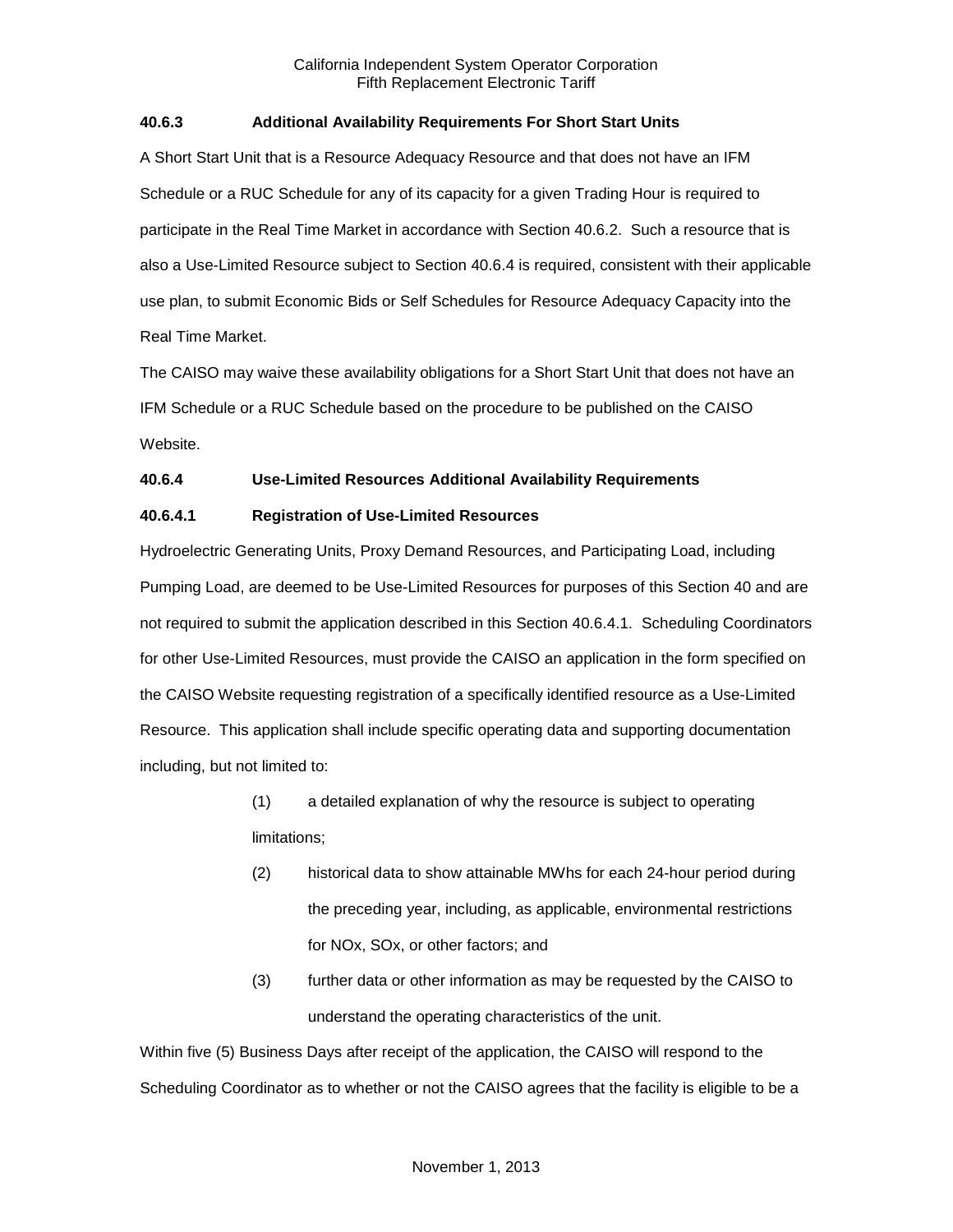### 40.6.3 Additional Availability Requirements For Short Start Units

A Short Start Unit that is a Resource Adequacy Resource and that does not have an IFM Schedule or a RUC Schedule for any of its capacity for a given Trading Hour is required to participate in the Real Time Market in accordance with Section 40.6.2. Such a resource that is also a Use-Limited Resource subject to Section 40.6.4 is required, consistent with their applicable use plan, to submit Economic Bids or Self Schedules for Resource Adequacy Capacity into the Real Time Market.

The CAISO may waive these availability obligations for a Short Start Unit that does not have an IFM Schedule or a RUC Schedule based on the procedure to be published on the CAISO Website.

### 40.6.4 Use-Limited Resources Additional Availability Requirements

#### 40.6.4.1 Registration of Use-Limited Resources

Hydroelectric Generating Units, Proxy Demand Resources, and Participating Load, including Pumping Load, are deemed to be Use-Limited Resources for purposes of this Section 40 and are not required to submit the application described in this Section 40.6.4.1. Scheduling Coordinators for other Use-Limited Resources, must provide the CAISO an application in the form specified on the CAISO Website requesting registration of a specifically identified resource as a Use-Limited Resource. This application shall include specific operating data and supporting documentation including, but not limited to:

(1) a detailed explanation of why the resource is subject to operating limitations;

(2) historical data to show attainable MWhs for each 24-hour period during the preceding year, including, as applicable, environmental restrictions for NOx, SOx, or other factors; and

(3) further data or other information as may be requested by the CAISO to understand the operating characteristics of the unit.

Within five (5) Business Days after receipt of the application, the CAISO will respond to the Scheduling Coordinator as to whether or not the CAISO agrees that the facility is eligible to be a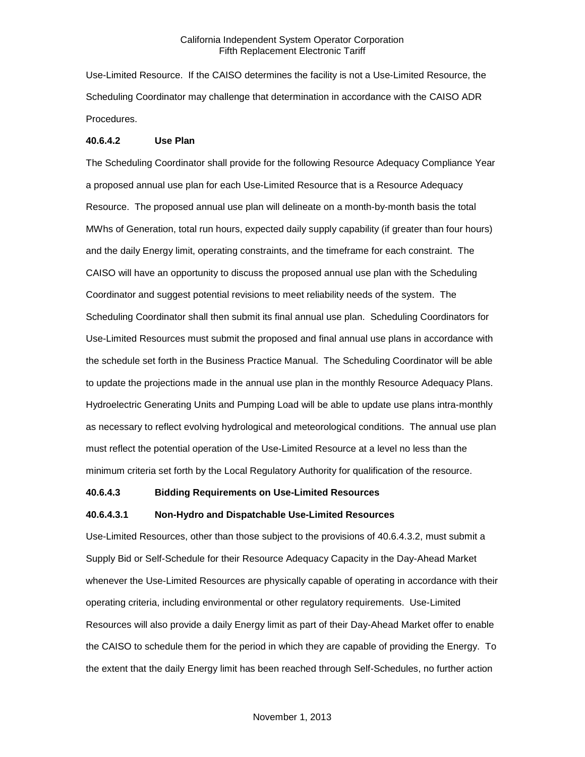Use-Limited Resource. If the CAISO determines the facility is not a Use-Limited Resource, the Scheduling Coordinator may challenge that determination in accordance with the CAISO ADR Procedures.

**40.6.4.2 Use Plan**

The Scheduling Coordinator shall provide for the following Resource Adequacy Compliance Year a proposed annual use plan for each Use-Limited Resource that is a Resource Adequacy Resource. The proposed annual use plan will delineate on a month-by-month basis the total MWhs of Generation, total run hours, expected daily supply capability (if greater than four hours) and the daily Energy limit, operating constraints, and the timeframe for each constraint. The CAISO will have an opportunity to discuss the proposed annual use plan with the Scheduling Coordinator and suggest potential revisions to meet reliability needs of the system. The Scheduling Coordinator shall then submit its final annual use plan. Scheduling Coordinators for Use-Limited Resources must submit the proposed and final annual use plans in accordance with the schedule set forth in the Business Practice Manual. The Scheduling Coordinator will be able to update the projections made in the annual use plan in the monthly Resource Adequacy Plans. Hydroelectric Generating Units and Pumping Load will be able to update use plans intra-monthly as necessary to reflect evolving hydrological and meteorological conditions. The annual use plan must reflect the potential operation of the Use-Limited Resource at a level no less than the minimum criteria set forth by the Local Regulatory Authority for qualification of the resource.

**40.6.4.3 Bidding Requirements on Use-Limited Resources**

**40.6.4.3.1 Non-Hydro and Dispatchable Use-Limited Resources**

Use-Limited Resources, other than those subject to the provisions of 40.6.4.3.2, must submit a Supply Bid or Self-Schedule for their Resource Adequacy Capacity in the Day-Ahead Market whenever the Use-Limited Resources are physically capable of operating in accordance with their operating criteria, including environmental or other regulatory requirements. Use-Limited Resources will also provide a daily Energy limit as part of their Day-Ahead Market offer to enable the CAISO to schedule them for the period in which they are capable of providing the Energy. To the extent that the daily Energy limit has been reached through Self-Schedules, no further action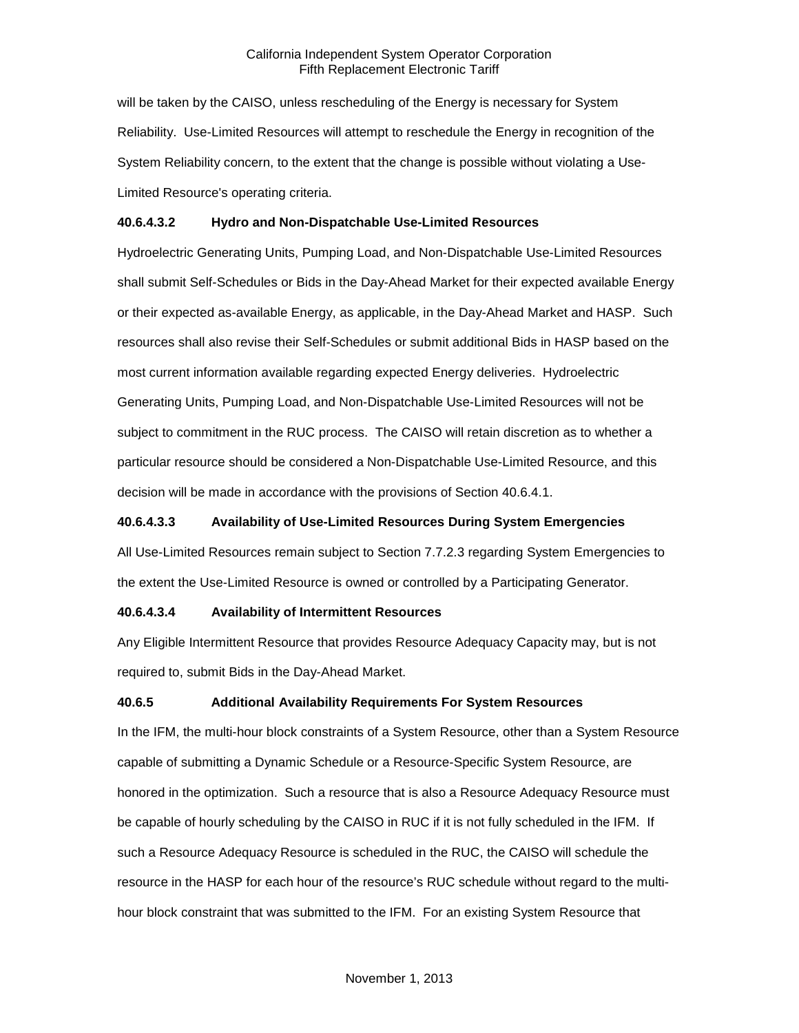will be taken by the CAISO, unless rescheduling of the Energy is necessary for System Reliability. Use-Limited Resources will attempt to reschedule the Energy in recognition of the System Reliability concern, to the extent that the change is possible without violating a Use-Limited Resource's operating criteria.

**40.6.4.3.2 Hydro and Non-Dispatchable Use-Limited Resources**

Hydroelectric Generating Units, Pumping Load, and Non-Dispatchable Use-Limited Resources shall submit Self-Schedules or Bids in the Day-Ahead Market for their expected available Energy or their expected as-available Energy, as applicable, in the Day-Ahead Market and HASP. Such resources shall also revise their Self-Schedules or submit additional Bids in HASP based on the most current information available regarding expected Energy deliveries. Hydroelectric Generating Units, Pumping Load, and Non-Dispatchable Use-Limited Resources will not be subject to commitment in the RUC process. The CAISO will retain discretion as to whether a particular resource should be considered a Non-Dispatchable Use-Limited Resource, and this decision will be made in accordance with the provisions of Section 40.6.4.1.

**40.6.4.3.3 Availability of Use-Limited Resources During System Emergencies**

All Use-Limited Resources remain subject to Section 7.7.2.3 regarding System Emergencies to the extent the Use-Limited Resource is owned or controlled by a Participating Generator.

**40.6.4.3.4 Availability of Intermittent Resources**

Any Eligible Intermittent Resource that provides Resource Adequacy Capacity may, but is not required to, submit Bids in the Day-Ahead Market.

**40.6.5 Additional Availability Requirements For System Resources**

In the IFM, the multi-hour block constraints of a System Resource, other than a System Resource capable of submitting a Dynamic Schedule or a Resource-Specific System Resource, are honored in the optimization. Such a resource that is also a Resource Adequacy Resource must be capable of hourly scheduling by the CAISO in RUC if it is not fully scheduled in the IFM. If such a Resource Adequacy Resource is scheduled in the RUC, the CAISO will schedule the resource in the HASP for each hour of the resource's RUC schedule without regard to the multi-hour block constraint that was submitted to the IFM. For an existing System Resource that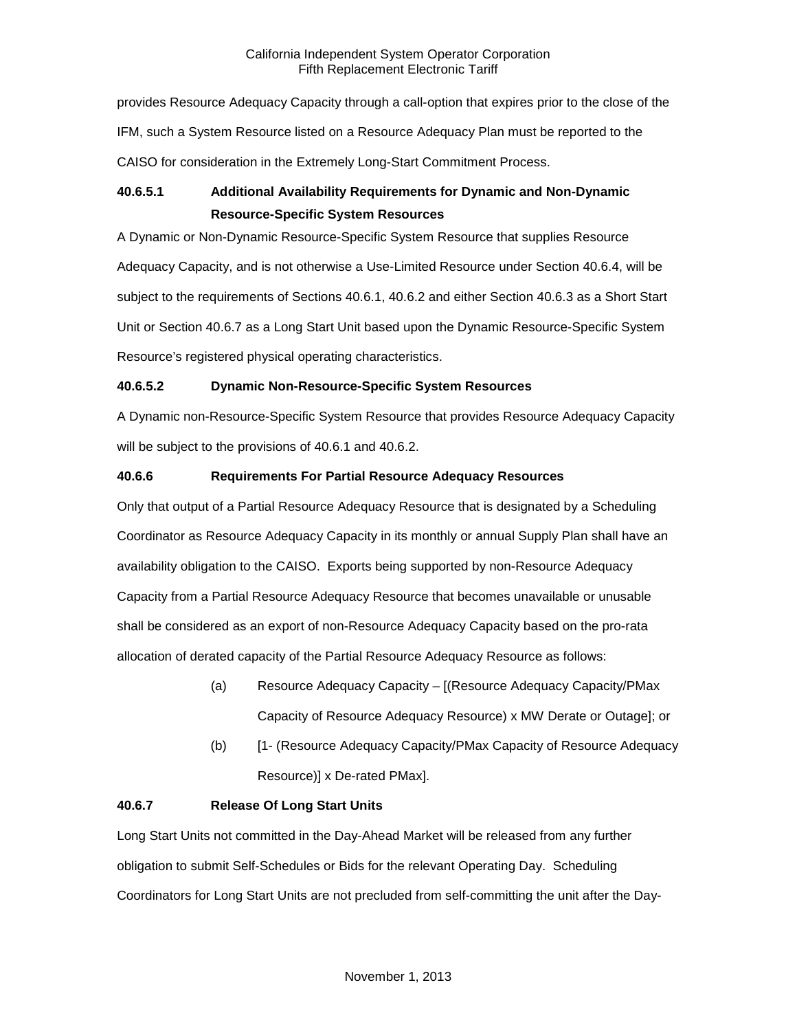provides Resource Adequacy Capacity through a call-option that expires prior to the close of the IFM, such a System Resource listed on a Resource Adequacy Plan must be reported to the CAISO for consideration in the Extremely Long-Start Commitment Process.

### 40.6.5.1 Additional Availability Requirements for Dynamic and Non-Dynamic Resource-Specific System Resources

A Dynamic or Non-Dynamic Resource-Specific System Resource that supplies Resource Adequacy Capacity, and is not otherwise a Use-Limited Resource under Section 40.6.4, will be subject to the requirements of Sections 40.6.1, 40.6.2 and either Section 40.6.3 as a Short Start Unit or Section 40.6.7 as a Long Start Unit based upon the Dynamic Resource-Specific System Resource's registered physical operating characteristics.

### 40.6.5.2 Dynamic Non-Resource-Specific System Resources

A Dynamic non-Resource-Specific System Resource that provides Resource Adequacy Capacity will be subject to the provisions of 40.6.1 and 40.6.2.

### 40.6.6 Requirements For Partial Resource Adequacy Resources

Only that output of a Partial Resource Adequacy Resource that is designated by a Scheduling Coordinator as Resource Adequacy Capacity in its monthly or annual Supply Plan shall have an availability obligation to the CAISO. Exports being supported by non-Resource Adequacy Capacity from a Partial Resource Adequacy Resource that becomes unavailable or unusable shall be considered as an export of non-Resource Adequacy Capacity based on the pro-rata allocation of derated capacity of the Partial Resource Adequacy Resource as follows:

(a) Resource Adequacy Capacity – [(Resource Adequacy Capacity/PMax Capacity of Resource Adequacy Resource) x MW Derate or Outage]; or

(b) [1- (Resource Adequacy Capacity/PMax Capacity of Resource Adequacy Resource)] x De-rated PMax].

### 40.6.7 Release Of Long Start Units

Long Start Units not committed in the Day-Ahead Market will be released from any further obligation to submit Self-Schedules or Bids for the relevant Operating Day. Scheduling Coordinators for Long Start Units are not precluded from self-committing the unit after the Day-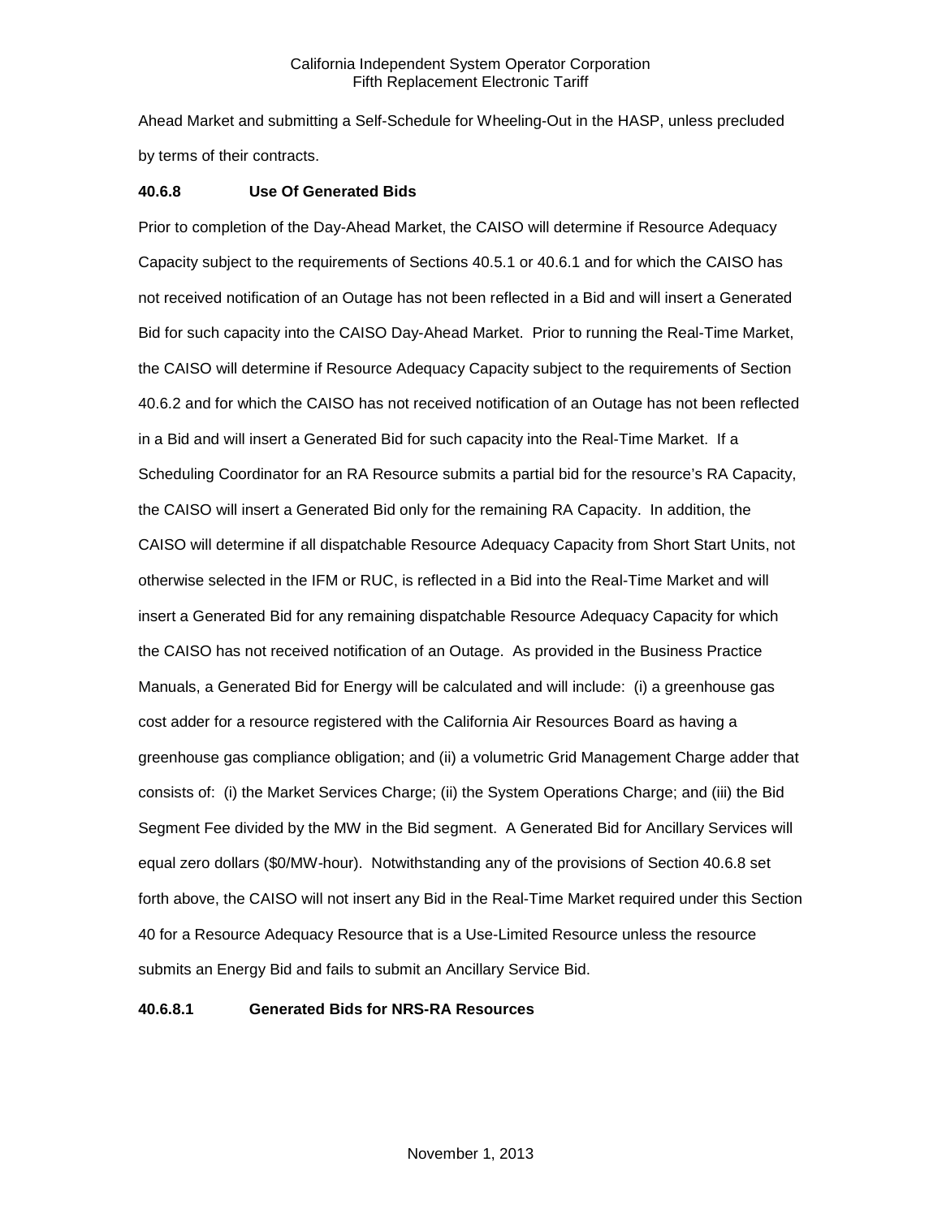Ahead Market and submitting a Self-Schedule for Wheeling-Out in the HASP, unless precluded by terms of their contracts.

**40.6.8 Use Of Generated Bids**

Prior to completion of the Day-Ahead Market, the CAISO will determine if Resource Adequacy Capacity subject to the requirements of Sections 40.5.1 or 40.6.1 and for which the CAISO has not received notification of an Outage has not been reflected in a Bid and will insert a Generated Bid for such capacity into the CAISO Day-Ahead Market. Prior to running the Real-Time Market, the CAISO will determine if Resource Adequacy Capacity subject to the requirements of Section 40.6.2 and for which the CAISO has not received notification of an Outage has not been reflected in a Bid and will insert a Generated Bid for such capacity into the Real-Time Market. If a Scheduling Coordinator for an RA Resource submits a partial bid for the resource's RA Capacity, the CAISO will insert a Generated Bid only for the remaining RA Capacity. In addition, the CAISO will determine if all dispatchable Resource Adequacy Capacity from Short Start Units, not otherwise selected in the IFM or RUC, is reflected in a Bid into the Real-Time Market and will insert a Generated Bid for any remaining dispatchable Resource Adequacy Capacity for which the CAISO has not received notification of an Outage. As provided in the Business Practice Manuals, a Generated Bid for Energy will be calculated and will include: (i) a greenhouse gas cost adder for a resource registered with the California Air Resources Board as having a greenhouse gas compliance obligation; and (ii) a volumetric Grid Management Charge adder that consists of: (i) the Market Services Charge; (ii) the System Operations Charge; and (iii) the Bid Segment Fee divided by the MW in the Bid segment. A Generated Bid for Ancillary Services will equal zero dollars ($0/MW-hour). Notwithstanding any of the provisions of Section 40.6.8 set forth above, the CAISO will not insert any Bid in the Real-Time Market required under this Section 40 for a Resource Adequacy Resource that is a Use-Limited Resource unless the resource submits an Energy Bid and fails to submit an Ancillary Service Bid.

**40.6.8.1 Generated Bids for NRS-RA Resources**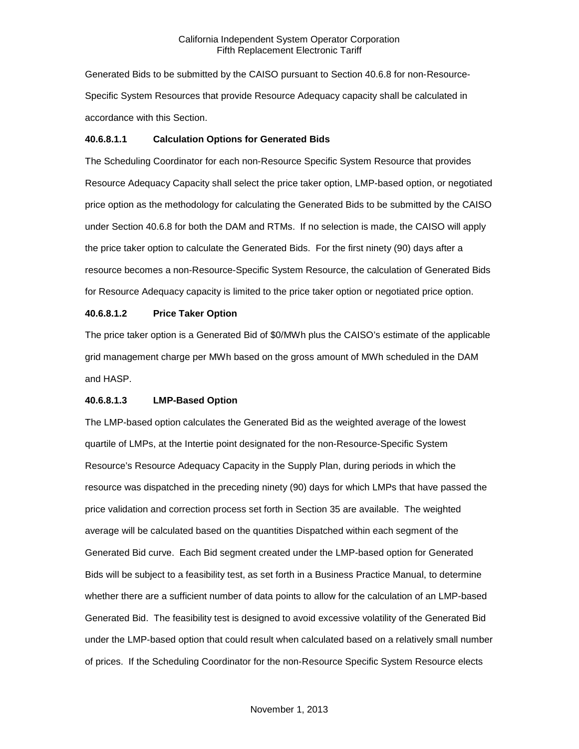Generated Bids to be submitted by the CAISO pursuant to Section 40.6.8 for non-Resource-Specific System Resources that provide Resource Adequacy capacity shall be calculated in accordance with this Section.

**40.6.8.1.1 Calculation Options for Generated Bids**

The Scheduling Coordinator for each non-Resource Specific System Resource that provides Resource Adequacy Capacity shall select the price taker option, LMP-based option, or negotiated price option as the methodology for calculating the Generated Bids to be submitted by the CAISO under Section 40.6.8 for both the DAM and RTMs. If no selection is made, the CAISO will apply the price taker option to calculate the Generated Bids. For the first ninety (90) days after a resource becomes a non-Resource-Specific System Resource, the calculation of Generated Bids for Resource Adequacy capacity is limited to the price taker option or negotiated price option.

**40.6.8.1.2 Price Taker Option**

The price taker option is a Generated Bid of $0/MWh plus the CAISO's estimate of the applicable grid management charge per MWh based on the gross amount of MWh scheduled in the DAM and HASP.

**40.6.8.1.3 LMP-Based Option**

The LMP-based option calculates the Generated Bid as the weighted average of the lowest quartile of LMPs, at the Intertie point designated for the non-Resource-Specific System Resource's Resource Adequacy Capacity in the Supply Plan, during periods in which the resource was dispatched in the preceding ninety (90) days for which LMPs that have passed the price validation and correction process set forth in Section 35 are available. The weighted average will be calculated based on the quantities Dispatched within each segment of the Generated Bid curve. Each Bid segment created under the LMP-based option for Generated Bids will be subject to a feasibility test, as set forth in a Business Practice Manual, to determine whether there are a sufficient number of data points to allow for the calculation of an LMP-based Generated Bid. The feasibility test is designed to avoid excessive volatility of the Generated Bid under the LMP-based option that could result when calculated based on a relatively small number of prices. If the Scheduling Coordinator for the non-Resource Specific System Resource elects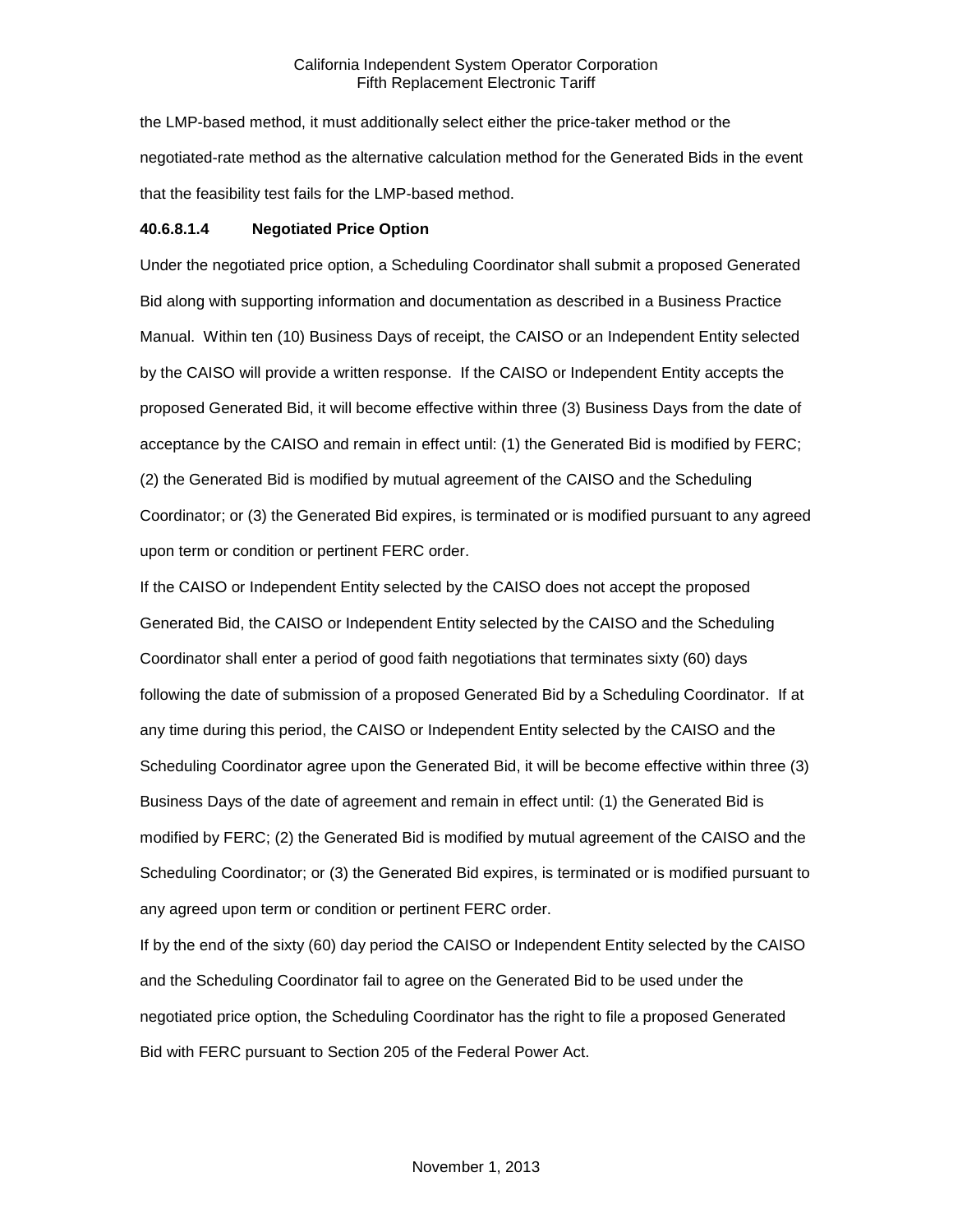the LMP-based method, it must additionally select either the price-taker method or the negotiated-rate method as the alternative calculation method for the Generated Bids in the event that the feasibility test fails for the LMP-based method.

**40.6.8.1.4 Negotiated Price Option**

Under the negotiated price option, a Scheduling Coordinator shall submit a proposed Generated Bid along with supporting information and documentation as described in a Business Practice Manual. Within ten (10) Business Days of receipt, the CAISO or an Independent Entity selected by the CAISO will provide a written response. If the CAISO or Independent Entity accepts the proposed Generated Bid, it will become effective within three (3) Business Days from the date of acceptance by the CAISO and remain in effect until: (1) the Generated Bid is modified by FERC; (2) the Generated Bid is modified by mutual agreement of the CAISO and the Scheduling Coordinator; or (3) the Generated Bid expires, is terminated or is modified pursuant to any agreed upon term or condition or pertinent FERC order.

If the CAISO or Independent Entity selected by the CAISO does not accept the proposed Generated Bid, the CAISO or Independent Entity selected by the CAISO and the Scheduling Coordinator shall enter a period of good faith negotiations that terminates sixty (60) days following the date of submission of a proposed Generated Bid by a Scheduling Coordinator. If at any time during this period, the CAISO or Independent Entity selected by the CAISO and the Scheduling Coordinator agree upon the Generated Bid, it will be become effective within three (3) Business Days of the date of agreement and remain in effect until: (1) the Generated Bid is modified by FERC; (2) the Generated Bid is modified by mutual agreement of the CAISO and the Scheduling Coordinator; or (3) the Generated Bid expires, is terminated or is modified pursuant to any agreed upon term or condition or pertinent FERC order.

If by the end of the sixty (60) day period the CAISO or Independent Entity selected by the CAISO and the Scheduling Coordinator fail to agree on the Generated Bid to be used under the negotiated price option, the Scheduling Coordinator has the right to file a proposed Generated Bid with FERC pursuant to Section 205 of the Federal Power Act.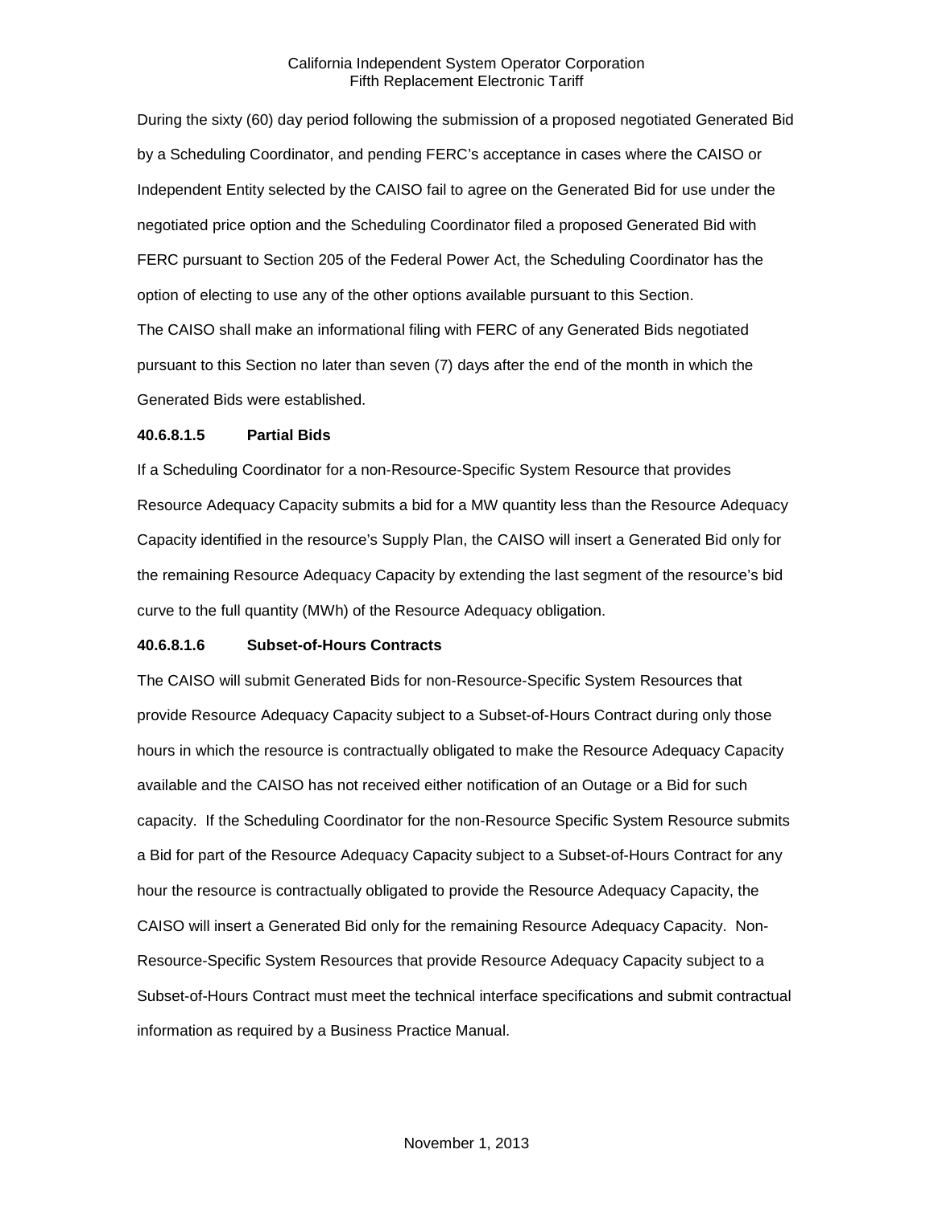During the sixty (60) day period following the submission of a proposed negotiated Generated Bid by a Scheduling Coordinator, and pending FERC's acceptance in cases where the CAISO or Independent Entity selected by the CAISO fail to agree on the Generated Bid for use under the negotiated price option and the Scheduling Coordinator filed a proposed Generated Bid with FERC pursuant to Section 205 of the Federal Power Act, the Scheduling Coordinator has the option of electing to use any of the other options available pursuant to this Section.

The CAISO shall make an informational filing with FERC of any Generated Bids negotiated pursuant to this Section no later than seven (7) days after the end of the month in which the Generated Bids were established.

**40.6.8.1.5 Partial Bids**

If a Scheduling Coordinator for a non-Resource-Specific System Resource that provides Resource Adequacy Capacity submits a bid for a MW quantity less than the Resource Adequacy Capacity identified in the resource's Supply Plan, the CAISO will insert a Generated Bid only for the remaining Resource Adequacy Capacity by extending the last segment of the resource's bid curve to the full quantity (MWh) of the Resource Adequacy obligation.

**40.6.8.1.6 Subset-of-Hours Contracts**

The CAISO will submit Generated Bids for non-Resource-Specific System Resources that provide Resource Adequacy Capacity subject to a Subset-of-Hours Contract during only those hours in which the resource is contractually obligated to make the Resource Adequacy Capacity available and the CAISO has not received either notification of an Outage or a Bid for such capacity. If the Scheduling Coordinator for the non-Resource Specific System Resource submits a Bid for part of the Resource Adequacy Capacity subject to a Subset-of-Hours Contract for any hour the resource is contractually obligated to provide the Resource Adequacy Capacity, the CAISO will insert a Generated Bid only for the remaining Resource Adequacy Capacity. Non-Resource-Specific System Resources that provide Resource Adequacy Capacity subject to a Subset-of-Hours Contract must meet the technical interface specifications and submit contractual information as required by a Business Practice Manual.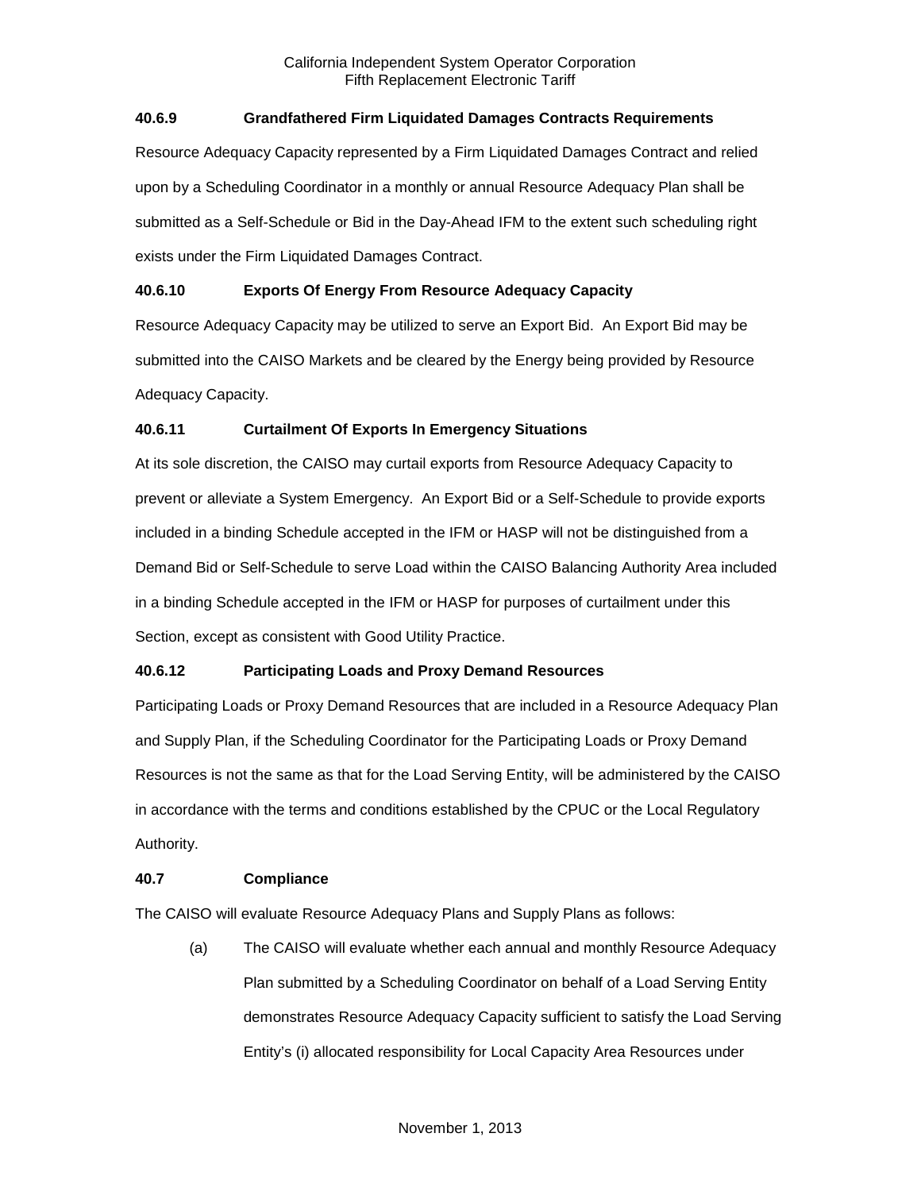### 40.6.9 Grandfathered Firm Liquidated Damages Contracts Requirements

Resource Adequacy Capacity represented by a Firm Liquidated Damages Contract and relied upon by a Scheduling Coordinator in a monthly or annual Resource Adequacy Plan shall be submitted as a Self-Schedule or Bid in the Day-Ahead IFM to the extent such scheduling right exists under the Firm Liquidated Damages Contract.

### 40.6.10 Exports Of Energy From Resource Adequacy Capacity

Resource Adequacy Capacity may be utilized to serve an Export Bid. An Export Bid may be submitted into the CAISO Markets and be cleared by the Energy being provided by Resource Adequacy Capacity.

### 40.6.11 Curtailment Of Exports In Emergency Situations

At its sole discretion, the CAISO may curtail exports from Resource Adequacy Capacity to prevent or alleviate a System Emergency. An Export Bid or a Self-Schedule to provide exports included in a binding Schedule accepted in the IFM or HASP will not be distinguished from a Demand Bid or Self-Schedule to serve Load within the CAISO Balancing Authority Area included in a binding Schedule accepted in the IFM or HASP for purposes of curtailment under this Section, except as consistent with Good Utility Practice.

### 40.6.12 Participating Loads and Proxy Demand Resources

Participating Loads or Proxy Demand Resources that are included in a Resource Adequacy Plan and Supply Plan, if the Scheduling Coordinator for the Participating Loads or Proxy Demand Resources is not the same as that for the Load Serving Entity, will be administered by the CAISO in accordance with the terms and conditions established by the CPUC or the Local Regulatory Authority.

## 40.7 Compliance

The CAISO will evaluate Resource Adequacy Plans and Supply Plans as follows:

(a) The CAISO will evaluate whether each annual and monthly Resource Adequacy Plan submitted by a Scheduling Coordinator on behalf of a Load Serving Entity demonstrates Resource Adequacy Capacity sufficient to satisfy the Load Serving Entity's (i) allocated responsibility for Local Capacity Area Resources under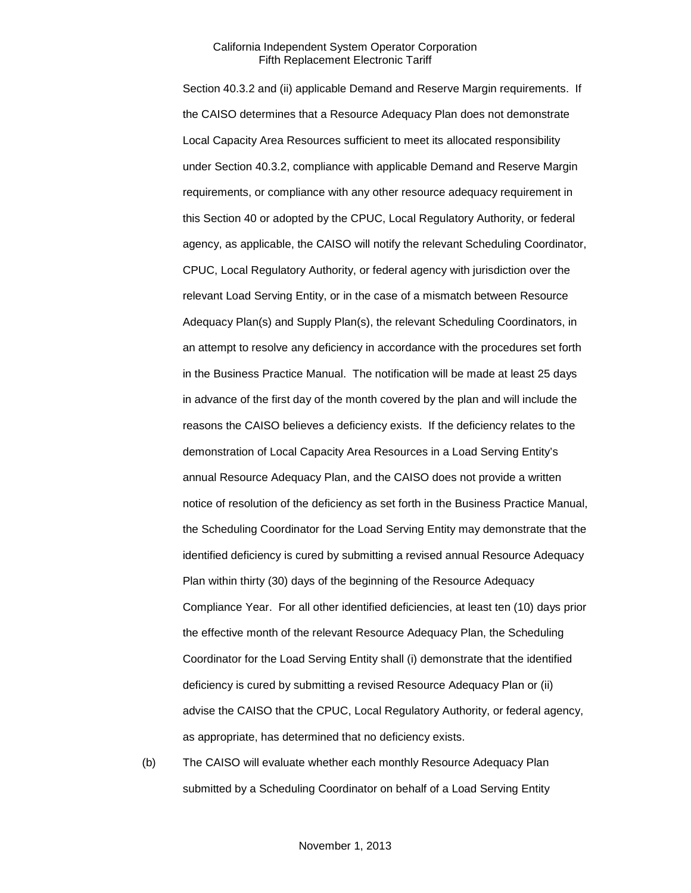Section 40.3.2 and (ii) applicable Demand and Reserve Margin requirements. If the CAISO determines that a Resource Adequacy Plan does not demonstrate Local Capacity Area Resources sufficient to meet its allocated responsibility under Section 40.3.2, compliance with applicable Demand and Reserve Margin requirements, or compliance with any other resource adequacy requirement in this Section 40 or adopted by the CPUC, Local Regulatory Authority, or federal agency, as applicable, the CAISO will notify the relevant Scheduling Coordinator, CPUC, Local Regulatory Authority, or federal agency with jurisdiction over the relevant Load Serving Entity, or in the case of a mismatch between Resource Adequacy Plan(s) and Supply Plan(s), the relevant Scheduling Coordinators, in an attempt to resolve any deficiency in accordance with the procedures set forth in the Business Practice Manual. The notification will be made at least 25 days in advance of the first day of the month covered by the plan and will include the reasons the CAISO believes a deficiency exists. If the deficiency relates to the demonstration of Local Capacity Area Resources in a Load Serving Entity's annual Resource Adequacy Plan, and the CAISO does not provide a written notice of resolution of the deficiency as set forth in the Business Practice Manual, the Scheduling Coordinator for the Load Serving Entity may demonstrate that the identified deficiency is cured by submitting a revised annual Resource Adequacy Plan within thirty (30) days of the beginning of the Resource Adequacy Compliance Year. For all other identified deficiencies, at least ten (10) days prior the effective month of the relevant Resource Adequacy Plan, the Scheduling Coordinator for the Load Serving Entity shall (i) demonstrate that the identified deficiency is cured by submitting a revised Resource Adequacy Plan or (ii) advise the CAISO that the CPUC, Local Regulatory Authority, or federal agency, as appropriate, has determined that no deficiency exists.

(b) The CAISO will evaluate whether each monthly Resource Adequacy Plan submitted by a Scheduling Coordinator on behalf of a Load Serving Entity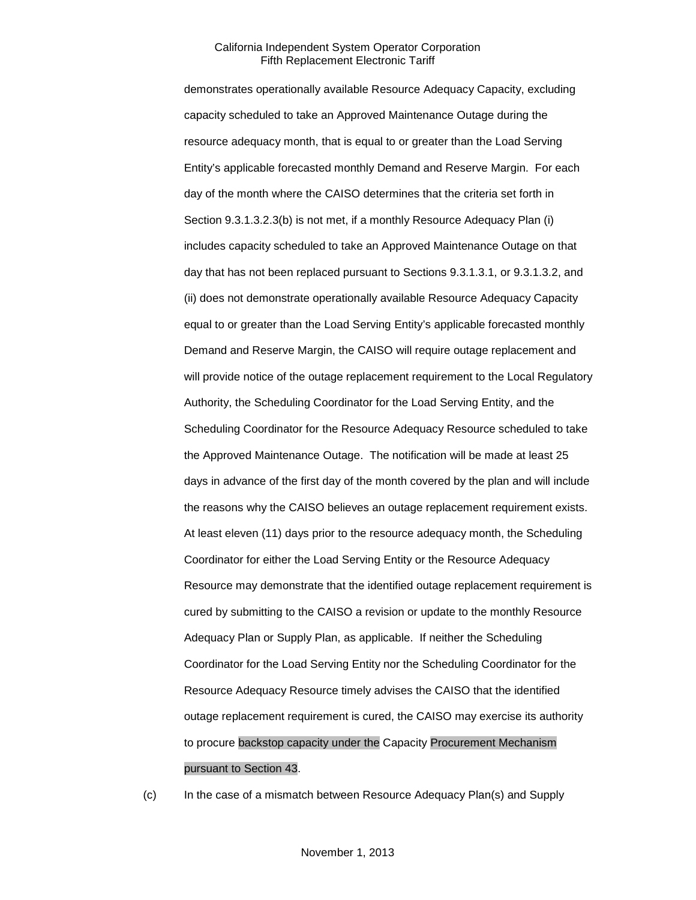demonstrates operationally available Resource Adequacy Capacity, excluding capacity scheduled to take an Approved Maintenance Outage during the resource adequacy month, that is equal to or greater than the Load Serving Entity's applicable forecasted monthly Demand and Reserve Margin. For each day of the month where the CAISO determines that the criteria set forth in Section 9.3.1.3.2.3(b) is not met, if a monthly Resource Adequacy Plan (i) includes capacity scheduled to take an Approved Maintenance Outage on that day that has not been replaced pursuant to Sections 9.3.1.3.1, or 9.3.1.3.2, and (ii) does not demonstrate operationally available Resource Adequacy Capacity equal to or greater than the Load Serving Entity's applicable forecasted monthly Demand and Reserve Margin, the CAISO will require outage replacement and will provide notice of the outage replacement requirement to the Local Regulatory Authority, the Scheduling Coordinator for the Load Serving Entity, and the Scheduling Coordinator for the Resource Adequacy Resource scheduled to take the Approved Maintenance Outage. The notification will be made at least 25 days in advance of the first day of the month covered by the plan and will include the reasons why the CAISO believes an outage replacement requirement exists. At least eleven (11) days prior to the resource adequacy month, the Scheduling Coordinator for either the Load Serving Entity or the Resource Adequacy Resource may demonstrate that the identified outage replacement requirement is cured by submitting to the CAISO a revision or update to the monthly Resource Adequacy Plan or Supply Plan, as applicable. If neither the Scheduling Coordinator for the Load Serving Entity nor the Scheduling Coordinator for the Resource Adequacy Resource timely advises the CAISO that the identified outage replacement requirement is cured, the CAISO may exercise its authority to procure backstop capacity under the Capacity Procurement Mechanism pursuant to Section 43.

(c) In the case of a mismatch between Resource Adequacy Plan(s) and Supply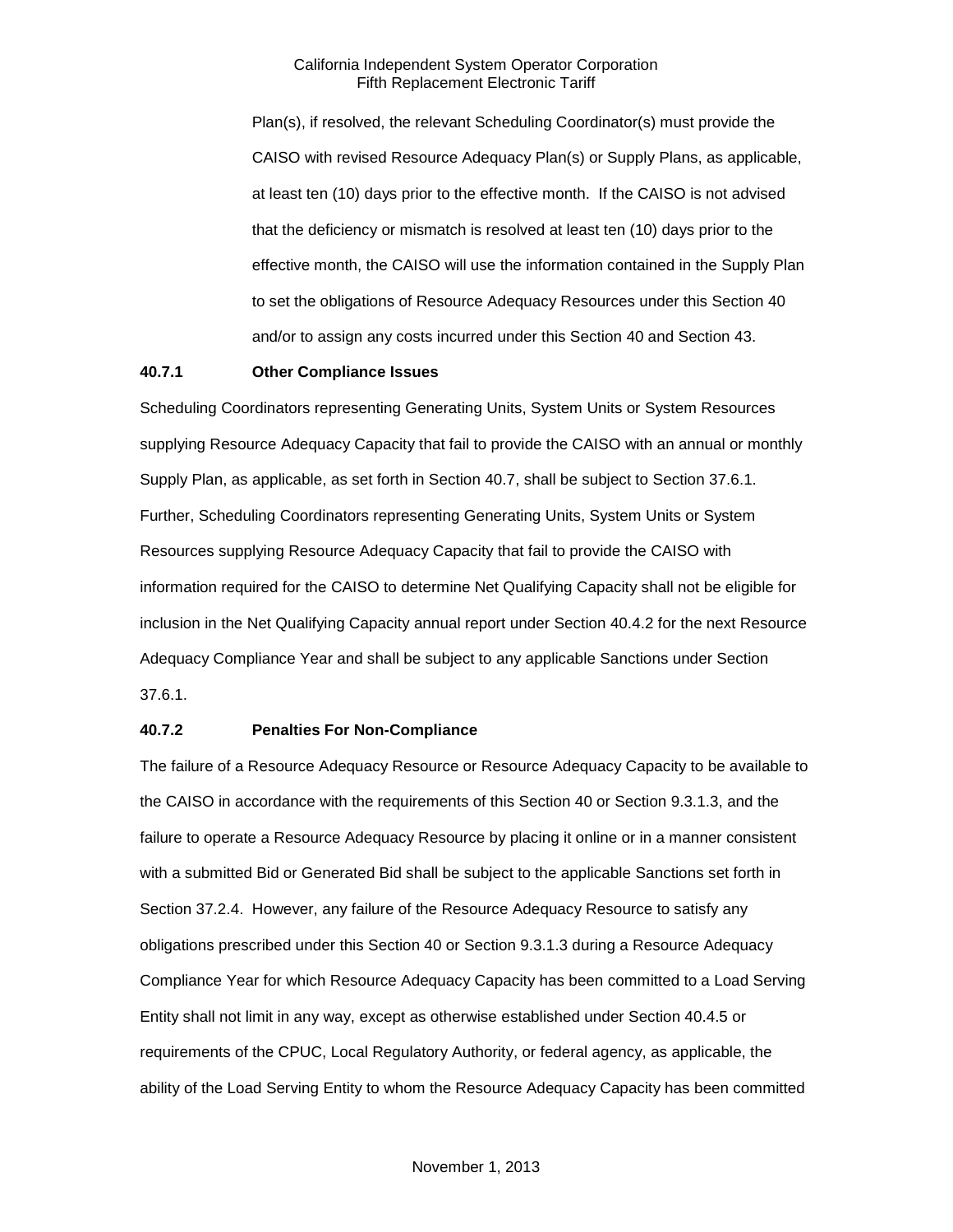Plan(s), if resolved, the relevant Scheduling Coordinator(s) must provide the CAISO with revised Resource Adequacy Plan(s) or Supply Plans, as applicable, at least ten (10) days prior to the effective month. If the CAISO is not advised that the deficiency or mismatch is resolved at least ten (10) days prior to the effective month, the CAISO will use the information contained in the Supply Plan to set the obligations of Resource Adequacy Resources under this Section 40 and/or to assign any costs incurred under this Section 40 and Section 43.

### 40.7.1 Other Compliance Issues

Scheduling Coordinators representing Generating Units, System Units or System Resources supplying Resource Adequacy Capacity that fail to provide the CAISO with an annual or monthly Supply Plan, as applicable, as set forth in Section 40.7, shall be subject to Section 37.6.1. Further, Scheduling Coordinators representing Generating Units, System Units or System Resources supplying Resource Adequacy Capacity that fail to provide the CAISO with information required for the CAISO to determine Net Qualifying Capacity shall not be eligible for inclusion in the Net Qualifying Capacity annual report under Section 40.4.2 for the next Resource Adequacy Compliance Year and shall be subject to any applicable Sanctions under Section 37.6.1.

### 40.7.2 Penalties For Non-Compliance

The failure of a Resource Adequacy Resource or Resource Adequacy Capacity to be available to the CAISO in accordance with the requirements of this Section 40 or Section 9.3.1.3, and the failure to operate a Resource Adequacy Resource by placing it online or in a manner consistent with a submitted Bid or Generated Bid shall be subject to the applicable Sanctions set forth in Section 37.2.4. However, any failure of the Resource Adequacy Resource to satisfy any obligations prescribed under this Section 40 or Section 9.3.1.3 during a Resource Adequacy Compliance Year for which Resource Adequacy Capacity has been committed to a Load Serving Entity shall not limit in any way, except as otherwise established under Section 40.4.5 or requirements of the CPUC, Local Regulatory Authority, or federal agency, as applicable, the ability of the Load Serving Entity to whom the Resource Adequacy Capacity has been committed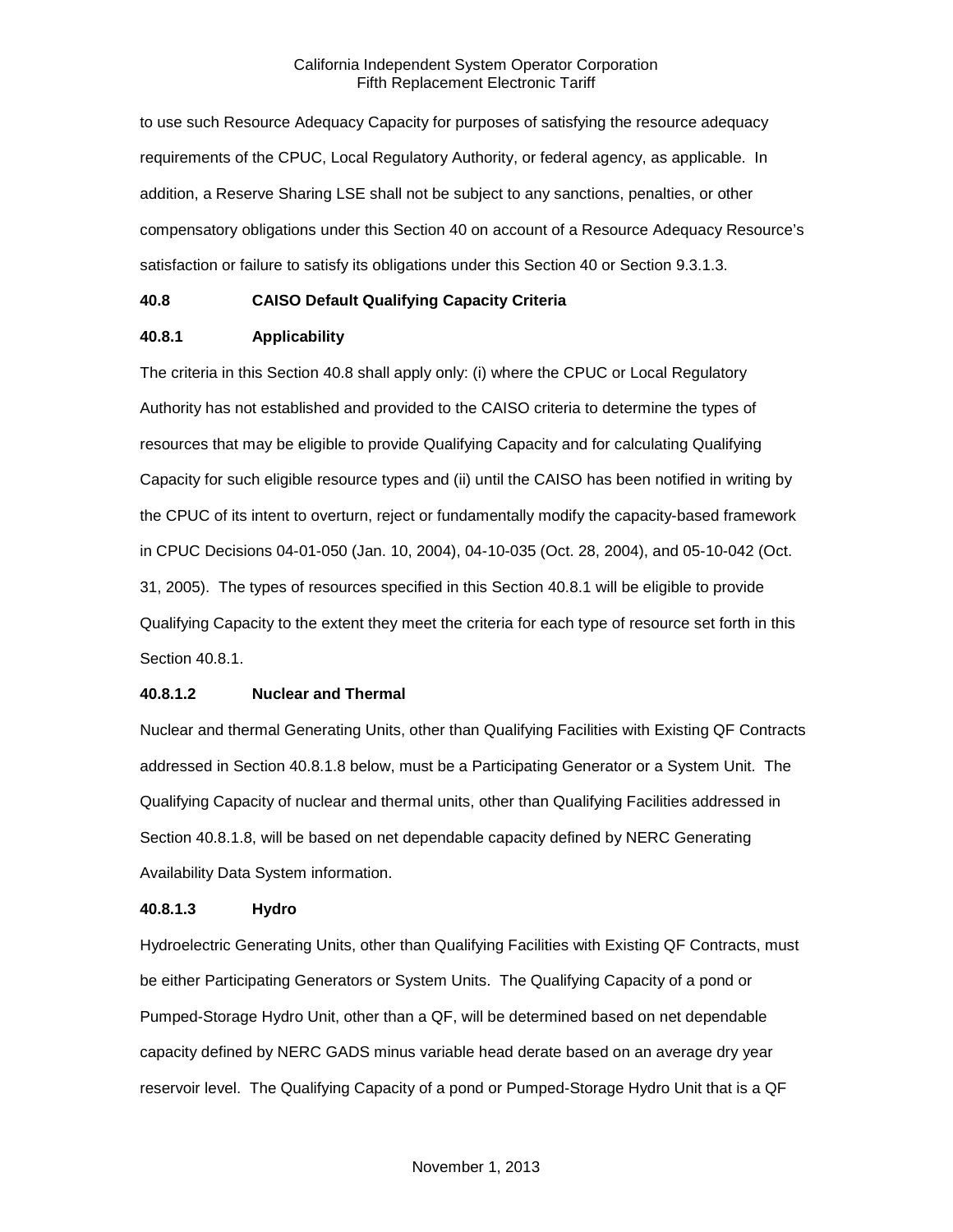to use such Resource Adequacy Capacity for purposes of satisfying the resource adequacy requirements of the CPUC, Local Regulatory Authority, or federal agency, as applicable. In addition, a Reserve Sharing LSE shall not be subject to any sanctions, penalties, or other compensatory obligations under this Section 40 on account of a Resource Adequacy Resource's satisfaction or failure to satisfy its obligations under this Section 40 or Section 9.3.1.3.

**40.8 CAISO Default Qualifying Capacity Criteria**

**40.8.1 Applicability**

The criteria in this Section 40.8 shall apply only: (i) where the CPUC or Local Regulatory Authority has not established and provided to the CAISO criteria to determine the types of resources that may be eligible to provide Qualifying Capacity and for calculating Qualifying Capacity for such eligible resource types and (ii) until the CAISO has been notified in writing by the CPUC of its intent to overturn, reject or fundamentally modify the capacity-based framework in CPUC Decisions 04-01-050 (Jan. 10, 2004), 04-10-035 (Oct. 28, 2004), and 05-10-042 (Oct. 31, 2005). The types of resources specified in this Section 40.8.1 will be eligible to provide Qualifying Capacity to the extent they meet the criteria for each type of resource set forth in this Section 40.8.1.

**40.8.1.2 Nuclear and Thermal**

Nuclear and thermal Generating Units, other than Qualifying Facilities with Existing QF Contracts addressed in Section 40.8.1.8 below, must be a Participating Generator or a System Unit. The Qualifying Capacity of nuclear and thermal units, other than Qualifying Facilities addressed in Section 40.8.1.8, will be based on net dependable capacity defined by NERC Generating Availability Data System information.

**40.8.1.3 Hydro**

Hydroelectric Generating Units, other than Qualifying Facilities with Existing QF Contracts, must be either Participating Generators or System Units. The Qualifying Capacity of a pond or Pumped-Storage Hydro Unit, other than a QF, will be determined based on net dependable capacity defined by NERC GADS minus variable head derate based on an average dry year reservoir level. The Qualifying Capacity of a pond or Pumped-Storage Hydro Unit that is a QF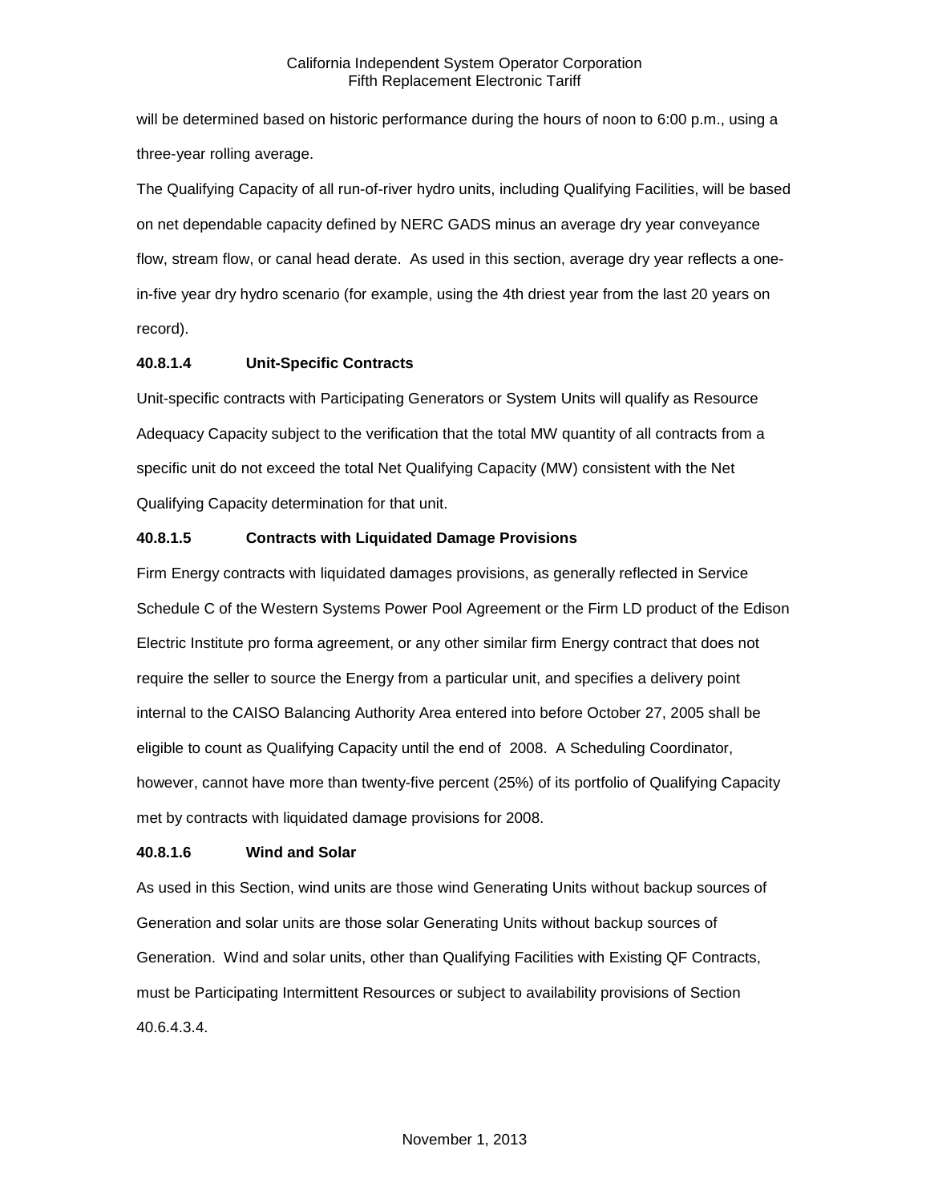will be determined based on historic performance during the hours of noon to 6:00 p.m., using a three-year rolling average.

The Qualifying Capacity of all run-of-river hydro units, including Qualifying Facilities, will be based on net dependable capacity defined by NERC GADS minus an average dry year conveyance flow, stream flow, or canal head derate. As used in this section, average dry year reflects a one-in-five year dry hydro scenario (for example, using the 4th driest year from the last 20 years on record).

#### 40.8.1.4 Unit-Specific Contracts

Unit-specific contracts with Participating Generators or System Units will qualify as Resource Adequacy Capacity subject to the verification that the total MW quantity of all contracts from a specific unit do not exceed the total Net Qualifying Capacity (MW) consistent with the Net Qualifying Capacity determination for that unit.

#### 40.8.1.5 Contracts with Liquidated Damage Provisions

Firm Energy contracts with liquidated damages provisions, as generally reflected in Service Schedule C of the Western Systems Power Pool Agreement or the Firm LD product of the Edison Electric Institute pro forma agreement, or any other similar firm Energy contract that does not require the seller to source the Energy from a particular unit, and specifies a delivery point internal to the CAISO Balancing Authority Area entered into before October 27, 2005 shall be eligible to count as Qualifying Capacity until the end of 2008. A Scheduling Coordinator, however, cannot have more than twenty-five percent (25%) of its portfolio of Qualifying Capacity met by contracts with liquidated damage provisions for 2008.

#### 40.8.1.6 Wind and Solar

As used in this Section, wind units are those wind Generating Units without backup sources of Generation and solar units are those solar Generating Units without backup sources of Generation. Wind and solar units, other than Qualifying Facilities with Existing QF Contracts, must be Participating Intermittent Resources or subject to availability provisions of Section 40.6.4.3.4.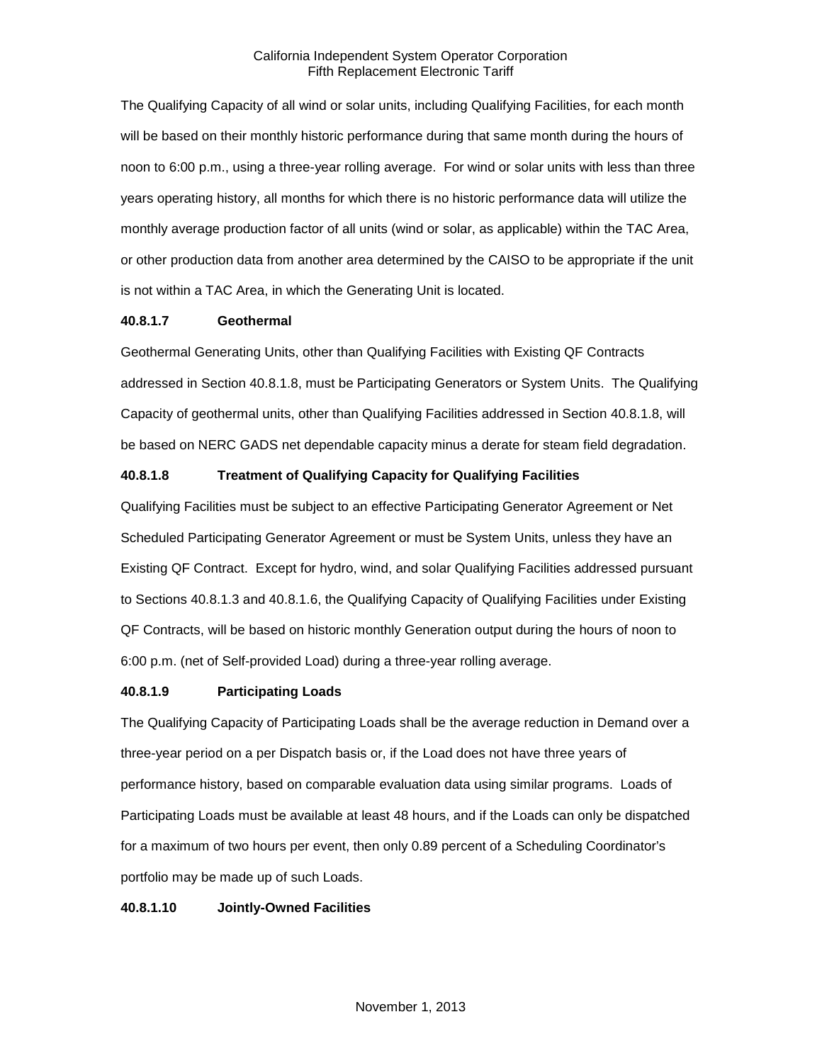The Qualifying Capacity of all wind or solar units, including Qualifying Facilities, for each month will be based on their monthly historic performance during that same month during the hours of noon to 6:00 p.m., using a three-year rolling average. For wind or solar units with less than three years operating history, all months for which there is no historic performance data will utilize the monthly average production factor of all units (wind or solar, as applicable) within the TAC Area, or other production data from another area determined by the CAISO to be appropriate if the unit is not within a TAC Area, in which the Generating Unit is located.

**40.8.1.7 Geothermal**

Geothermal Generating Units, other than Qualifying Facilities with Existing QF Contracts addressed in Section 40.8.1.8, must be Participating Generators or System Units. The Qualifying Capacity of geothermal units, other than Qualifying Facilities addressed in Section 40.8.1.8, will be based on NERC GADS net dependable capacity minus a derate for steam field degradation.

**40.8.1.8 Treatment of Qualifying Capacity for Qualifying Facilities**

Qualifying Facilities must be subject to an effective Participating Generator Agreement or Net Scheduled Participating Generator Agreement or must be System Units, unless they have an Existing QF Contract. Except for hydro, wind, and solar Qualifying Facilities addressed pursuant to Sections 40.8.1.3 and 40.8.1.6, the Qualifying Capacity of Qualifying Facilities under Existing QF Contracts, will be based on historic monthly Generation output during the hours of noon to 6:00 p.m. (net of Self-provided Load) during a three-year rolling average.

**40.8.1.9 Participating Loads**

The Qualifying Capacity of Participating Loads shall be the average reduction in Demand over a three-year period on a per Dispatch basis or, if the Load does not have three years of performance history, based on comparable evaluation data using similar programs. Loads of Participating Loads must be available at least 48 hours, and if the Loads can only be dispatched for a maximum of two hours per event, then only 0.89 percent of a Scheduling Coordinator's portfolio may be made up of such Loads.

**40.8.1.10 Jointly-Owned Facilities**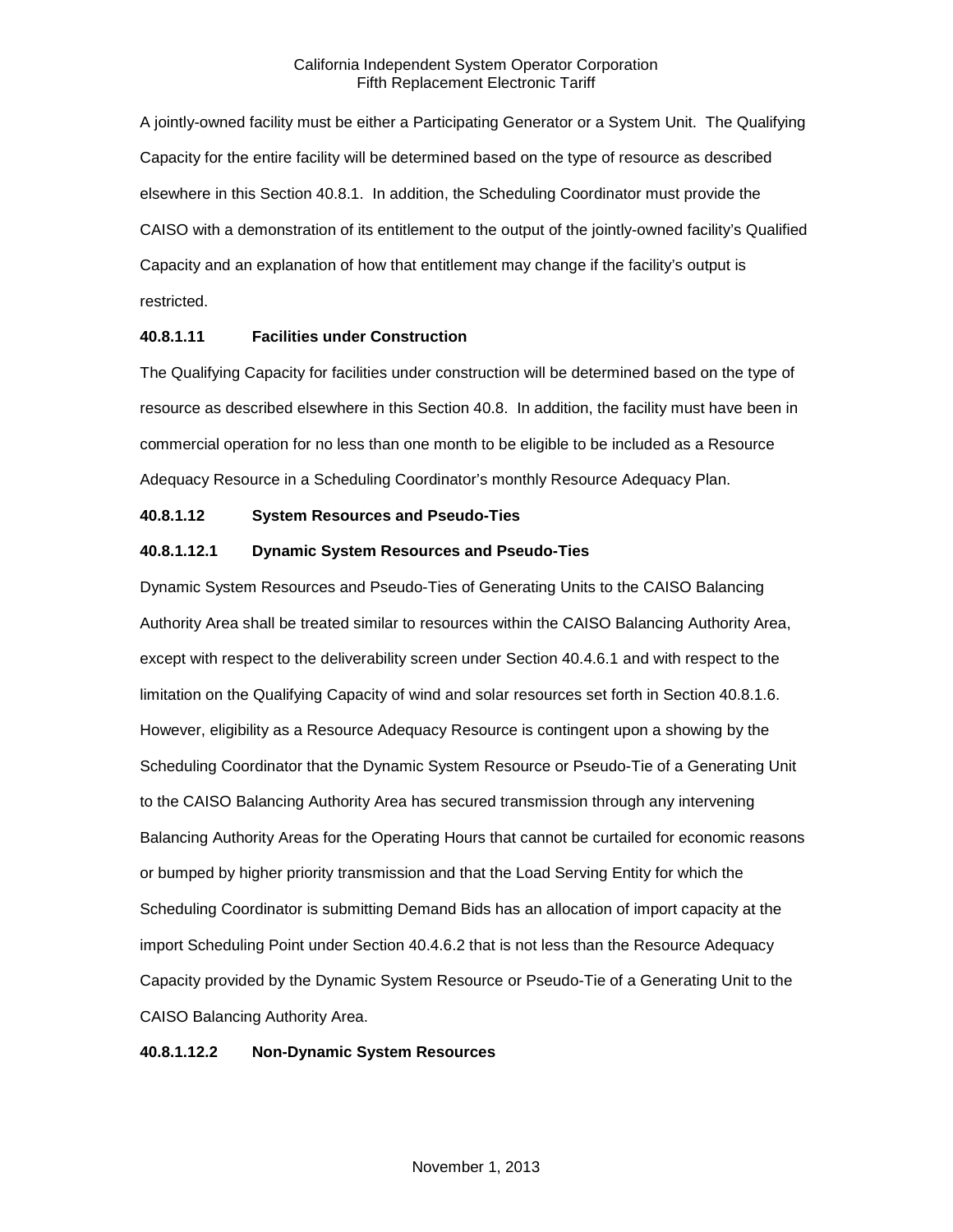A jointly-owned facility must be either a Participating Generator or a System Unit. The Qualifying Capacity for the entire facility will be determined based on the type of resource as described elsewhere in this Section 40.8.1. In addition, the Scheduling Coordinator must provide the CAISO with a demonstration of its entitlement to the output of the jointly-owned facility's Qualified Capacity and an explanation of how that entitlement may change if the facility's output is restricted.

**40.8.1.11 Facilities under Construction**

The Qualifying Capacity for facilities under construction will be determined based on the type of resource as described elsewhere in this Section 40.8. In addition, the facility must have been in commercial operation for no less than one month to be eligible to be included as a Resource Adequacy Resource in a Scheduling Coordinator's monthly Resource Adequacy Plan.

**40.8.1.12 System Resources and Pseudo-Ties**

**40.8.1.12.1 Dynamic System Resources and Pseudo-Ties**

Dynamic System Resources and Pseudo-Ties of Generating Units to the CAISO Balancing Authority Area shall be treated similar to resources within the CAISO Balancing Authority Area, except with respect to the deliverability screen under Section 40.4.6.1 and with respect to the limitation on the Qualifying Capacity of wind and solar resources set forth in Section 40.8.1.6. However, eligibility as a Resource Adequacy Resource is contingent upon a showing by the Scheduling Coordinator that the Dynamic System Resource or Pseudo-Tie of a Generating Unit to the CAISO Balancing Authority Area has secured transmission through any intervening Balancing Authority Areas for the Operating Hours that cannot be curtailed for economic reasons or bumped by higher priority transmission and that the Load Serving Entity for which the Scheduling Coordinator is submitting Demand Bids has an allocation of import capacity at the import Scheduling Point under Section 40.4.6.2 that is not less than the Resource Adequacy Capacity provided by the Dynamic System Resource or Pseudo-Tie of a Generating Unit to the CAISO Balancing Authority Area.

**40.8.1.12.2 Non-Dynamic System Resources**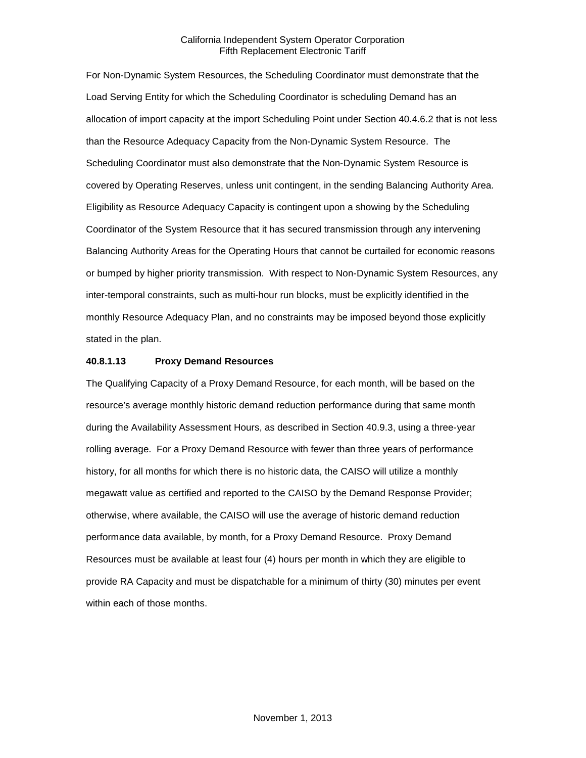For Non-Dynamic System Resources, the Scheduling Coordinator must demonstrate that the Load Serving Entity for which the Scheduling Coordinator is scheduling Demand has an allocation of import capacity at the import Scheduling Point under Section 40.4.6.2 that is not less than the Resource Adequacy Capacity from the Non-Dynamic System Resource. The Scheduling Coordinator must also demonstrate that the Non-Dynamic System Resource is covered by Operating Reserves, unless unit contingent, in the sending Balancing Authority Area. Eligibility as Resource Adequacy Capacity is contingent upon a showing by the Scheduling Coordinator of the System Resource that it has secured transmission through any intervening Balancing Authority Areas for the Operating Hours that cannot be curtailed for economic reasons or bumped by higher priority transmission. With respect to Non-Dynamic System Resources, any inter-temporal constraints, such as multi-hour run blocks, must be explicitly identified in the monthly Resource Adequacy Plan, and no constraints may be imposed beyond those explicitly stated in the plan.

**40.8.1.13 Proxy Demand Resources**

The Qualifying Capacity of a Proxy Demand Resource, for each month, will be based on the resource's average monthly historic demand reduction performance during that same month during the Availability Assessment Hours, as described in Section 40.9.3, using a three-year rolling average. For a Proxy Demand Resource with fewer than three years of performance history, for all months for which there is no historic data, the CAISO will utilize a monthly megawatt value as certified and reported to the CAISO by the Demand Response Provider; otherwise, where available, the CAISO will use the average of historic demand reduction performance data available, by month, for a Proxy Demand Resource. Proxy Demand Resources must be available at least four (4) hours per month in which they are eligible to provide RA Capacity and must be dispatchable for a minimum of thirty (30) minutes per event within each of those months.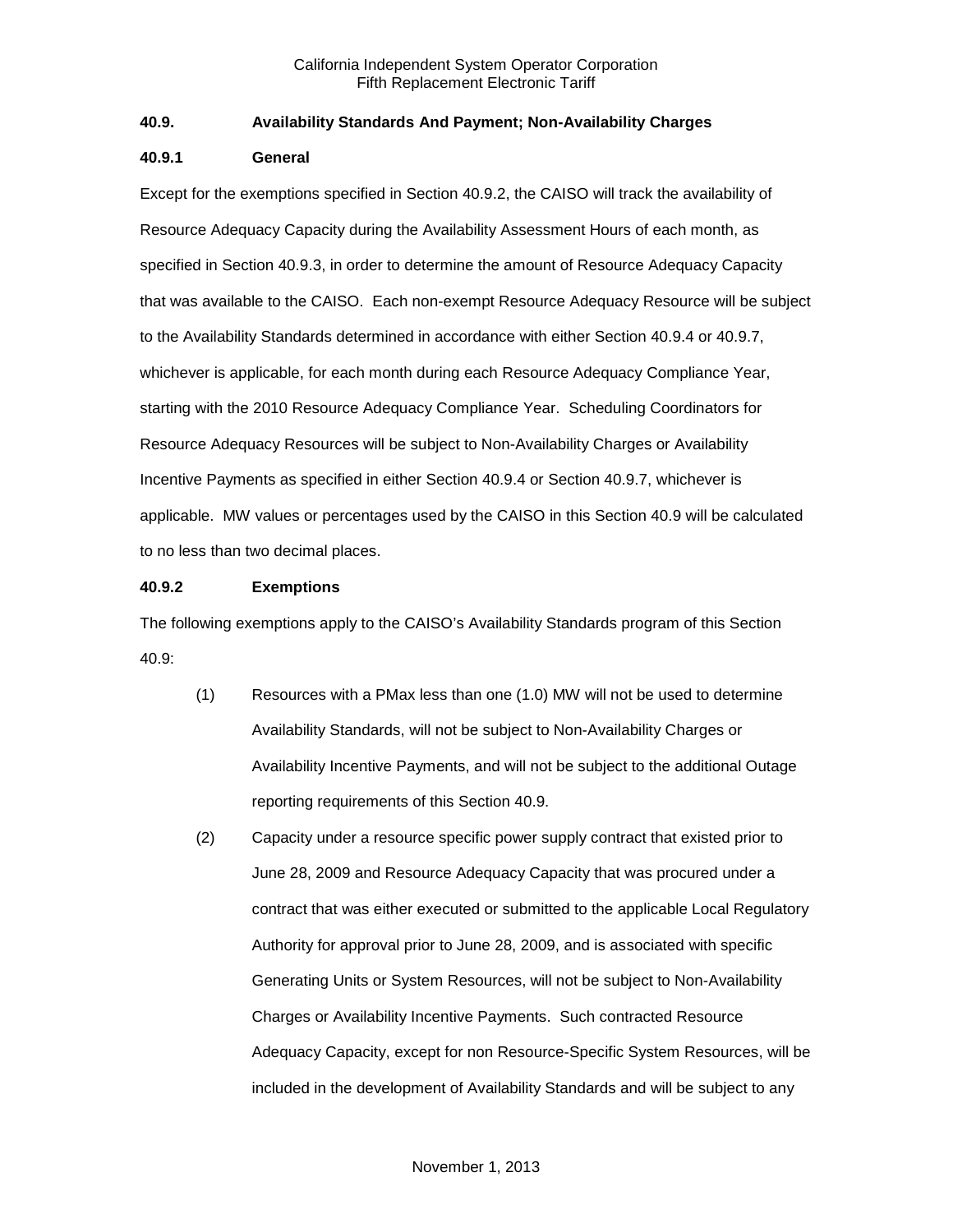### 40.9. Availability Standards And Payment; Non-Availability Charges

#### 40.9.1 General

Except for the exemptions specified in Section 40.9.2, the CAISO will track the availability of Resource Adequacy Capacity during the Availability Assessment Hours of each month, as specified in Section 40.9.3, in order to determine the amount of Resource Adequacy Capacity that was available to the CAISO. Each non-exempt Resource Adequacy Resource will be subject to the Availability Standards determined in accordance with either Section 40.9.4 or 40.9.7, whichever is applicable, for each month during each Resource Adequacy Compliance Year, starting with the 2010 Resource Adequacy Compliance Year. Scheduling Coordinators for Resource Adequacy Resources will be subject to Non-Availability Charges or Availability Incentive Payments as specified in either Section 40.9.4 or Section 40.9.7, whichever is applicable. MW values or percentages used by the CAISO in this Section 40.9 will be calculated to no less than two decimal places.

#### 40.9.2 Exemptions

The following exemptions apply to the CAISO's Availability Standards program of this Section 40.9:

(1) Resources with a PMax less than one (1.0) MW will not be used to determine Availability Standards, will not be subject to Non-Availability Charges or Availability Incentive Payments, and will not be subject to the additional Outage reporting requirements of this Section 40.9.

(2) Capacity under a resource specific power supply contract that existed prior to June 28, 2009 and Resource Adequacy Capacity that was procured under a contract that was either executed or submitted to the applicable Local Regulatory Authority for approval prior to June 28, 2009, and is associated with specific Generating Units or System Resources, will not be subject to Non-Availability Charges or Availability Incentive Payments. Such contracted Resource Adequacy Capacity, except for non Resource-Specific System Resources, will be included in the development of Availability Standards and will be subject to any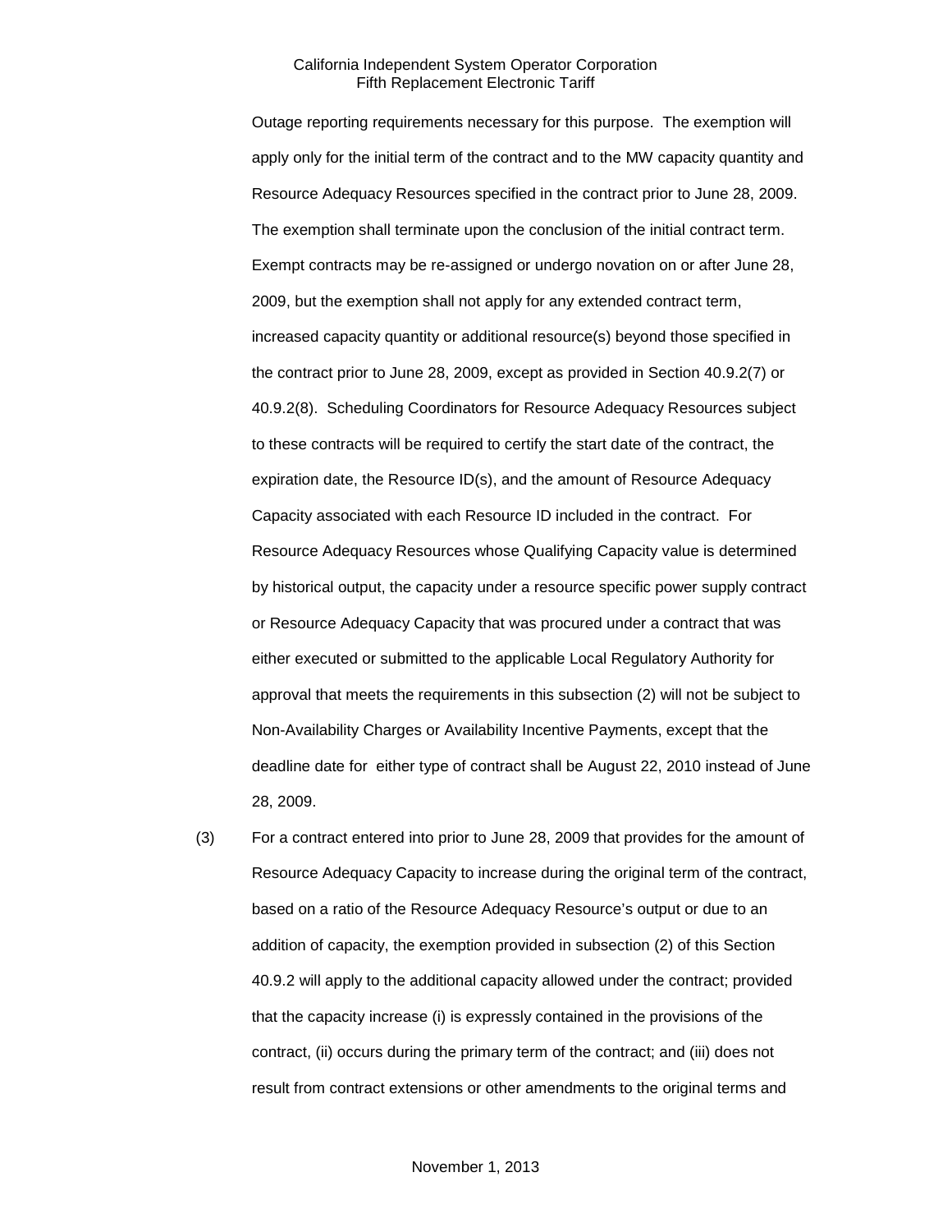Outage reporting requirements necessary for this purpose. The exemption will apply only for the initial term of the contract and to the MW capacity quantity and Resource Adequacy Resources specified in the contract prior to June 28, 2009. The exemption shall terminate upon the conclusion of the initial contract term. Exempt contracts may be re-assigned or undergo novation on or after June 28, 2009, but the exemption shall not apply for any extended contract term, increased capacity quantity or additional resource(s) beyond those specified in the contract prior to June 28, 2009, except as provided in Section 40.9.2(7) or 40.9.2(8). Scheduling Coordinators for Resource Adequacy Resources subject to these contracts will be required to certify the start date of the contract, the expiration date, the Resource ID(s), and the amount of Resource Adequacy Capacity associated with each Resource ID included in the contract. For Resource Adequacy Resources whose Qualifying Capacity value is determined by historical output, the capacity under a resource specific power supply contract or Resource Adequacy Capacity that was procured under a contract that was either executed or submitted to the applicable Local Regulatory Authority for approval that meets the requirements in this subsection (2) will not be subject to Non-Availability Charges or Availability Incentive Payments, except that the deadline date for either type of contract shall be August 22, 2010 instead of June 28, 2009.

(3) For a contract entered into prior to June 28, 2009 that provides for the amount of Resource Adequacy Capacity to increase during the original term of the contract, based on a ratio of the Resource Adequacy Resource's output or due to an addition of capacity, the exemption provided in subsection (2) of this Section 40.9.2 will apply to the additional capacity allowed under the contract; provided that the capacity increase (i) is expressly contained in the provisions of the contract, (ii) occurs during the primary term of the contract; and (iii) does not result from contract extensions or other amendments to the original terms and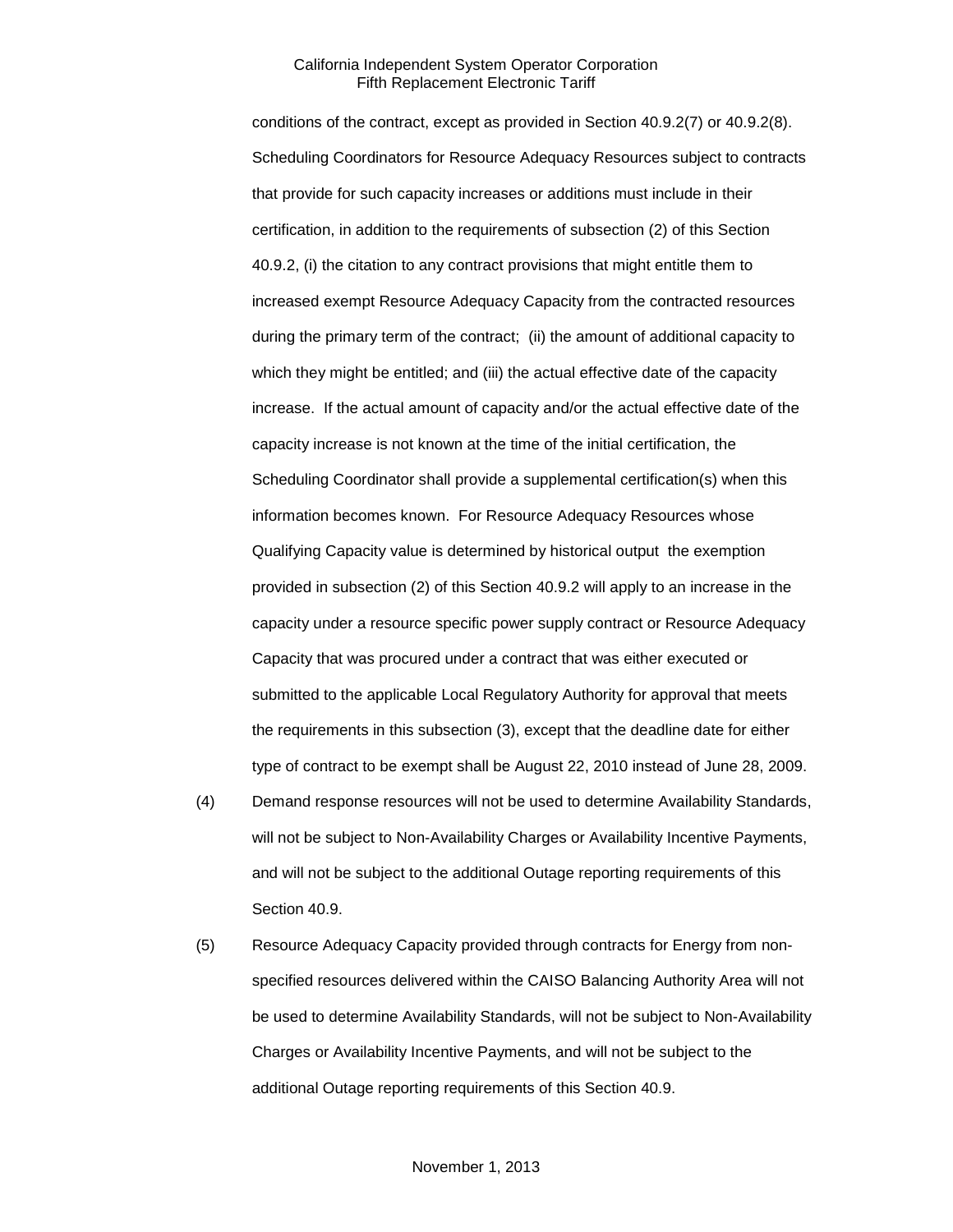conditions of the contract, except as provided in Section 40.9.2(7) or 40.9.2(8). Scheduling Coordinators for Resource Adequacy Resources subject to contracts that provide for such capacity increases or additions must include in their certification, in addition to the requirements of subsection (2) of this Section 40.9.2, (i) the citation to any contract provisions that might entitle them to increased exempt Resource Adequacy Capacity from the contracted resources during the primary term of the contract; (ii) the amount of additional capacity to which they might be entitled; and (iii) the actual effective date of the capacity increase. If the actual amount of capacity and/or the actual effective date of the capacity increase is not known at the time of the initial certification, the Scheduling Coordinator shall provide a supplemental certification(s) when this information becomes known. For Resource Adequacy Resources whose Qualifying Capacity value is determined by historical output the exemption provided in subsection (2) of this Section 40.9.2 will apply to an increase in the capacity under a resource specific power supply contract or Resource Adequacy Capacity that was procured under a contract that was either executed or submitted to the applicable Local Regulatory Authority for approval that meets the requirements in this subsection (3), except that the deadline date for either type of contract to be exempt shall be August 22, 2010 instead of June 28, 2009.

(4) Demand response resources will not be used to determine Availability Standards, will not be subject to Non-Availability Charges or Availability Incentive Payments, and will not be subject to the additional Outage reporting requirements of this Section 40.9.

(5) Resource Adequacy Capacity provided through contracts for Energy from non-specified resources delivered within the CAISO Balancing Authority Area will not be used to determine Availability Standards, will not be subject to Non-Availability Charges or Availability Incentive Payments, and will not be subject to the additional Outage reporting requirements of this Section 40.9.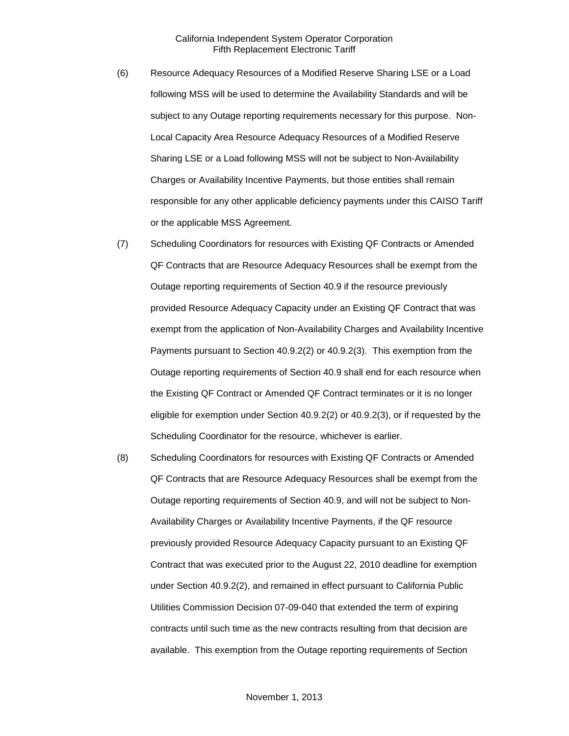(6) Resource Adequacy Resources of a Modified Reserve Sharing LSE or a Load following MSS will be used to determine the Availability Standards and will be subject to any Outage reporting requirements necessary for this purpose. Non-Local Capacity Area Resource Adequacy Resources of a Modified Reserve Sharing LSE or a Load following MSS will not be subject to Non-Availability Charges or Availability Incentive Payments, but those entities shall remain responsible for any other applicable deficiency payments under this CAISO Tariff or the applicable MSS Agreement.

(7) Scheduling Coordinators for resources with Existing QF Contracts or Amended QF Contracts that are Resource Adequacy Resources shall be exempt from the Outage reporting requirements of Section 40.9 if the resource previously provided Resource Adequacy Capacity under an Existing QF Contract that was exempt from the application of Non-Availability Charges and Availability Incentive Payments pursuant to Section 40.9.2(2) or 40.9.2(3). This exemption from the Outage reporting requirements of Section 40.9 shall end for each resource when the Existing QF Contract or Amended QF Contract terminates or it is no longer eligible for exemption under Section 40.9.2(2) or 40.9.2(3), or if requested by the Scheduling Coordinator for the resource, whichever is earlier.

(8) Scheduling Coordinators for resources with Existing QF Contracts or Amended QF Contracts that are Resource Adequacy Resources shall be exempt from the Outage reporting requirements of Section 40.9, and will not be subject to Non-Availability Charges or Availability Incentive Payments, if the QF resource previously provided Resource Adequacy Capacity pursuant to an Existing QF Contract that was executed prior to the August 22, 2010 deadline for exemption under Section 40.9.2(2), and remained in effect pursuant to California Public Utilities Commission Decision 07-09-040 that extended the term of expiring contracts until such time as the new contracts resulting from that decision are available. This exemption from the Outage reporting requirements of Section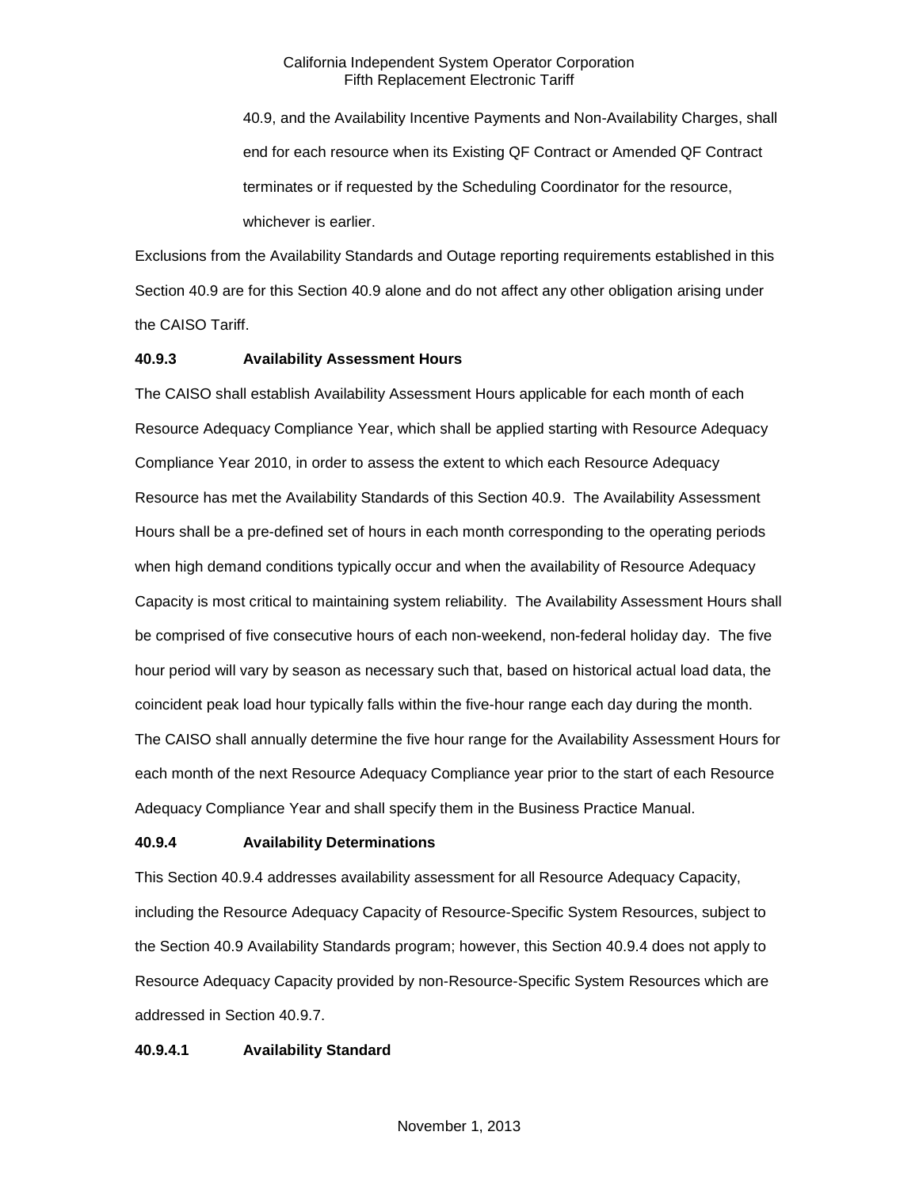40.9, and the Availability Incentive Payments and Non-Availability Charges, shall end for each resource when its Existing QF Contract or Amended QF Contract terminates or if requested by the Scheduling Coordinator for the resource, whichever is earlier.

Exclusions from the Availability Standards and Outage reporting requirements established in this Section 40.9 are for this Section 40.9 alone and do not affect any other obligation arising under the CAISO Tariff.

**40.9.3 Availability Assessment Hours**

The CAISO shall establish Availability Assessment Hours applicable for each month of each Resource Adequacy Compliance Year, which shall be applied starting with Resource Adequacy Compliance Year 2010, in order to assess the extent to which each Resource Adequacy Resource has met the Availability Standards of this Section 40.9. The Availability Assessment Hours shall be a pre-defined set of hours in each month corresponding to the operating periods when high demand conditions typically occur and when the availability of Resource Adequacy Capacity is most critical to maintaining system reliability. The Availability Assessment Hours shall be comprised of five consecutive hours of each non-weekend, non-federal holiday day. The five hour period will vary by season as necessary such that, based on historical actual load data, the coincident peak load hour typically falls within the five-hour range each day during the month. The CAISO shall annually determine the five hour range for the Availability Assessment Hours for each month of the next Resource Adequacy Compliance year prior to the start of each Resource Adequacy Compliance Year and shall specify them in the Business Practice Manual.

**40.9.4 Availability Determinations**

This Section 40.9.4 addresses availability assessment for all Resource Adequacy Capacity, including the Resource Adequacy Capacity of Resource-Specific System Resources, subject to the Section 40.9 Availability Standards program; however, this Section 40.9.4 does not apply to Resource Adequacy Capacity provided by non-Resource-Specific System Resources which are addressed in Section 40.9.7.

**40.9.4.1 Availability Standard**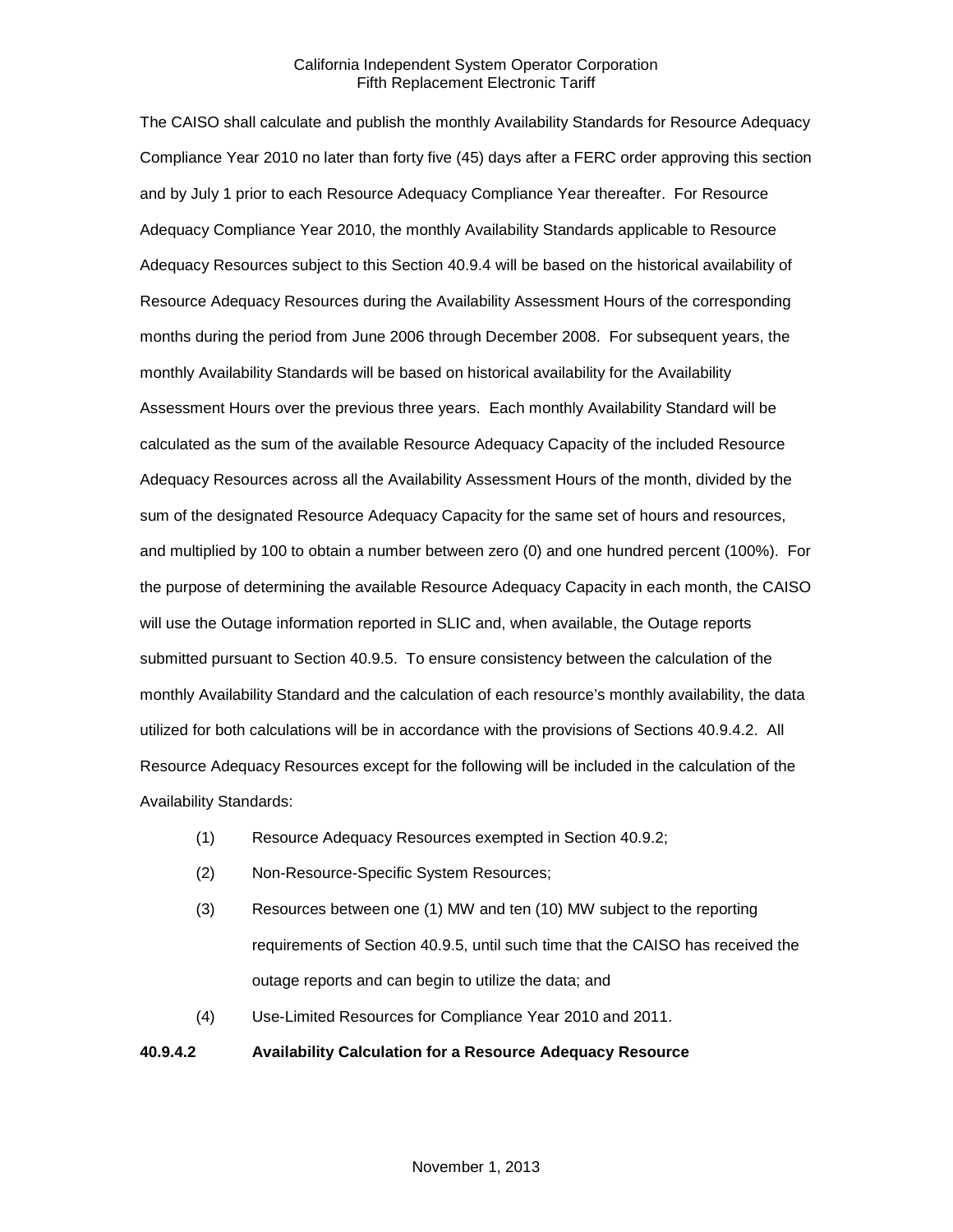The CAISO shall calculate and publish the monthly Availability Standards for Resource Adequacy Compliance Year 2010 no later than forty five (45) days after a FERC order approving this section and by July 1 prior to each Resource Adequacy Compliance Year thereafter. For Resource Adequacy Compliance Year 2010, the monthly Availability Standards applicable to Resource Adequacy Resources subject to this Section 40.9.4 will be based on the historical availability of Resource Adequacy Resources during the Availability Assessment Hours of the corresponding months during the period from June 2006 through December 2008. For subsequent years, the monthly Availability Standards will be based on historical availability for the Availability Assessment Hours over the previous three years. Each monthly Availability Standard will be calculated as the sum of the available Resource Adequacy Capacity of the included Resource Adequacy Resources across all the Availability Assessment Hours of the month, divided by the sum of the designated Resource Adequacy Capacity for the same set of hours and resources, and multiplied by 100 to obtain a number between zero (0) and one hundred percent (100%). For the purpose of determining the available Resource Adequacy Capacity in each month, the CAISO will use the Outage information reported in SLIC and, when available, the Outage reports submitted pursuant to Section 40.9.5. To ensure consistency between the calculation of the monthly Availability Standard and the calculation of each resource's monthly availability, the data utilized for both calculations will be in accordance with the provisions of Sections 40.9.4.2. All Resource Adequacy Resources except for the following will be included in the calculation of the Availability Standards:

(1) Resource Adequacy Resources exempted in Section 40.9.2;

(2) Non-Resource-Specific System Resources;

(3) Resources between one (1) MW and ten (10) MW subject to the reporting requirements of Section 40.9.5, until such time that the CAISO has received the outage reports and can begin to utilize the data; and

(4) Use-Limited Resources for Compliance Year 2010 and 2011.

**40.9.4.2 Availability Calculation for a Resource Adequacy Resource**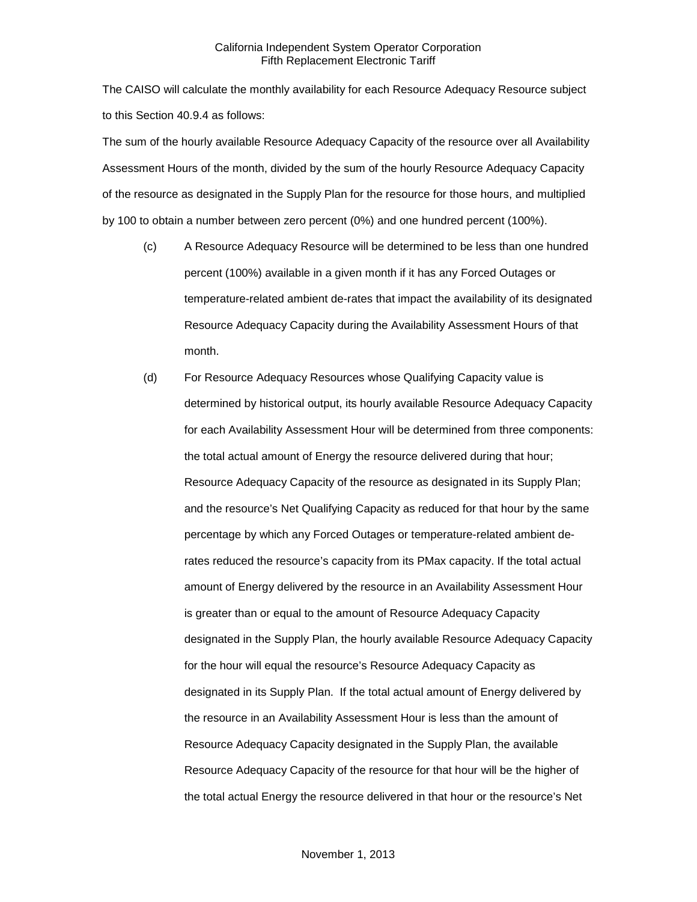The CAISO will calculate the monthly availability for each Resource Adequacy Resource subject to this Section 40.9.4 as follows:

The sum of the hourly available Resource Adequacy Capacity of the resource over all Availability Assessment Hours of the month, divided by the sum of the hourly Resource Adequacy Capacity of the resource as designated in the Supply Plan for the resource for those hours, and multiplied by 100 to obtain a number between zero percent (0%) and one hundred percent (100%).

(c) A Resource Adequacy Resource will be determined to be less than one hundred percent (100%) available in a given month if it has any Forced Outages or temperature-related ambient de-rates that impact the availability of its designated Resource Adequacy Capacity during the Availability Assessment Hours of that month.

(d) For Resource Adequacy Resources whose Qualifying Capacity value is determined by historical output, its hourly available Resource Adequacy Capacity for each Availability Assessment Hour will be determined from three components: the total actual amount of Energy the resource delivered during that hour; Resource Adequacy Capacity of the resource as designated in its Supply Plan; and the resource's Net Qualifying Capacity as reduced for that hour by the same percentage by which any Forced Outages or temperature-related ambient de-rates reduced the resource's capacity from its PMax capacity. If the total actual amount of Energy delivered by the resource in an Availability Assessment Hour is greater than or equal to the amount of Resource Adequacy Capacity designated in the Supply Plan, the hourly available Resource Adequacy Capacity for the hour will equal the resource's Resource Adequacy Capacity as designated in its Supply Plan. If the total actual amount of Energy delivered by the resource in an Availability Assessment Hour is less than the amount of Resource Adequacy Capacity designated in the Supply Plan, the available Resource Adequacy Capacity of the resource for that hour will be the higher of the total actual Energy the resource delivered in that hour or the resource's Net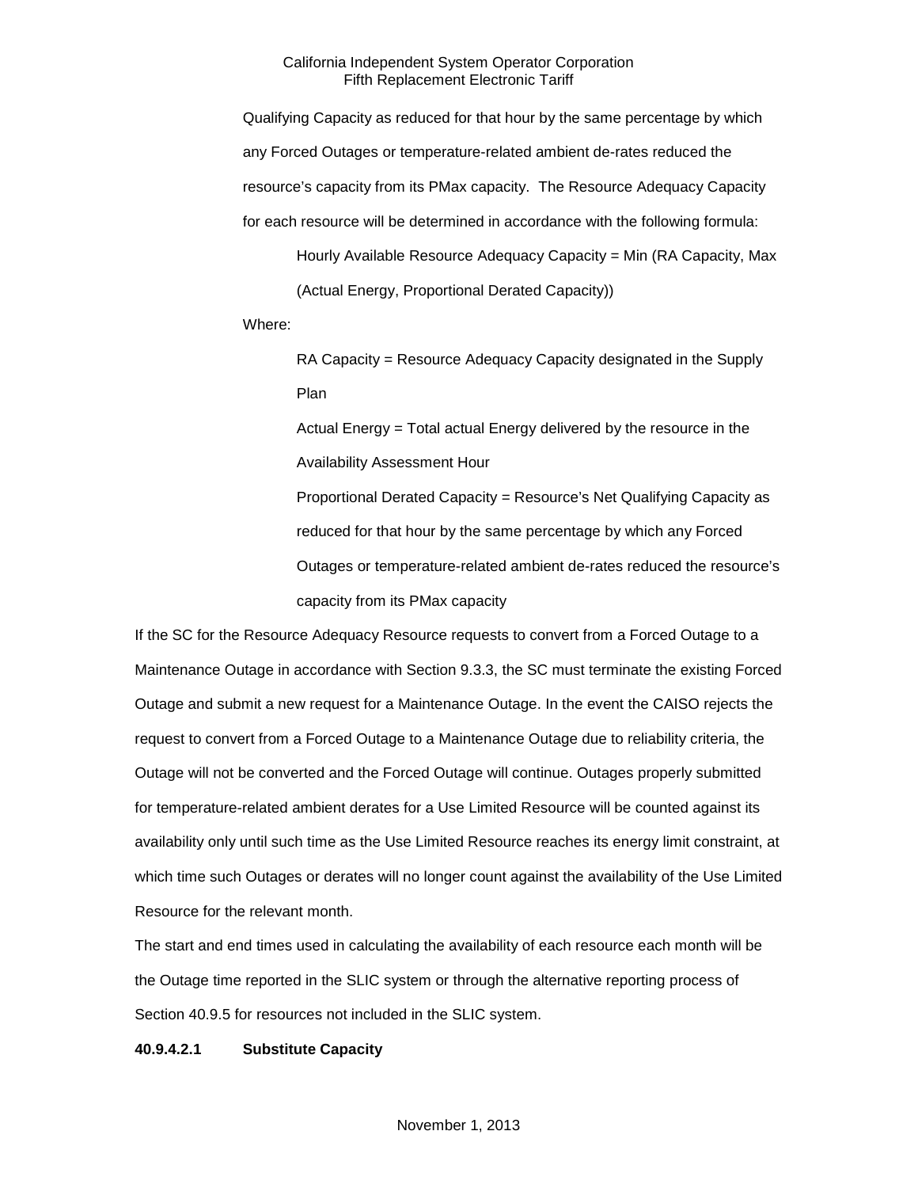Qualifying Capacity as reduced for that hour by the same percentage by which any Forced Outages or temperature-related ambient de-rates reduced the resource's capacity from its PMax capacity. The Resource Adequacy Capacity for each resource will be determined in accordance with the following formula:

Hourly Available Resource Adequacy Capacity = Min (RA Capacity, Max (Actual Energy, Proportional Derated Capacity))

Where:

RA Capacity = Resource Adequacy Capacity designated in the Supply Plan

Actual Energy = Total actual Energy delivered by the resource in the Availability Assessment Hour

Proportional Derated Capacity = Resource's Net Qualifying Capacity as reduced for that hour by the same percentage by which any Forced Outages or temperature-related ambient de-rates reduced the resource's capacity from its PMax capacity

If the SC for the Resource Adequacy Resource requests to convert from a Forced Outage to a Maintenance Outage in accordance with Section 9.3.3, the SC must terminate the existing Forced Outage and submit a new request for a Maintenance Outage. In the event the CAISO rejects the request to convert from a Forced Outage to a Maintenance Outage due to reliability criteria, the Outage will not be converted and the Forced Outage will continue. Outages properly submitted for temperature-related ambient derates for a Use Limited Resource will be counted against its availability only until such time as the Use Limited Resource reaches its energy limit constraint, at which time such Outages or derates will no longer count against the availability of the Use Limited Resource for the relevant month.

The start and end times used in calculating the availability of each resource each month will be the Outage time reported in the SLIC system or through the alternative reporting process of Section 40.9.5 for resources not included in the SLIC system.

**40.9.4.2.1 Substitute Capacity**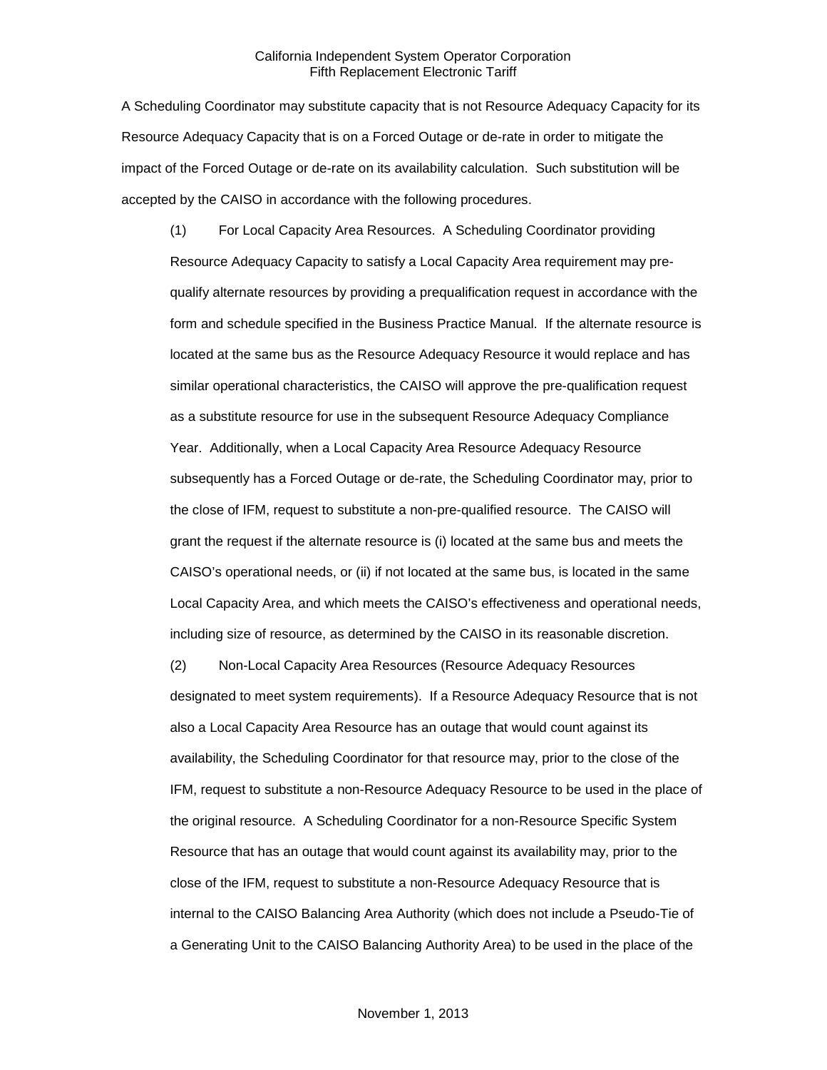A Scheduling Coordinator may substitute capacity that is not Resource Adequacy Capacity for its Resource Adequacy Capacity that is on a Forced Outage or de-rate in order to mitigate the impact of the Forced Outage or de-rate on its availability calculation. Such substitution will be accepted by the CAISO in accordance with the following procedures.

(1) For Local Capacity Area Resources. A Scheduling Coordinator providing Resource Adequacy Capacity to satisfy a Local Capacity Area requirement may pre-qualify alternate resources by providing a prequalification request in accordance with the form and schedule specified in the Business Practice Manual. If the alternate resource is located at the same bus as the Resource Adequacy Resource it would replace and has similar operational characteristics, the CAISO will approve the pre-qualification request as a substitute resource for use in the subsequent Resource Adequacy Compliance Year. Additionally, when a Local Capacity Area Resource Adequacy Resource subsequently has a Forced Outage or de-rate, the Scheduling Coordinator may, prior to the close of IFM, request to substitute a non-pre-qualified resource. The CAISO will grant the request if the alternate resource is (i) located at the same bus and meets the CAISO's operational needs, or (ii) if not located at the same bus, is located in the same Local Capacity Area, and which meets the CAISO's effectiveness and operational needs, including size of resource, as determined by the CAISO in its reasonable discretion.

(2) Non-Local Capacity Area Resources (Resource Adequacy Resources designated to meet system requirements). If a Resource Adequacy Resource that is not also a Local Capacity Area Resource has an outage that would count against its availability, the Scheduling Coordinator for that resource may, prior to the close of the IFM, request to substitute a non-Resource Adequacy Resource to be used in the place of the original resource. A Scheduling Coordinator for a non-Resource Specific System Resource that has an outage that would count against its availability may, prior to the close of the IFM, request to substitute a non-Resource Adequacy Resource that is internal to the CAISO Balancing Area Authority (which does not include a Pseudo-Tie of a Generating Unit to the CAISO Balancing Authority Area) to be used in the place of the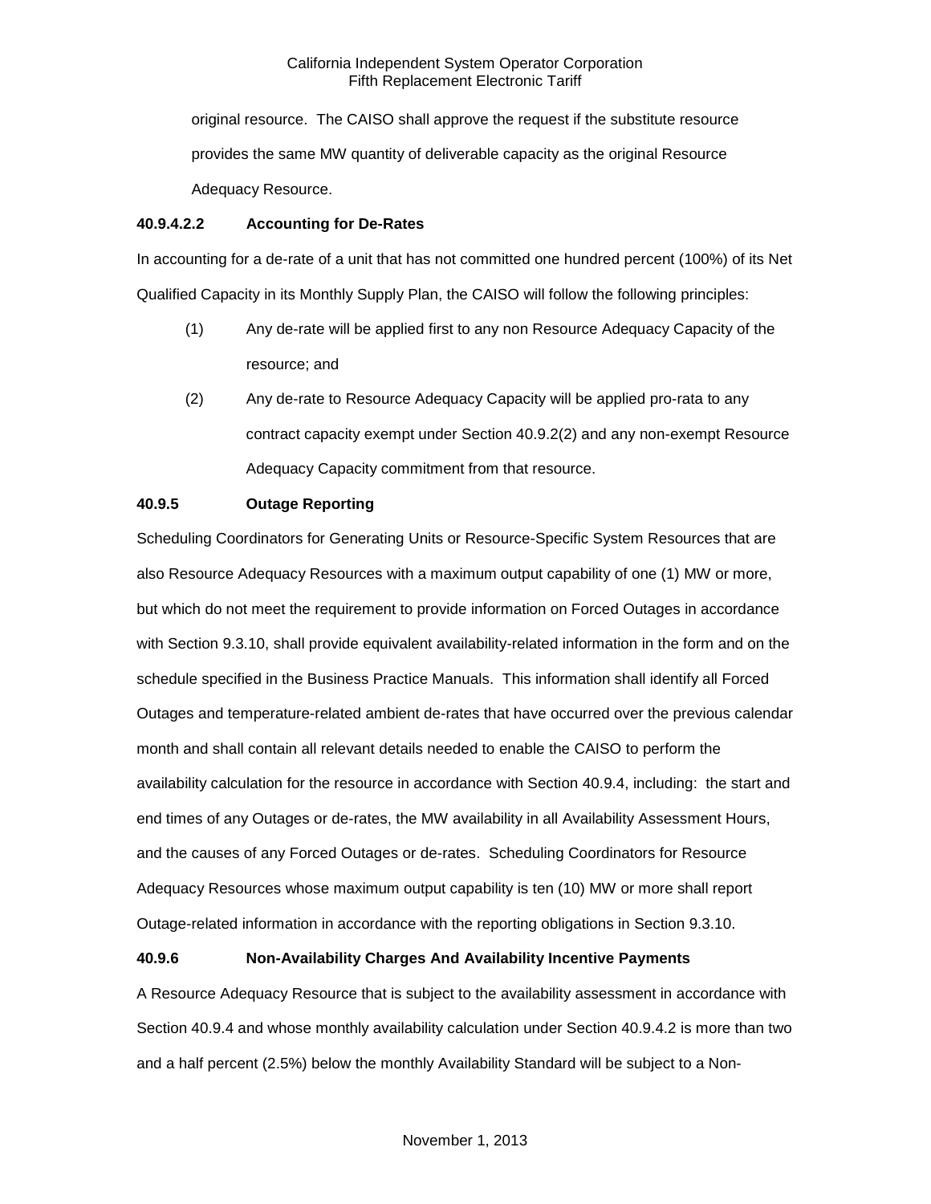original resource. The CAISO shall approve the request if the substitute resource provides the same MW quantity of deliverable capacity as the original Resource Adequacy Resource.

**40.9.4.2.2 Accounting for De-Rates**

In accounting for a de-rate of a unit that has not committed one hundred percent (100%) of its Net Qualified Capacity in its Monthly Supply Plan, the CAISO will follow the following principles:

(1) Any de-rate will be applied first to any non Resource Adequacy Capacity of the resource; and

(2) Any de-rate to Resource Adequacy Capacity will be applied pro-rata to any contract capacity exempt under Section 40.9.2(2) and any non-exempt Resource Adequacy Capacity commitment from that resource.

**40.9.5 Outage Reporting**

Scheduling Coordinators for Generating Units or Resource-Specific System Resources that are also Resource Adequacy Resources with a maximum output capability of one (1) MW or more, but which do not meet the requirement to provide information on Forced Outages in accordance with Section 9.3.10, shall provide equivalent availability-related information in the form and on the schedule specified in the Business Practice Manuals. This information shall identify all Forced Outages and temperature-related ambient de-rates that have occurred over the previous calendar month and shall contain all relevant details needed to enable the CAISO to perform the availability calculation for the resource in accordance with Section 40.9.4, including: the start and end times of any Outages or de-rates, the MW availability in all Availability Assessment Hours, and the causes of any Forced Outages or de-rates. Scheduling Coordinators for Resource Adequacy Resources whose maximum output capability is ten (10) MW or more shall report Outage-related information in accordance with the reporting obligations in Section 9.3.10.

**40.9.6 Non-Availability Charges And Availability Incentive Payments**

A Resource Adequacy Resource that is subject to the availability assessment in accordance with Section 40.9.4 and whose monthly availability calculation under Section 40.9.4.2 is more than two and a half percent (2.5%) below the monthly Availability Standard will be subject to a Non-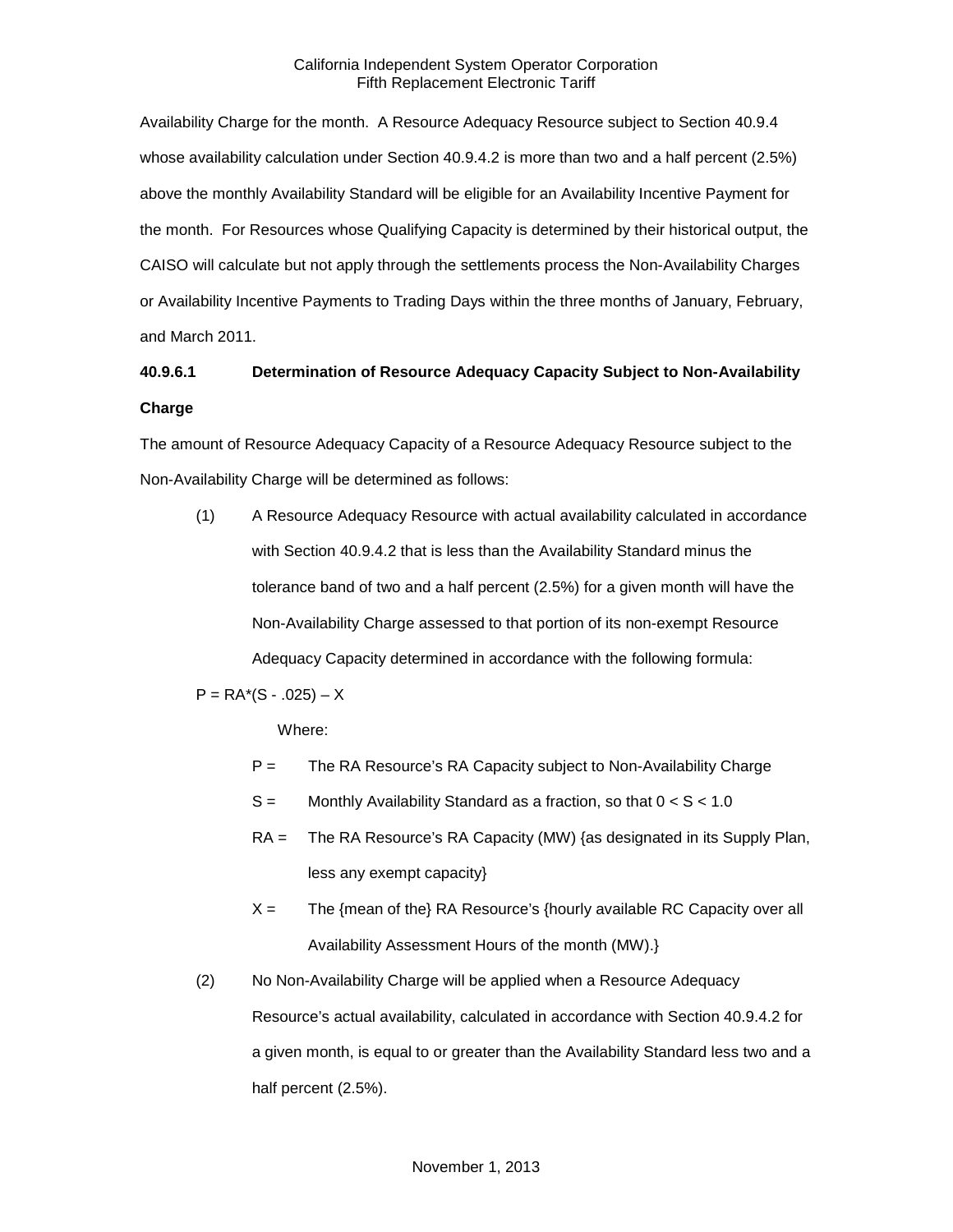Availability Charge for the month. A Resource Adequacy Resource subject to Section 40.9.4 whose availability calculation under Section 40.9.4.2 is more than two and a half percent (2.5%) above the monthly Availability Standard will be eligible for an Availability Incentive Payment for the month. For Resources whose Qualifying Capacity is determined by their historical output, the CAISO will calculate but not apply through the settlements process the Non-Availability Charges or Availability Incentive Payments to Trading Days within the three months of January, February, and March 2011.

**40.9.6.1 Determination of Resource Adequacy Capacity Subject to Non-Availability Charge**

The amount of Resource Adequacy Capacity of a Resource Adequacy Resource subject to the Non-Availability Charge will be determined as follows:

(1) A Resource Adequacy Resource with actual availability calculated in accordance with Section 40.9.4.2 that is less than the Availability Standard minus the tolerance band of two and a half percent (2.5%) for a given month will have the Non-Availability Charge assessed to that portion of its non-exempt Resource Adequacy Capacity determined in accordance with the following formula:

$$P = RA*(S - .025) - X$$

Where:

P = The RA Resource's RA Capacity subject to Non-Availability Charge

S = Monthly Availability Standard as a fraction, so that $0 < S < 1.0$

RA = The RA Resource's RA Capacity (MW) {as designated in its Supply Plan, less any exempt capacity}

X = The {mean of the} RA Resource's {hourly available RC Capacity over all Availability Assessment Hours of the month (MW).}

(2) No Non-Availability Charge will be applied when a Resource Adequacy Resource's actual availability, calculated in accordance with Section 40.9.4.2 for a given month, is equal to or greater than the Availability Standard less two and a half percent (2.5%).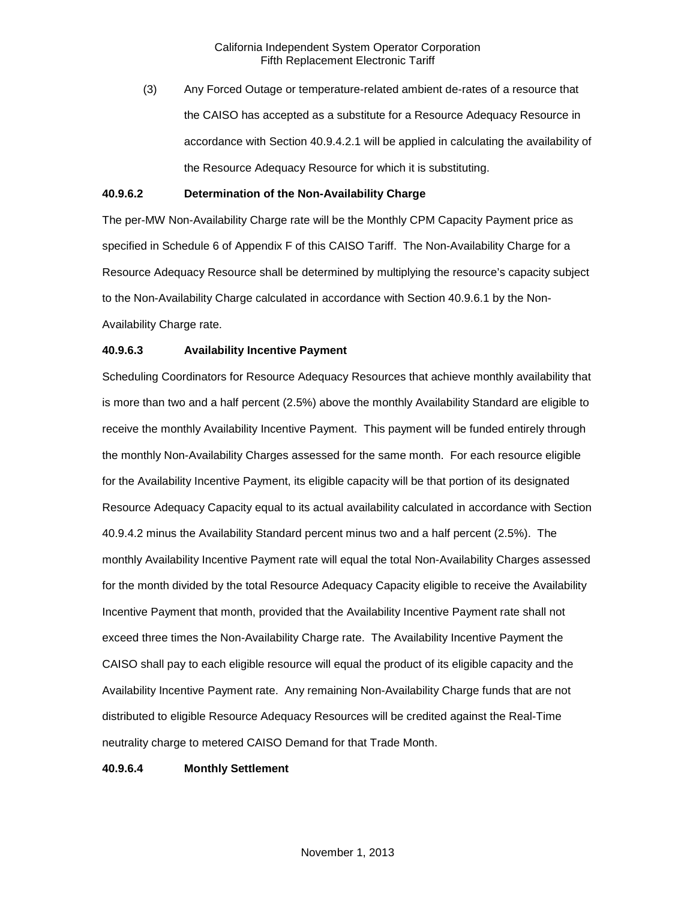(3) Any Forced Outage or temperature-related ambient de-rates of a resource that the CAISO has accepted as a substitute for a Resource Adequacy Resource in accordance with Section 40.9.4.2.1 will be applied in calculating the availability of the Resource Adequacy Resource for which it is substituting.

**40.9.6.2 Determination of the Non-Availability Charge**

The per-MW Non-Availability Charge rate will be the Monthly CPM Capacity Payment price as specified in Schedule 6 of Appendix F of this CAISO Tariff. The Non-Availability Charge for a Resource Adequacy Resource shall be determined by multiplying the resource's capacity subject to the Non-Availability Charge calculated in accordance with Section 40.9.6.1 by the Non-Availability Charge rate.

**40.9.6.3 Availability Incentive Payment**

Scheduling Coordinators for Resource Adequacy Resources that achieve monthly availability that is more than two and a half percent (2.5%) above the monthly Availability Standard are eligible to receive the monthly Availability Incentive Payment. This payment will be funded entirely through the monthly Non-Availability Charges assessed for the same month. For each resource eligible for the Availability Incentive Payment, its eligible capacity will be that portion of its designated Resource Adequacy Capacity equal to its actual availability calculated in accordance with Section 40.9.4.2 minus the Availability Standard percent minus two and a half percent (2.5%). The monthly Availability Incentive Payment rate will equal the total Non-Availability Charges assessed for the month divided by the total Resource Adequacy Capacity eligible to receive the Availability Incentive Payment that month, provided that the Availability Incentive Payment rate shall not exceed three times the Non-Availability Charge rate. The Availability Incentive Payment the CAISO shall pay to each eligible resource will equal the product of its eligible capacity and the Availability Incentive Payment rate. Any remaining Non-Availability Charge funds that are not distributed to eligible Resource Adequacy Resources will be credited against the Real-Time neutrality charge to metered CAISO Demand for that Trade Month.

**40.9.6.4 Monthly Settlement**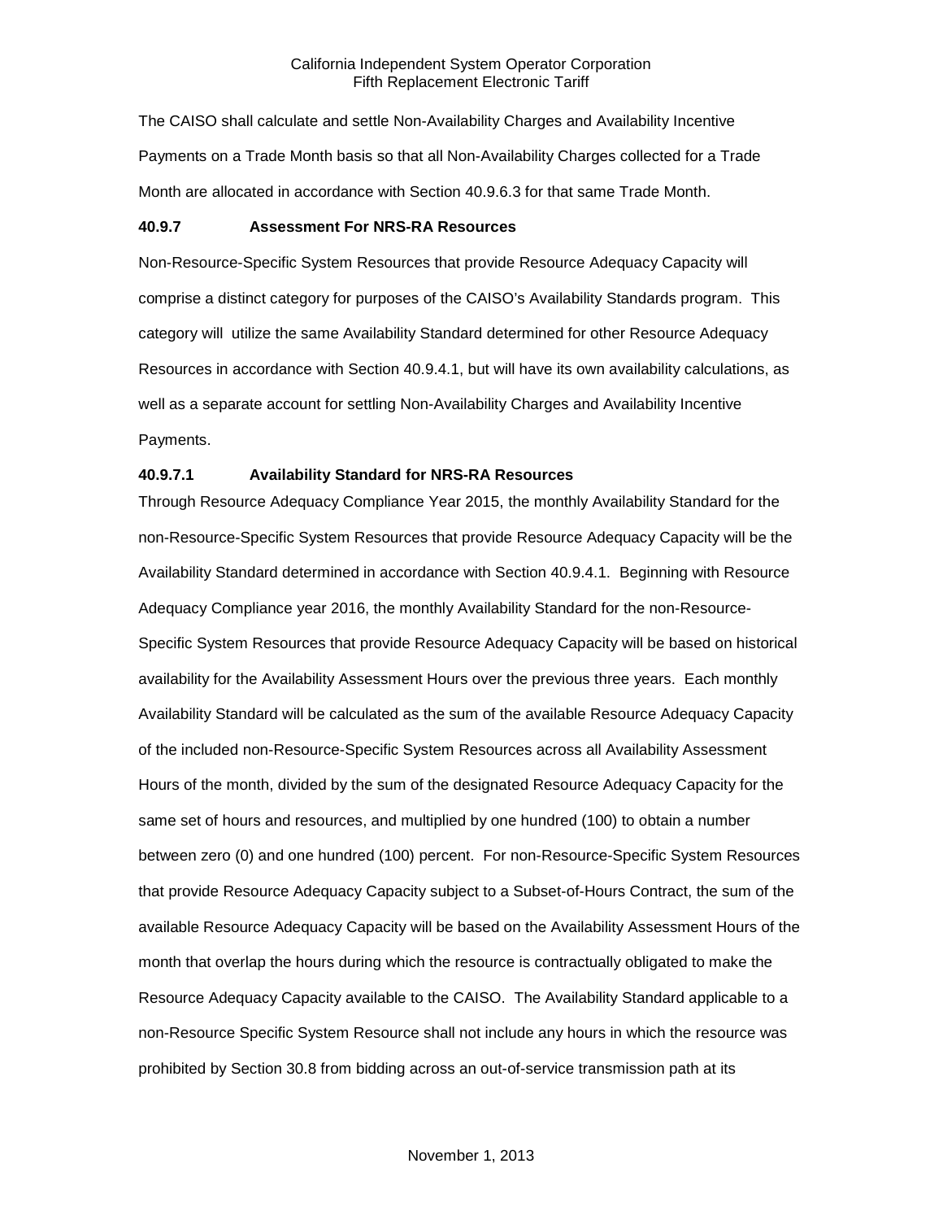The CAISO shall calculate and settle Non-Availability Charges and Availability Incentive Payments on a Trade Month basis so that all Non-Availability Charges collected for a Trade Month are allocated in accordance with Section 40.9.6.3 for that same Trade Month.

#### 40.9.7 Assessment For NRS-RA Resources

Non-Resource-Specific System Resources that provide Resource Adequacy Capacity will comprise a distinct category for purposes of the CAISO's Availability Standards program. This category will utilize the same Availability Standard determined for other Resource Adequacy Resources in accordance with Section 40.9.4.1, but will have its own availability calculations, as well as a separate account for settling Non-Availability Charges and Availability Incentive Payments.

##### 40.9.7.1 Availability Standard for NRS-RA Resources

Through Resource Adequacy Compliance Year 2015, the monthly Availability Standard for the non-Resource-Specific System Resources that provide Resource Adequacy Capacity will be the Availability Standard determined in accordance with Section 40.9.4.1. Beginning with Resource Adequacy Compliance year 2016, the monthly Availability Standard for the non-Resource-Specific System Resources that provide Resource Adequacy Capacity will be based on historical availability for the Availability Assessment Hours over the previous three years. Each monthly Availability Standard will be calculated as the sum of the available Resource Adequacy Capacity of the included non-Resource-Specific System Resources across all Availability Assessment Hours of the month, divided by the sum of the designated Resource Adequacy Capacity for the same set of hours and resources, and multiplied by one hundred (100) to obtain a number between zero (0) and one hundred (100) percent. For non-Resource-Specific System Resources that provide Resource Adequacy Capacity subject to a Subset-of-Hours Contract, the sum of the available Resource Adequacy Capacity will be based on the Availability Assessment Hours of the month that overlap the hours during which the resource is contractually obligated to make the Resource Adequacy Capacity available to the CAISO. The Availability Standard applicable to a non-Resource Specific System Resource shall not include any hours in which the resource was prohibited by Section 30.8 from bidding across an out-of-service transmission path at its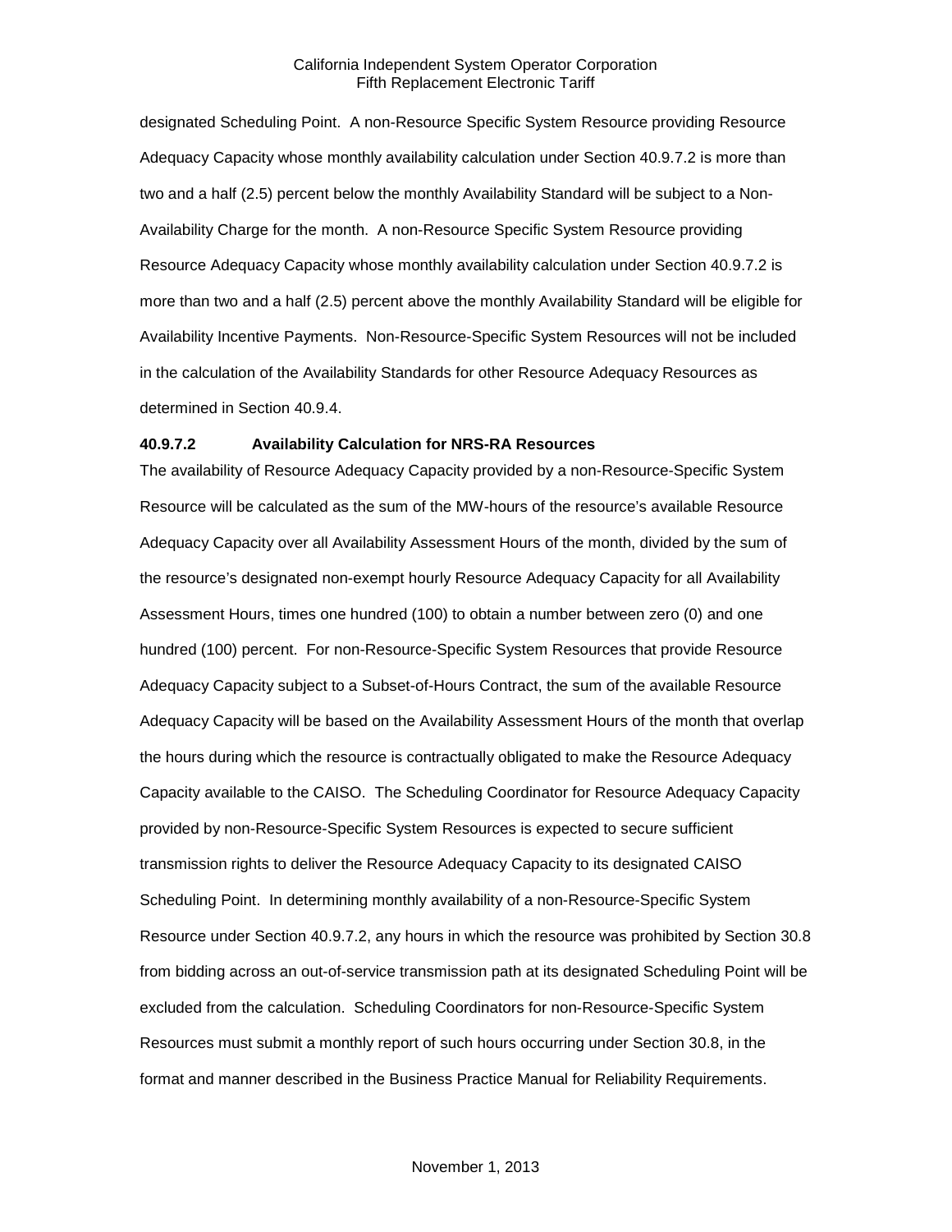designated Scheduling Point. A non-Resource Specific System Resource providing Resource Adequacy Capacity whose monthly availability calculation under Section 40.9.7.2 is more than two and a half (2.5) percent below the monthly Availability Standard will be subject to a Non-Availability Charge for the month. A non-Resource Specific System Resource providing Resource Adequacy Capacity whose monthly availability calculation under Section 40.9.7.2 is more than two and a half (2.5) percent above the monthly Availability Standard will be eligible for Availability Incentive Payments. Non-Resource-Specific System Resources will not be included in the calculation of the Availability Standards for other Resource Adequacy Resources as determined in Section 40.9.4.

**40.9.7.2 Availability Calculation for NRS-RA Resources**

The availability of Resource Adequacy Capacity provided by a non-Resource-Specific System Resource will be calculated as the sum of the MW-hours of the resource's available Resource Adequacy Capacity over all Availability Assessment Hours of the month, divided by the sum of the resource's designated non-exempt hourly Resource Adequacy Capacity for all Availability Assessment Hours, times one hundred (100) to obtain a number between zero (0) and one hundred (100) percent. For non-Resource-Specific System Resources that provide Resource Adequacy Capacity subject to a Subset-of-Hours Contract, the sum of the available Resource Adequacy Capacity will be based on the Availability Assessment Hours of the month that overlap the hours during which the resource is contractually obligated to make the Resource Adequacy Capacity available to the CAISO. The Scheduling Coordinator for Resource Adequacy Capacity provided by non-Resource-Specific System Resources is expected to secure sufficient transmission rights to deliver the Resource Adequacy Capacity to its designated CAISO Scheduling Point. In determining monthly availability of a non-Resource-Specific System Resource under Section 40.9.7.2, any hours in which the resource was prohibited by Section 30.8 from bidding across an out-of-service transmission path at its designated Scheduling Point will be excluded from the calculation. Scheduling Coordinators for non-Resource-Specific System Resources must submit a monthly report of such hours occurring under Section 30.8, in the format and manner described in the Business Practice Manual for Reliability Requirements.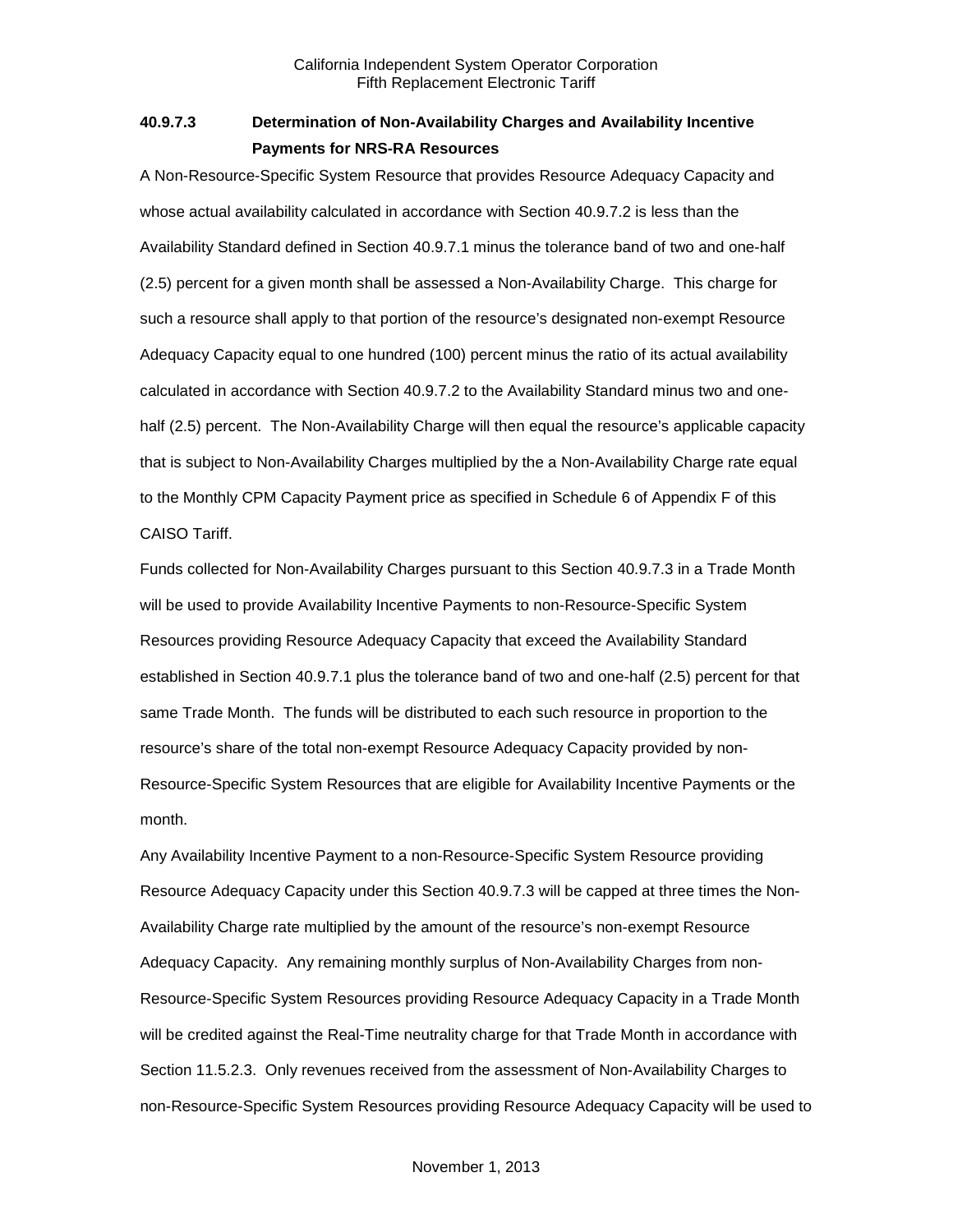### 40.9.7.3 Determination of Non-Availability Charges and Availability Incentive Payments for NRS-RA Resources

A Non-Resource-Specific System Resource that provides Resource Adequacy Capacity and whose actual availability calculated in accordance with Section 40.9.7.2 is less than the Availability Standard defined in Section 40.9.7.1 minus the tolerance band of two and one-half (2.5) percent for a given month shall be assessed a Non-Availability Charge. This charge for such a resource shall apply to that portion of the resource's designated non-exempt Resource Adequacy Capacity equal to one hundred (100) percent minus the ratio of its actual availability calculated in accordance with Section 40.9.7.2 to the Availability Standard minus two and one-half (2.5) percent. The Non-Availability Charge will then equal the resource's applicable capacity that is subject to Non-Availability Charges multiplied by the a Non-Availability Charge rate equal to the Monthly CPM Capacity Payment price as specified in Schedule 6 of Appendix F of this CAISO Tariff.

Funds collected for Non-Availability Charges pursuant to this Section 40.9.7.3 in a Trade Month will be used to provide Availability Incentive Payments to non-Resource-Specific System Resources providing Resource Adequacy Capacity that exceed the Availability Standard established in Section 40.9.7.1 plus the tolerance band of two and one-half (2.5) percent for that same Trade Month. The funds will be distributed to each such resource in proportion to the resource's share of the total non-exempt Resource Adequacy Capacity provided by non-Resource-Specific System Resources that are eligible for Availability Incentive Payments or the month.

Any Availability Incentive Payment to a non-Resource-Specific System Resource providing Resource Adequacy Capacity under this Section 40.9.7.3 will be capped at three times the Non-Availability Charge rate multiplied by the amount of the resource's non-exempt Resource Adequacy Capacity. Any remaining monthly surplus of Non-Availability Charges from non-Resource-Specific System Resources providing Resource Adequacy Capacity in a Trade Month will be credited against the Real-Time neutrality charge for that Trade Month in accordance with Section 11.5.2.3. Only revenues received from the assessment of Non-Availability Charges to non-Resource-Specific System Resources providing Resource Adequacy Capacity will be used to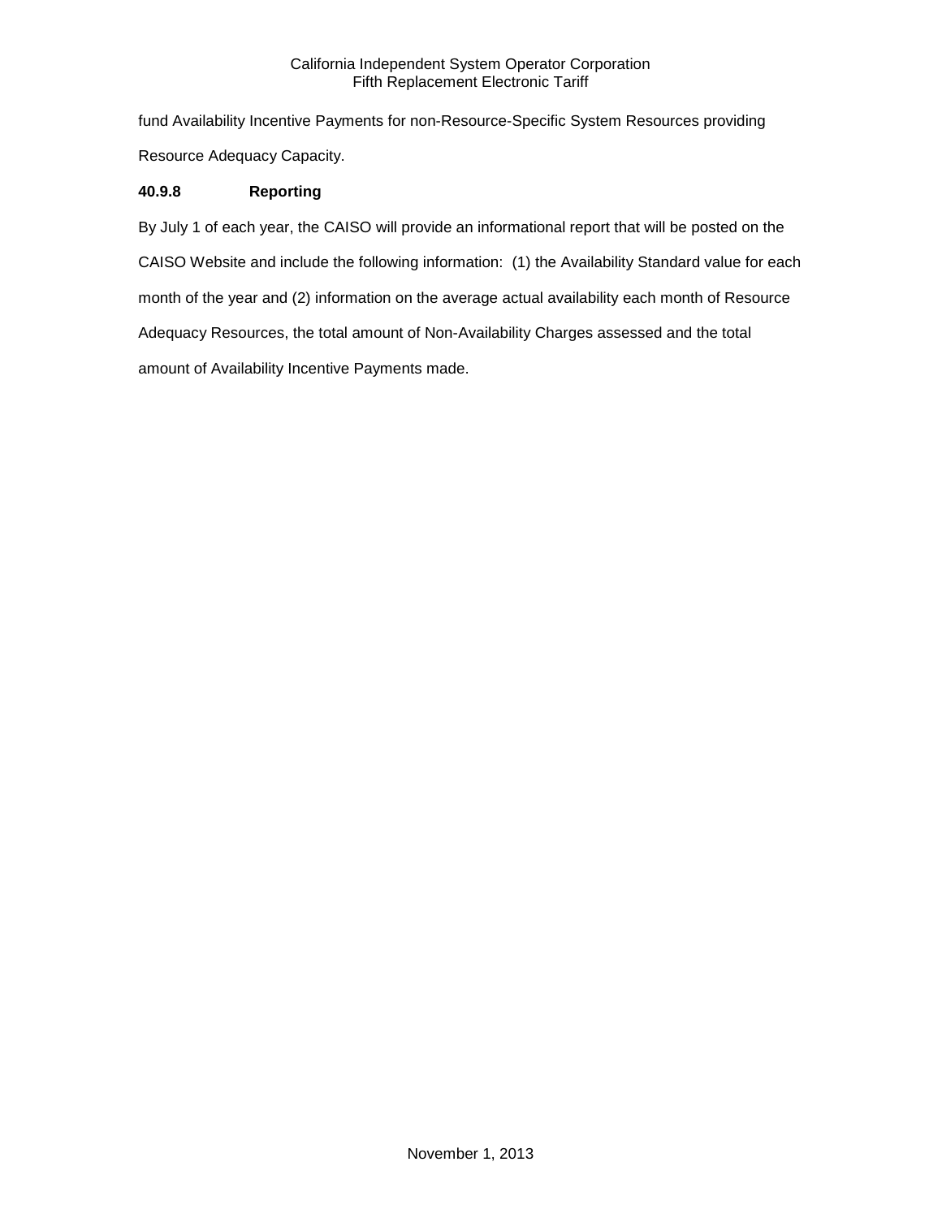fund Availability Incentive Payments for non-Resource-Specific System Resources providing Resource Adequacy Capacity.

### 40.9.8 Reporting

By July 1 of each year, the CAISO will provide an informational report that will be posted on the CAISO Website and include the following information: (1) the Availability Standard value for each month of the year and (2) information on the average actual availability each month of Resource Adequacy Resources, the total amount of Non-Availability Charges assessed and the total amount of Availability Incentive Payments made.